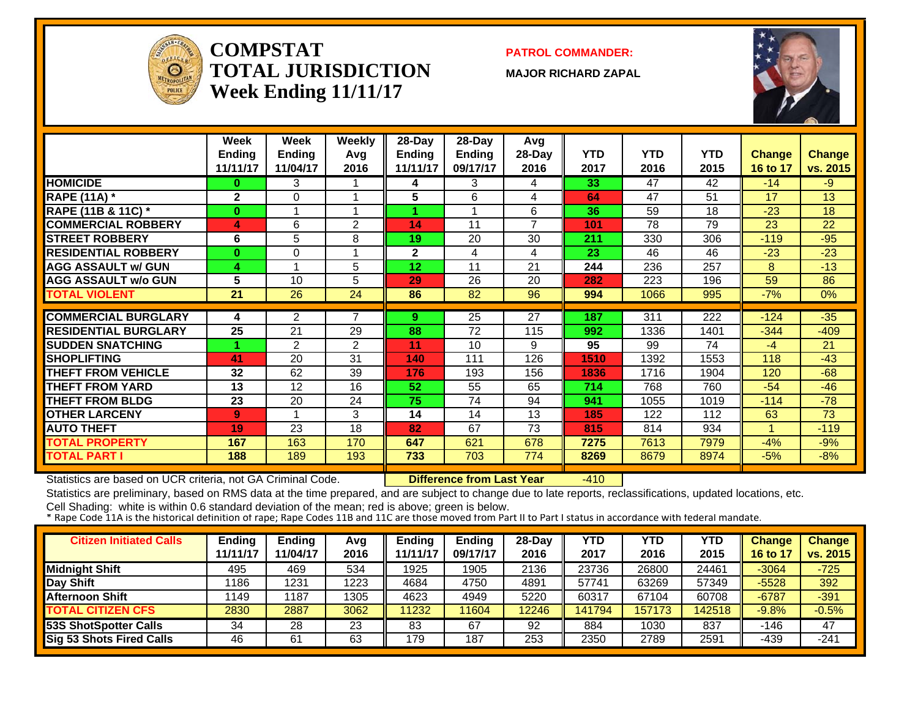# COMPSTAT TOTAL JURISDICTION
## Week Ending 11/11/17

**PATROL COMMANDER:**

**MAJOR RICHARD ZAPAL**

| | Week Ending 11/11/17 | Week Ending 11/04/17 | Weekly Avg 2016 | 28-Day Ending 11/11/17 | 28-Day Ending 09/17/17 | Avg 28-Day 2016 | YTD 2017 | YTD 2016 | YTD 2015 | Change 16 to 17 | Change vs. 2015 |
|---|---|---|---|---|---|---|---|---|---|---|---|
| HOMICIDE | 0 | 3 | 1 | 4 | 3 | 4 | 33 | 47 | 42 | -14 | -9 |
| RAPE (11A) * | 2 | 0 | 1 | 5 | 6 | 4 | 64 | 47 | 51 | 17 | 13 |
| RAPE (11B & 11C) * | 0 | 1 | 1 | 1 | 1 | 6 | 36 | 59 | 18 | -23 | 18 |
| COMMERCIAL ROBBERY | 4 | 6 | 2 | 14 | 11 | 7 | 101 | 78 | 79 | 23 | 22 |
| STREET ROBBERY | 6 | 5 | 8 | 19 | 20 | 30 | 211 | 330 | 306 | -119 | -95 |
| RESIDENTIAL ROBBERY | 0 | 0 | 1 | 2 | 4 | 4 | 23 | 46 | 46 | -23 | -23 |
| AGG ASSAULT w/ GUN | 4 | 1 | 5 | 12 | 11 | 21 | 244 | 236 | 257 | 8 | -13 |
| AGG ASSAULT w/o GUN | 5 | 10 | 5 | 29 | 26 | 20 | 282 | 223 | 196 | 59 | 86 |
| TOTAL VIOLENT | 21 | 26 | 24 | 86 | 82 | 96 | 994 | 1066 | 995 | -7% | 0% |
| COMMERCIAL BURGLARY | 4 | 2 | 7 | 9 | 25 | 27 | 187 | 311 | 222 | -124 | -35 |
| RESIDENTIAL BURGLARY | 25 | 21 | 29 | 88 | 72 | 115 | 992 | 1336 | 1401 | -344 | -409 |
| SUDDEN SNATCHING | 1 | 2 | 2 | 11 | 10 | 9 | 95 | 99 | 74 | -4 | 21 |
| SHOPLIFTING | 41 | 20 | 31 | 140 | 111 | 126 | 1510 | 1392 | 1553 | 118 | -43 |
| THEFT FROM VEHICLE | 32 | 62 | 39 | 176 | 193 | 156 | 1836 | 1716 | 1904 | 120 | -68 |
| THEFT FROM YARD | 13 | 12 | 16 | 52 | 55 | 65 | 714 | 768 | 760 | -54 | -46 |
| THEFT FROM BLDG | 23 | 20 | 24 | 75 | 74 | 94 | 941 | 1055 | 1019 | -114 | -78 |
| OTHER LARCENY | 9 | 1 | 3 | 14 | 14 | 13 | 185 | 122 | 112 | 63 | 73 |
| AUTO THEFT | 19 | 23 | 18 | 82 | 67 | 73 | 815 | 814 | 934 | 1 | -119 |
| TOTAL PROPERTY | 167 | 163 | 170 | 647 | 621 | 678 | 7275 | 7613 | 7979 | -4% | -9% |
| TOTAL PART I | 188 | 189 | 193 | 733 | 703 | 774 | 8269 | 8679 | 8974 | -5% | -8% |

Statistics are based on UCR criteria, not GA Criminal Code. **Difference from Last Year** -410

Statistics are preliminary, based on RMS data at the time prepared, and are subject to change due to late reports, reclassifications, updated locations, etc.

Cell Shading: white is within 0.6 standard deviation of the mean; red is above; green is below.

* Rape Code 11A is the historical definition of rape; Rape Codes 11B and 11C are those moved from Part II to Part I status in accordance with federal mandate.

| Citizen Initiated Calls | Ending 11/11/17 | Ending 11/04/17 | Avg 2016 | Ending 11/11/17 | Ending 09/17/17 | 28-Day 2016 | YTD 2017 | YTD 2016 | YTD 2015 | Change 16 to 17 | Change vs. 2015 |
|---|---|---|---|---|---|---|---|---|---|---|---|
| Midnight Shift | 495 | 469 | 534 | 1925 | 1905 | 2136 | 23736 | 26800 | 24461 | -3064 | -725 |
| Day Shift | 1186 | 1231 | 1223 | 4684 | 4750 | 4891 | 57741 | 63269 | 57349 | -5528 | 392 |
| Afternoon Shift | 1149 | 1187 | 1305 | 4623 | 4949 | 5220 | 60317 | 67104 | 60708 | -6787 | -391 |
| TOTAL CITIZEN CFS | 2830 | 2887 | 3062 | 11232 | 11604 | 12246 | 141794 | 157173 | 142518 | -9.8% | -0.5% |
| 53S ShotSpotter Calls | 34 | 28 | 23 | 83 | 67 | 92 | 884 | 1030 | 837 | -146 | 47 |
| Sig 53 Shots Fired Calls | 46 | 61 | 63 | 179 | 187 | 253 | 2350 | 2789 | 2591 | -439 | -241 |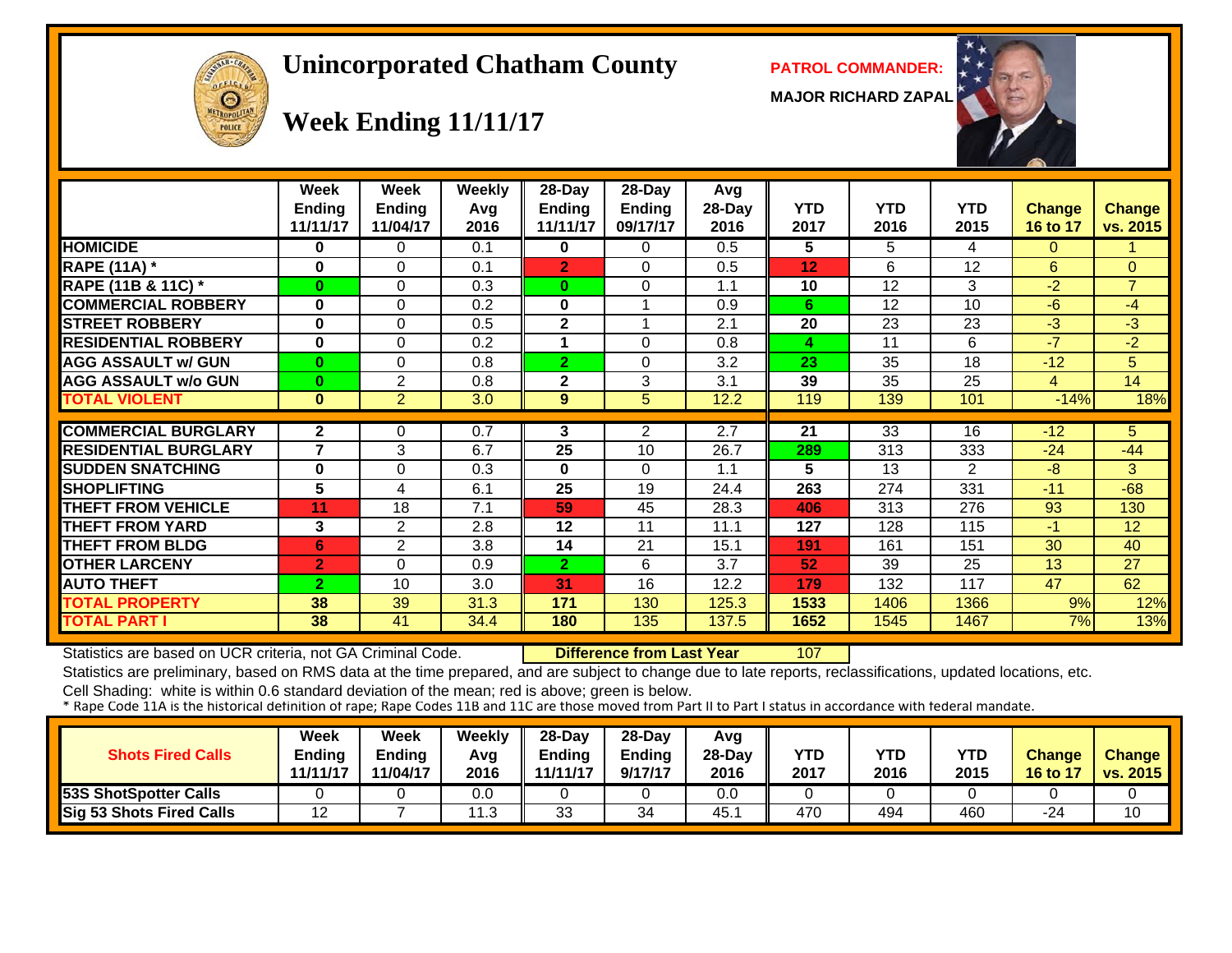# Unincorporated Chatham County

## Week Ending 11/11/17

**PATROL COMMANDER:**

**MAJOR RICHARD ZAPAL**

| | Week Ending 11/11/17 | Week Ending 11/04/17 | Weekly Avg 2016 | 28-Day Ending 11/11/17 | 28-Day Ending 09/17/17 | Avg 28-Day 2016 | YTD 2017 | YTD 2016 | YTD 2015 | Change 16 to 17 | Change vs. 2015 |
|---|---|---|---|---|---|---|---|---|---|---|---|
| HOMICIDE | 0 | 0 | 0.1 | 0 | 0 | 0.5 | 5 | 5 | 4 | 0 | 1 |
| RAPE (11A) * | 0 | 0 | 0.1 | 2 | 0 | 0.5 | 12 | 6 | 12 | 6 | 0 |
| RAPE (11B & 11C) * | 0 | 0 | 0.3 | 0 | 0 | 1.1 | 10 | 12 | 3 | -2 | 7 |
| COMMERCIAL ROBBERY | 0 | 0 | 0.2 | 0 | 1 | 0.9 | 6 | 12 | 10 | -6 | -4 |
| STREET ROBBERY | 0 | 0 | 0.5 | 2 | 1 | 2.1 | 20 | 23 | 23 | -3 | -3 |
| RESIDENTIAL ROBBERY | 0 | 0 | 0.2 | 1 | 0 | 0.8 | 4 | 11 | 6 | -7 | -2 |
| AGG ASSAULT w/ GUN | 0 | 0 | 0.8 | 2 | 0 | 3.2 | 23 | 35 | 18 | -12 | 5 |
| AGG ASSAULT w/o GUN | 0 | 2 | 0.8 | 2 | 3 | 3.1 | 39 | 35 | 25 | 4 | 14 |
| TOTAL VIOLENT | 0 | 2 | 3.0 | 9 | 5 | 12.2 | 119 | 139 | 101 | -14% | 18% |
| COMMERCIAL BURGLARY | 2 | 0 | 0.7 | 3 | 2 | 2.7 | 21 | 33 | 16 | -12 | 5 |
| RESIDENTIAL BURGLARY | 7 | 3 | 6.7 | 25 | 10 | 26.7 | 289 | 313 | 333 | -24 | -44 |
| SUDDEN SNATCHING | 0 | 0 | 0.3 | 0 | 0 | 1.1 | 5 | 13 | 2 | -8 | 3 |
| SHOPLIFTING | 5 | 4 | 6.1 | 25 | 19 | 24.4 | 263 | 274 | 331 | -11 | -68 |
| THEFT FROM VEHICLE | 11 | 18 | 7.1 | 59 | 45 | 28.3 | 406 | 313 | 276 | 93 | 130 |
| THEFT FROM YARD | 3 | 2 | 2.8 | 12 | 11 | 11.1 | 127 | 128 | 115 | -1 | 12 |
| THEFT FROM BLDG | 6 | 2 | 3.8 | 14 | 21 | 15.1 | 191 | 161 | 151 | 30 | 40 |
| OTHER LARCENY | 2 | 0 | 0.9 | 2 | 6 | 3.7 | 52 | 39 | 25 | 13 | 27 |
| AUTO THEFT | 2 | 10 | 3.0 | 31 | 16 | 12.2 | 179 | 132 | 117 | 47 | 62 |
| TOTAL PROPERTY | 38 | 39 | 31.3 | 171 | 130 | 125.3 | 1533 | 1406 | 1366 | 9% | 12% |
| TOTAL PART I | 38 | 41 | 34.4 | 180 | 135 | 137.5 | 1652 | 1545 | 1467 | 7% | 13% |

Statistics are based on UCR criteria, not GA Criminal Code. **Difference from Last Year** 107

Statistics are preliminary, based on RMS data at the time prepared, and are subject to change due to late reports, reclassifications, updated locations, etc.

Cell Shading: white is within 0.6 standard deviation of the mean; red is above; green is below.

* Rape Code 11A is the historical definition of rape; Rape Codes 11B and 11C are those moved from Part II to Part I status in accordance with federal mandate.

| Shots Fired Calls | Week Ending 11/11/17 | Week Ending 11/04/17 | Weekly Avg 2016 | 28-Day Ending 11/11/17 | 28-Day Ending 9/17/17 | Avg 28-Day 2016 | YTD 2017 | YTD 2016 | YTD 2015 | Change 16 to 17 | Change vs. 2015 |
|---|---|---|---|---|---|---|---|---|---|---|---|
| 53S ShotSpotter Calls | 0 | 0 | 0.0 | 0 | 0 | 0.0 | 0 | 0 | 0 | 0 | 0 |
| Sig 53 Shots Fired Calls | 12 | 7 | 11.3 | 33 | 34 | 45.1 | 470 | 494 | 460 | -24 | 10 |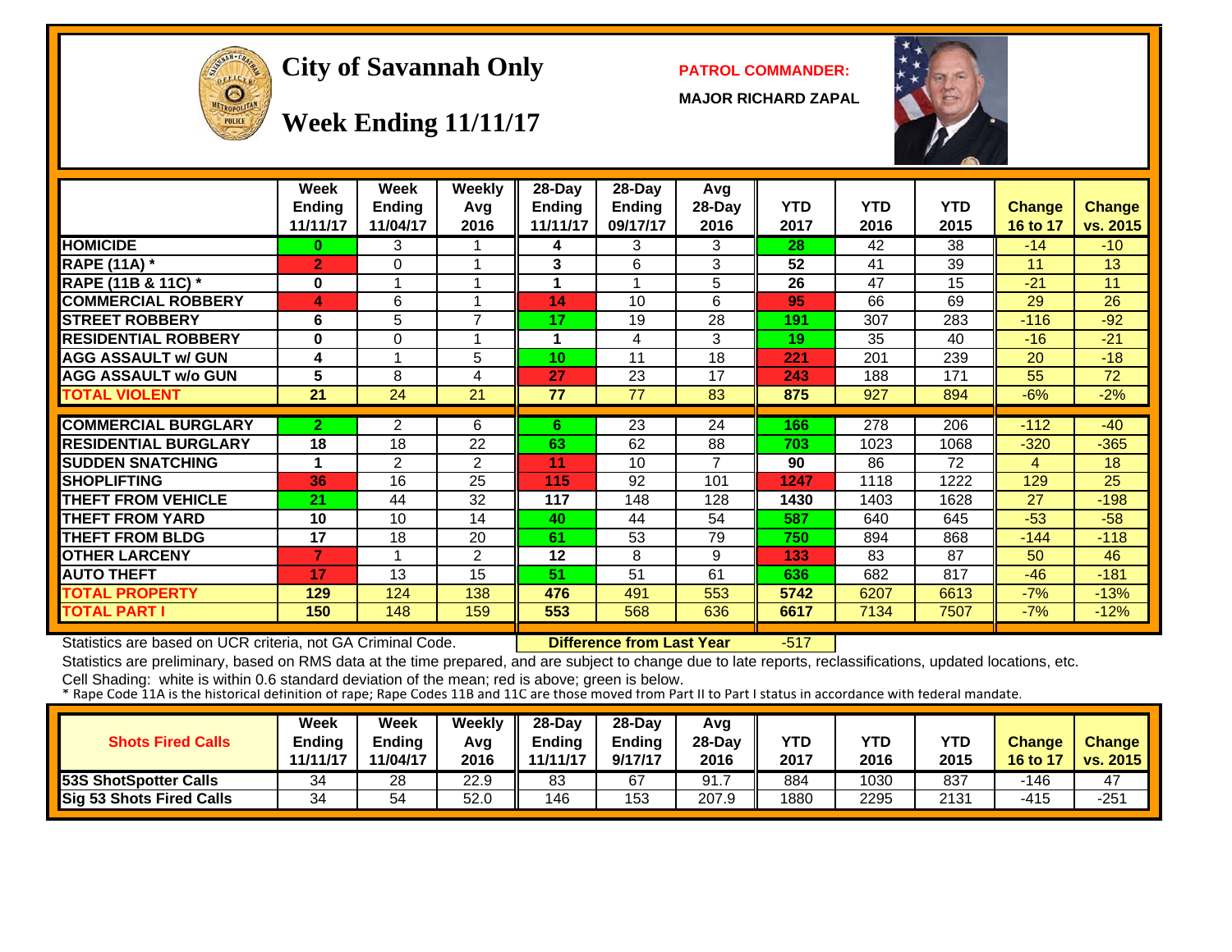# City of Savannah Only

## Week Ending 11/11/17

**PATROL COMMANDER:**

**MAJOR RICHARD ZAPAL**

| | Week Ending 11/11/17 | Week Ending 11/04/17 | Weekly Avg 2016 | 28-Day Ending 11/11/17 | 28-Day Ending 09/17/17 | Avg 28-Day 2016 | YTD 2017 | YTD 2016 | YTD 2015 | Change 16 to 17 | Change vs. 2015 |
|---|---|---|---|---|---|---|---|---|---|---|---|
| HOMICIDE | 0 | 3 | 1 | 4 | 3 | 3 | 28 | 42 | 38 | -14 | -10 |
| RAPE (11A) * | 2 | 0 | 1 | 3 | 6 | 3 | 52 | 41 | 39 | 11 | 13 |
| RAPE (11B & 11C) * | 0 | 1 | 1 | 1 | 1 | 5 | 26 | 47 | 15 | -21 | 11 |
| COMMERCIAL ROBBERY | 4 | 6 | 1 | 14 | 10 | 6 | 95 | 66 | 69 | 29 | 26 |
| STREET ROBBERY | 6 | 5 | 7 | 17 | 19 | 28 | 191 | 307 | 283 | -116 | -92 |
| RESIDENTIAL ROBBERY | 0 | 0 | 1 | 1 | 4 | 3 | 19 | 35 | 40 | -16 | -21 |
| AGG ASSAULT w/ GUN | 4 | 1 | 5 | 10 | 11 | 18 | 221 | 201 | 239 | 20 | -18 |
| AGG ASSAULT w/o GUN | 5 | 8 | 4 | 27 | 23 | 17 | 243 | 188 | 171 | 55 | 72 |
| TOTAL VIOLENT | 21 | 24 | 21 | 77 | 77 | 83 | 875 | 927 | 894 | -6% | -2% |
| COMMERCIAL BURGLARY | 2 | 2 | 6 | 6 | 23 | 24 | 166 | 278 | 206 | -112 | -40 |
| RESIDENTIAL BURGLARY | 18 | 18 | 22 | 63 | 62 | 88 | 703 | 1023 | 1068 | -320 | -365 |
| SUDDEN SNATCHING | 1 | 2 | 2 | 11 | 10 | 7 | 90 | 86 | 72 | 4 | 18 |
| SHOPLIFTING | 36 | 16 | 25 | 115 | 92 | 101 | 1247 | 1118 | 1222 | 129 | 25 |
| THEFT FROM VEHICLE | 21 | 44 | 32 | 117 | 148 | 128 | 1430 | 1403 | 1628 | 27 | -198 |
| THEFT FROM YARD | 10 | 10 | 14 | 40 | 44 | 54 | 587 | 640 | 645 | -53 | -58 |
| THEFT FROM BLDG | 17 | 18 | 20 | 61 | 53 | 79 | 750 | 894 | 868 | -144 | -118 |
| OTHER LARCENY | 7 | 1 | 2 | 12 | 8 | 9 | 133 | 83 | 87 | 50 | 46 |
| AUTO THEFT | 17 | 13 | 15 | 51 | 51 | 61 | 636 | 682 | 817 | -46 | -181 |
| TOTAL PROPERTY | 129 | 124 | 138 | 476 | 491 | 553 | 5742 | 6207 | 6613 | -7% | -13% |
| TOTAL PART I | 150 | 148 | 159 | 553 | 568 | 636 | 6617 | 7134 | 7507 | -7% | -12% |

Statistics are based on UCR criteria, not GA Criminal Code. **Difference from Last Year** -517

Statistics are preliminary, based on RMS data at the time prepared, and are subject to change due to late reports, reclassifications, updated locations, etc.

Cell Shading: white is within 0.6 standard deviation of the mean; red is above; green is below.

* Rape Code 11A is the historical definition of rape; Rape Codes 11B and 11C are those moved from Part II to Part I status in accordance with federal mandate.

| Shots Fired Calls | Week Ending 11/11/17 | Week Ending 11/04/17 | Weekly Avg 2016 | 28-Day Ending 11/11/17 | 28-Day Ending 9/17/17 | Avg 28-Day 2016 | YTD 2017 | YTD 2016 | YTD 2015 | Change 16 to 17 | Change vs. 2015 |
|---|---|---|---|---|---|---|---|---|---|---|---|
| 53S ShotSpotter Calls | 34 | 28 | 22.9 | 83 | 67 | 91.7 | 884 | 1030 | 837 | -146 | 47 |
| Sig 53 Shots Fired Calls | 34 | 54 | 52.0 | 146 | 153 | 207.9 | 1880 | 2295 | 2131 | -415 | -251 |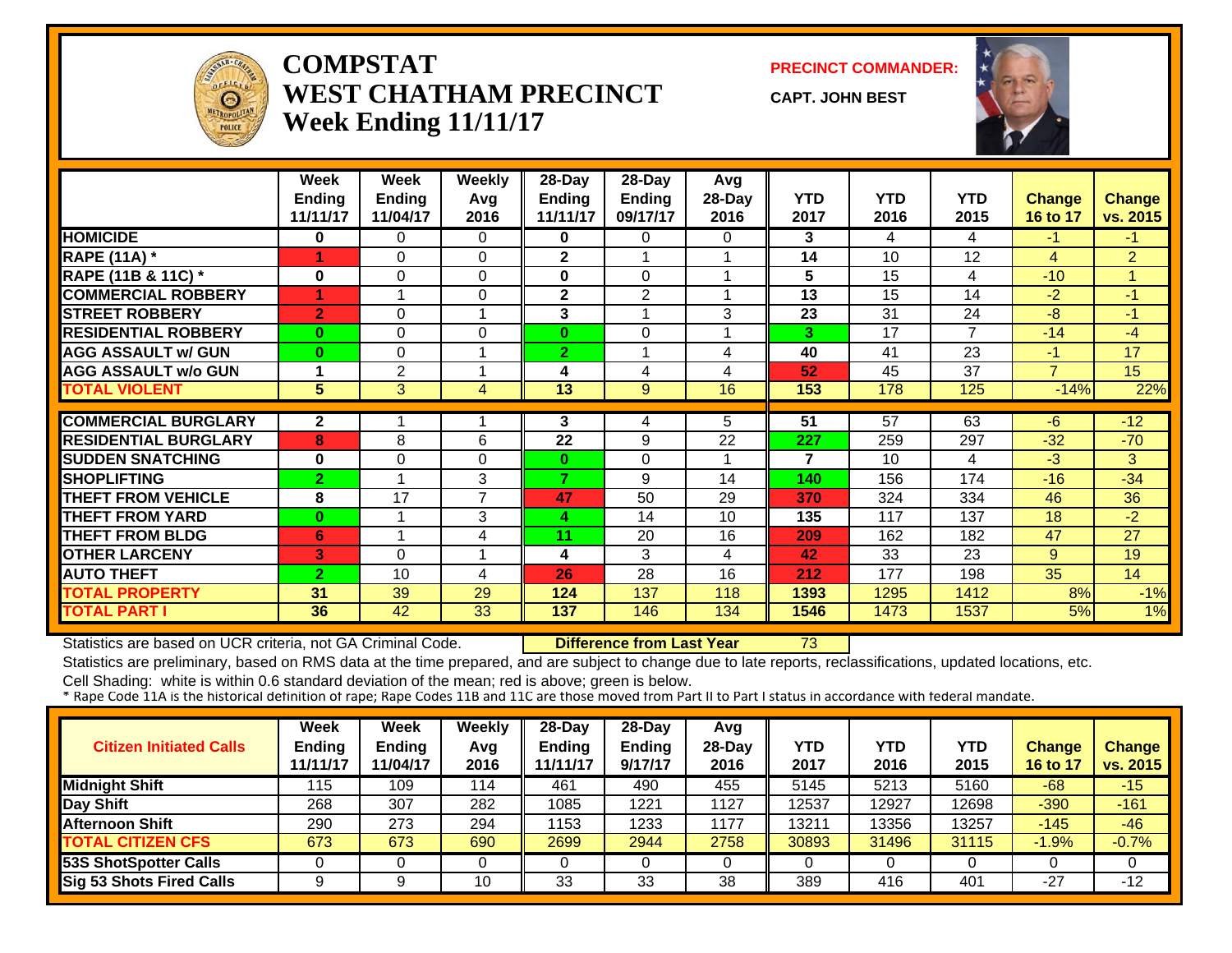# COMPSTAT
# WEST CHATHAM PRECINCT
## Week Ending 11/11/17

**PRECINCT COMMANDER:**

**CAPT. JOHN BEST**

| | Week Ending 11/11/17 | Week Ending 11/04/17 | Weekly Avg 2016 | 28-Day Ending 11/11/17 | 28-Day Ending 09/17/17 | Avg 28-Day 2016 | YTD 2017 | YTD 2016 | YTD 2015 | Change 16 to 17 | Change vs. 2015 |
|---|---|---|---|---|---|---|---|---|---|---|---|
| HOMICIDE | 0 | 0 | 0 | 0 | 0 | 0 | 3 | 4 | 4 | -1 | -1 |
| RAPE (11A) * | 1 | 0 | 0 | 2 | 1 | 1 | 14 | 10 | 12 | 4 | 2 |
| RAPE (11B & 11C) * | 0 | 0 | 0 | 0 | 0 | 1 | 5 | 15 | 4 | -10 | 1 |
| COMMERCIAL ROBBERY | 1 | 1 | 0 | 2 | 2 | 1 | 13 | 15 | 14 | -2 | -1 |
| STREET ROBBERY | 2 | 0 | 1 | 3 | 1 | 3 | 23 | 31 | 24 | -8 | -1 |
| RESIDENTIAL ROBBERY | 0 | 0 | 0 | 0 | 0 | 1 | 3 | 17 | 7 | -14 | -4 |
| AGG ASSAULT w/ GUN | 0 | 0 | 1 | 2 | 1 | 4 | 40 | 41 | 23 | -1 | 17 |
| AGG ASSAULT w/o GUN | 1 | 2 | 1 | 4 | 4 | 4 | 52 | 45 | 37 | 7 | 15 |
| TOTAL VIOLENT | 5 | 3 | 4 | 13 | 9 | 16 | 153 | 178 | 125 | -14% | 22% |
| COMMERCIAL BURGLARY | 2 | 1 | 1 | 3 | 4 | 5 | 51 | 57 | 63 | -6 | -12 |
| RESIDENTIAL BURGLARY | 8 | 8 | 6 | 22 | 9 | 22 | 227 | 259 | 297 | -32 | -70 |
| SUDDEN SNATCHING | 0 | 0 | 0 | 0 | 0 | 1 | 7 | 10 | 4 | -3 | 3 |
| SHOPLIFTING | 2 | 1 | 3 | 7 | 9 | 14 | 140 | 156 | 174 | -16 | -34 |
| THEFT FROM VEHICLE | 8 | 17 | 7 | 47 | 50 | 29 | 370 | 324 | 334 | 46 | 36 |
| THEFT FROM YARD | 0 | 1 | 3 | 4 | 14 | 10 | 135 | 117 | 137 | 18 | -2 |
| THEFT FROM BLDG | 6 | 1 | 4 | 11 | 20 | 16 | 209 | 162 | 182 | 47 | 27 |
| OTHER LARCENY | 3 | 0 | 1 | 4 | 3 | 4 | 42 | 33 | 23 | 9 | 19 |
| AUTO THEFT | 2 | 10 | 4 | 26 | 28 | 16 | 212 | 177 | 198 | 35 | 14 |
| TOTAL PROPERTY | 31 | 39 | 29 | 124 | 137 | 118 | 1393 | 1295 | 1412 | 8% | -1% |
| TOTAL PART I | 36 | 42 | 33 | 137 | 146 | 134 | 1546 | 1473 | 1537 | 5% | 1% |

Statistics are based on UCR criteria, not GA Criminal Code. **Difference from Last Year** 73

Statistics are preliminary, based on RMS data at the time prepared, and are subject to change due to late reports, reclassifications, updated locations, etc.

Cell Shading: white is within 0.6 standard deviation of the mean; red is above; green is below.

\* Rape Code 11A is the historical definition of rape; Rape Codes 11B and 11C are those moved from Part II to Part I status in accordance with federal mandate.

| Citizen Initiated Calls | Week Ending 11/11/17 | Week Ending 11/04/17 | Weekly Avg 2016 | 28-Day Ending 11/11/17 | 28-Day Ending 9/17/17 | Avg 28-Day 2016 | YTD 2017 | YTD 2016 | YTD 2015 | Change 16 to 17 | Change vs. 2015 |
|---|---|---|---|---|---|---|---|---|---|---|---|
| Midnight Shift | 115 | 109 | 114 | 461 | 490 | 455 | 5145 | 5213 | 5160 | -68 | -15 |
| Day Shift | 268 | 307 | 282 | 1085 | 1221 | 1127 | 12537 | 12927 | 12698 | -390 | -161 |
| Afternoon Shift | 290 | 273 | 294 | 1153 | 1233 | 1177 | 13211 | 13356 | 13257 | -145 | -46 |
| TOTAL CITIZEN CFS | 673 | 673 | 690 | 2699 | 2944 | 2758 | 30893 | 31496 | 31115 | -1.9% | -0.7% |
| 53S ShotSpotter Calls | 0 | 0 | 0 | 0 | 0 | 0 | 0 | 0 | 0 | 0 | 0 |
| Sig 53 Shots Fired Calls | 9 | 9 | 10 | 33 | 33 | 38 | 389 | 416 | 401 | -27 | -12 |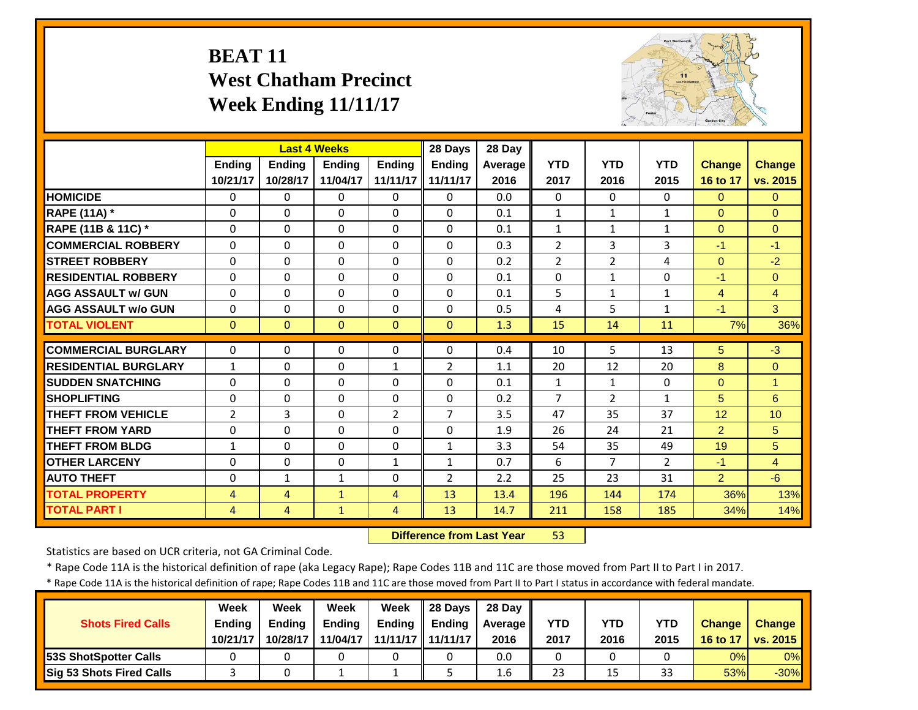# BEAT 11
# West Chatham Precinct
# Week Ending 11/11/17

| | Last 4 Weeks | | | | 28 Days | 28 Day | | | | | |
|---|---|---|---|---|---|---|---|---|---|---|---|
| | Ending 10/21/17 | Ending 10/28/17 | Ending 11/04/17 | Ending 11/11/17 | Ending 11/11/17 | Average 2016 | YTD 2017 | YTD 2016 | YTD 2015 | Change 16 to 17 | Change vs. 2015 |
| **HOMICIDE** | 0 | 0 | 0 | 0 | 0 | 0.0 | 0 | 0 | 0 | 0 | 0 |
| **RAPE (11A) *** | 0 | 0 | 0 | 0 | 0 | 0.1 | 1 | 1 | 1 | 0 | 0 |
| **RAPE (11B & 11C) *** | 0 | 0 | 0 | 0 | 0 | 0.1 | 1 | 1 | 1 | 0 | 0 |
| **COMMERCIAL ROBBERY** | 0 | 0 | 0 | 0 | 0 | 0.3 | 2 | 3 | 3 | -1 | -1 |
| **STREET ROBBERY** | 0 | 0 | 0 | 0 | 0 | 0.2 | 2 | 2 | 4 | 0 | -2 |
| **RESIDENTIAL ROBBERY** | 0 | 0 | 0 | 0 | 0 | 0.1 | 0 | 1 | 0 | -1 | 0 |
| **AGG ASSAULT w/ GUN** | 0 | 0 | 0 | 0 | 0 | 0.1 | 5 | 1 | 1 | 4 | 4 |
| **AGG ASSAULT w/o GUN** | 0 | 0 | 0 | 0 | 0 | 0.5 | 4 | 5 | 1 | -1 | 3 |
| **TOTAL VIOLENT** | 0 | 0 | 0 | 0 | 0 | 1.3 | 15 | 14 | 11 | 7% | 36% |
| **COMMERCIAL BURGLARY** | 0 | 0 | 0 | 0 | 0 | 0.4 | 10 | 5 | 13 | 5 | -3 |
| **RESIDENTIAL BURGLARY** | 1 | 0 | 0 | 1 | 2 | 1.1 | 20 | 12 | 20 | 8 | 0 |
| **SUDDEN SNATCHING** | 0 | 0 | 0 | 0 | 0 | 0.1 | 1 | 1 | 0 | 0 | 1 |
| **SHOPLIFTING** | 0 | 0 | 0 | 0 | 0 | 0.2 | 7 | 2 | 1 | 5 | 6 |
| **THEFT FROM VEHICLE** | 2 | 3 | 0 | 2 | 7 | 3.5 | 47 | 35 | 37 | 12 | 10 |
| **THEFT FROM YARD** | 0 | 0 | 0 | 0 | 0 | 1.9 | 26 | 24 | 21 | 2 | 5 |
| **THEFT FROM BLDG** | 1 | 0 | 0 | 0 | 1 | 3.3 | 54 | 35 | 49 | 19 | 5 |
| **OTHER LARCENY** | 0 | 0 | 0 | 1 | 1 | 0.7 | 6 | 7 | 2 | -1 | 4 |
| **AUTO THEFT** | 0 | 1 | 1 | 0 | 2 | 2.2 | 25 | 23 | 31 | 2 | -6 |
| **TOTAL PROPERTY** | 4 | 4 | 1 | 4 | 13 | 13.4 | 196 | 144 | 174 | 36% | 13% |
| **TOTAL PART I** | 4 | 4 | 1 | 4 | 13 | 14.7 | 211 | 158 | 185 | 34% | 14% |

**Difference from Last Year** 53

Statistics are based on UCR criteria, not GA Criminal Code.

* Rape Code 11A is the historical definition of rape (aka Legacy Rape); Rape Codes 11B and 11C are those moved from Part II to Part I in 2017.

* Rape Code 11A is the historical definition of rape; Rape Codes 11B and 11C are those moved from Part II to Part I status in accordance with federal mandate.

| Shots Fired Calls | Week Ending 10/21/17 | Week Ending 10/28/17 | Week Ending 11/04/17 | Week Ending 11/11/17 | 28 Days Ending 11/11/17 | 28 Day Average 2016 | YTD 2017 | YTD 2016 | YTD 2015 | Change 16 to 17 | Change vs. 2015 |
|---|---|---|---|---|---|---|---|---|---|---|---|
| **53S ShotSpotter Calls** | 0 | 0 | 0 | 0 | 0 | 0.0 | 0 | 0 | 0 | 0% | 0% |
| **Sig 53 Shots Fired Calls** | 3 | 0 | 1 | 1 | 5 | 1.6 | 23 | 15 | 33 | 53% | -30% |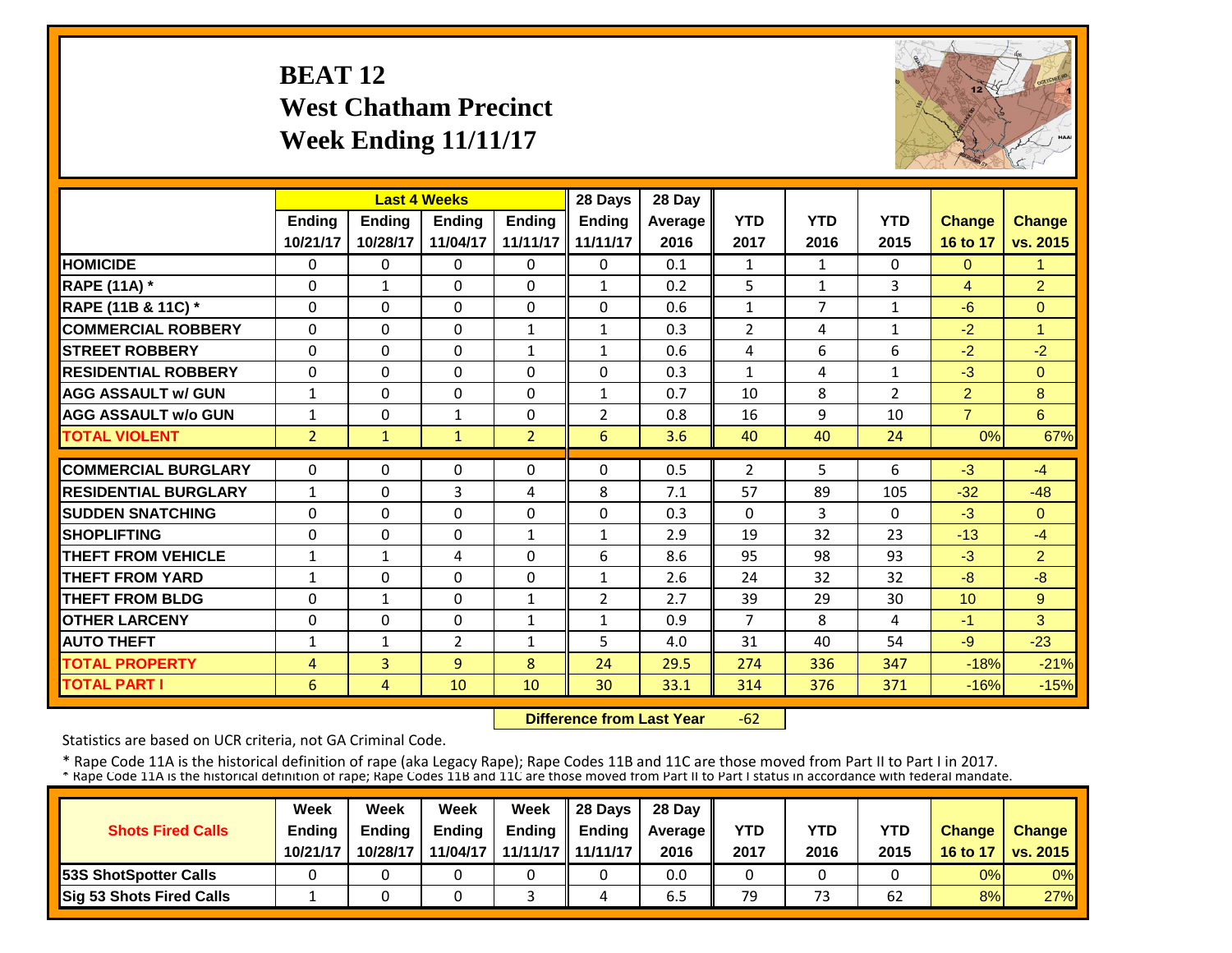# BEAT 12
## West Chatham Precinct
## Week Ending 11/11/17

| | Last 4 Weeks | | | | 28 Days | 28 Day | | | | | |
|---|---|---|---|---|---|---|---|---|---|---|---|
| | Ending 10/21/17 | Ending 10/28/17 | Ending 11/04/17 | Ending 11/11/17 | Ending 11/11/17 | Average 2016 | YTD 2017 | YTD 2016 | YTD 2015 | Change 16 to 17 | Change vs. 2015 |
| HOMICIDE | 0 | 0 | 0 | 0 | 0 | 0.1 | 1 | 1 | 0 | 0 | 1 |
| RAPE (11A) * | 0 | 1 | 0 | 0 | 1 | 0.2 | 5 | 1 | 3 | 4 | 2 |
| RAPE (11B & 11C) * | 0 | 0 | 0 | 0 | 0 | 0.6 | 1 | 7 | 1 | -6 | 0 |
| COMMERCIAL ROBBERY | 0 | 0 | 0 | 1 | 1 | 0.3 | 2 | 4 | 1 | -2 | 1 |
| STREET ROBBERY | 0 | 0 | 0 | 1 | 1 | 0.6 | 4 | 6 | 6 | -2 | -2 |
| RESIDENTIAL ROBBERY | 0 | 0 | 0 | 0 | 0 | 0.3 | 1 | 4 | 1 | -3 | 0 |
| AGG ASSAULT w/ GUN | 1 | 0 | 0 | 0 | 1 | 0.7 | 10 | 8 | 2 | 2 | 8 |
| AGG ASSAULT w/o GUN | 1 | 0 | 1 | 0 | 2 | 0.8 | 16 | 9 | 10 | 7 | 6 |
| TOTAL VIOLENT | 2 | 1 | 1 | 2 | 6 | 3.6 | 40 | 40 | 24 | 0% | 67% |
| COMMERCIAL BURGLARY | 0 | 0 | 0 | 0 | 0 | 0.5 | 2 | 5 | 6 | -3 | -4 |
| RESIDENTIAL BURGLARY | 1 | 0 | 3 | 4 | 8 | 7.1 | 57 | 89 | 105 | -32 | -48 |
| SUDDEN SNATCHING | 0 | 0 | 0 | 0 | 0 | 0.3 | 0 | 3 | 0 | -3 | 0 |
| SHOPLIFTING | 0 | 0 | 0 | 1 | 1 | 2.9 | 19 | 32 | 23 | -13 | -4 |
| THEFT FROM VEHICLE | 1 | 1 | 4 | 0 | 6 | 8.6 | 95 | 98 | 93 | -3 | 2 |
| THEFT FROM YARD | 1 | 0 | 0 | 0 | 1 | 2.6 | 24 | 32 | 32 | -8 | -8 |
| THEFT FROM BLDG | 0 | 1 | 0 | 1 | 2 | 2.7 | 39 | 29 | 30 | 10 | 9 |
| OTHER LARCENY | 0 | 0 | 0 | 1 | 1 | 0.9 | 7 | 8 | 4 | -1 | 3 |
| AUTO THEFT | 1 | 1 | 2 | 1 | 5 | 4.0 | 31 | 40 | 54 | -9 | -23 |
| TOTAL PROPERTY | 4 | 3 | 9 | 8 | 24 | 29.5 | 274 | 336 | 347 | -18% | -21% |
| TOTAL PART I | 6 | 4 | 10 | 10 | 30 | 33.1 | 314 | 376 | 371 | -16% | -15% |

**Difference from Last Year** -62

Statistics are based on UCR criteria, not GA Criminal Code.

\* Rape Code 11A is the historical definition of rape (aka Legacy Rape); Rape Codes 11B and 11C are those moved from Part II to Part I in 2017.
\* Rape Code 11A is the historical definition of rape; Rape Codes 11B and 11C are those moved from Part II to Part I status in accordance with federal mandate.

| Shots Fired Calls | Week Ending 10/21/17 | Week Ending 10/28/17 | Week Ending 11/04/17 | Week Ending 11/11/17 | 28 Days Ending 11/11/17 | 28 Day Average 2016 | YTD 2017 | YTD 2016 | YTD 2015 | Change 16 to 17 | Change vs. 2015 |
|---|---|---|---|---|---|---|---|---|---|---|---|
| 53S ShotSpotter Calls | 0 | 0 | 0 | 0 | 0 | 0.0 | 0 | 0 | 0 | 0% | 0% |
| Sig 53 Shots Fired Calls | 1 | 0 | 0 | 3 | 4 | 6.5 | 79 | 73 | 62 | 8% | 27% |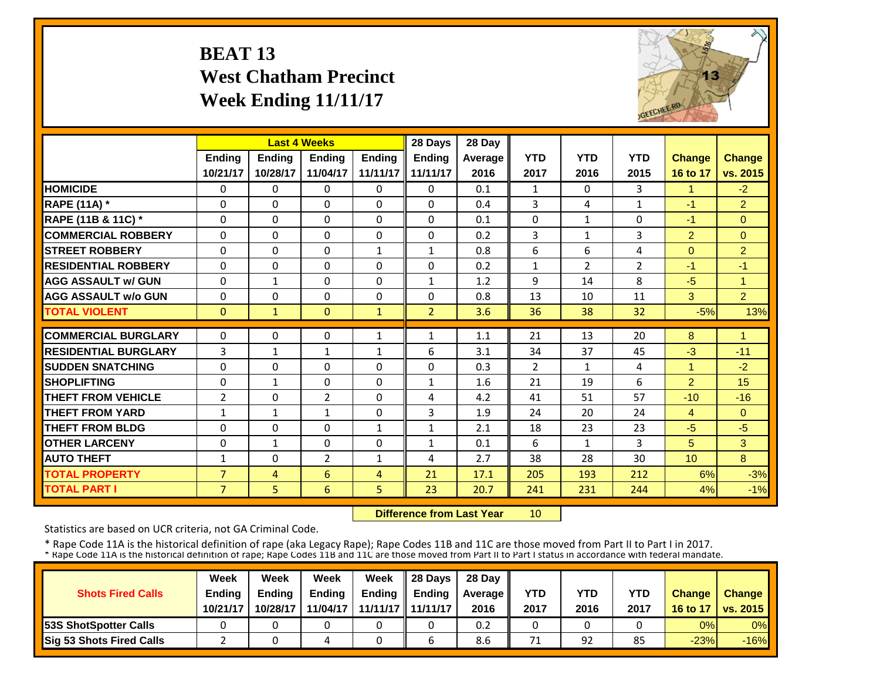# BEAT 13
## West Chatham Precinct
## Week Ending 11/11/17

| | Last 4 Weeks | | | | 28 Days | 28 Day | | | | | |
|---|---|---|---|---|---|---|---|---|---|---|---|
| | Ending 10/21/17 | Ending 10/28/17 | Ending 11/04/17 | Ending 11/11/17 | Ending 11/11/17 | Average 2016 | YTD 2017 | YTD 2016 | YTD 2015 | Change 16 to 17 | Change vs. 2015 |
| **HOMICIDE** | 0 | 0 | 0 | 0 | 0 | 0.1 | 1 | 0 | 3 | 1 | -2 |
| **RAPE (11A) *** | 0 | 0 | 0 | 0 | 0 | 0.4 | 3 | 4 | 1 | -1 | 2 |
| **RAPE (11B & 11C) *** | 0 | 0 | 0 | 0 | 0 | 0.1 | 0 | 1 | 0 | -1 | 0 |
| **COMMERCIAL ROBBERY** | 0 | 0 | 0 | 0 | 0 | 0.2 | 3 | 1 | 3 | 2 | 0 |
| **STREET ROBBERY** | 0 | 0 | 0 | 1 | 1 | 0.8 | 6 | 6 | 4 | 0 | 2 |
| **RESIDENTIAL ROBBERY** | 0 | 0 | 0 | 0 | 0 | 0.2 | 1 | 2 | 2 | -1 | -1 |
| **AGG ASSAULT w/ GUN** | 0 | 1 | 0 | 0 | 1 | 1.2 | 9 | 14 | 8 | -5 | 1 |
| **AGG ASSAULT w/o GUN** | 0 | 0 | 0 | 0 | 0 | 0.8 | 13 | 10 | 11 | 3 | 2 |
| **TOTAL VIOLENT** | 0 | 1 | 0 | 1 | 2 | 3.6 | 36 | 38 | 32 | -5% | 13% |
| **COMMERCIAL BURGLARY** | 0 | 0 | 0 | 1 | 1 | 1.1 | 21 | 13 | 20 | 8 | 1 |
| **RESIDENTIAL BURGLARY** | 3 | 1 | 1 | 1 | 6 | 3.1 | 34 | 37 | 45 | -3 | -11 |
| **SUDDEN SNATCHING** | 0 | 0 | 0 | 0 | 0 | 0.3 | 2 | 1 | 4 | 1 | -2 |
| **SHOPLIFTING** | 0 | 1 | 0 | 0 | 1 | 1.6 | 21 | 19 | 6 | 2 | 15 |
| **THEFT FROM VEHICLE** | 2 | 0 | 2 | 0 | 4 | 4.2 | 41 | 51 | 57 | -10 | -16 |
| **THEFT FROM YARD** | 1 | 1 | 1 | 0 | 3 | 1.9 | 24 | 20 | 24 | 4 | 0 |
| **THEFT FROM BLDG** | 0 | 0 | 0 | 1 | 1 | 2.1 | 18 | 23 | 23 | -5 | -5 |
| **OTHER LARCENY** | 0 | 1 | 0 | 0 | 1 | 0.1 | 6 | 1 | 3 | 5 | 3 |
| **AUTO THEFT** | 1 | 0 | 2 | 1 | 4 | 2.7 | 38 | 28 | 30 | 10 | 8 |
| **TOTAL PROPERTY** | 7 | 4 | 6 | 4 | 21 | 17.1 | 205 | 193 | 212 | 6% | -3% |
| **TOTAL PART I** | 7 | 5 | 6 | 5 | 23 | 20.7 | 241 | 231 | 244 | 4% | -1% |

**Difference from Last Year** 10

Statistics are based on UCR criteria, not GA Criminal Code.

* Rape Code 11A is the historical definition of rape (aka Legacy Rape); Rape Codes 11B and 11C are those moved from Part II to Part I in 2017.
* Rape Code 11A is the historical definition of rape; Rape Codes 11B and 11C are those moved from Part II to Part I status in accordance with federal mandate.

| Shots Fired Calls | Week Ending 10/21/17 | Week Ending 10/28/17 | Week Ending 11/04/17 | Week Ending 11/11/17 | 28 Days Ending 11/11/17 | 28 Day Average 2016 | YTD 2017 | YTD 2016 | YTD 2017 | Change 16 to 17 | Change vs. 2015 |
|---|---|---|---|---|---|---|---|---|---|---|---|
| **53S ShotSpotter Calls** | 0 | 0 | 0 | 0 | 0 | 0.2 | 0 | 0 | 0 | 0% | 0% |
| **Sig 53 Shots Fired Calls** | 2 | 0 | 4 | 0 | 6 | 8.6 | 71 | 92 | 85 | -23% | -16% |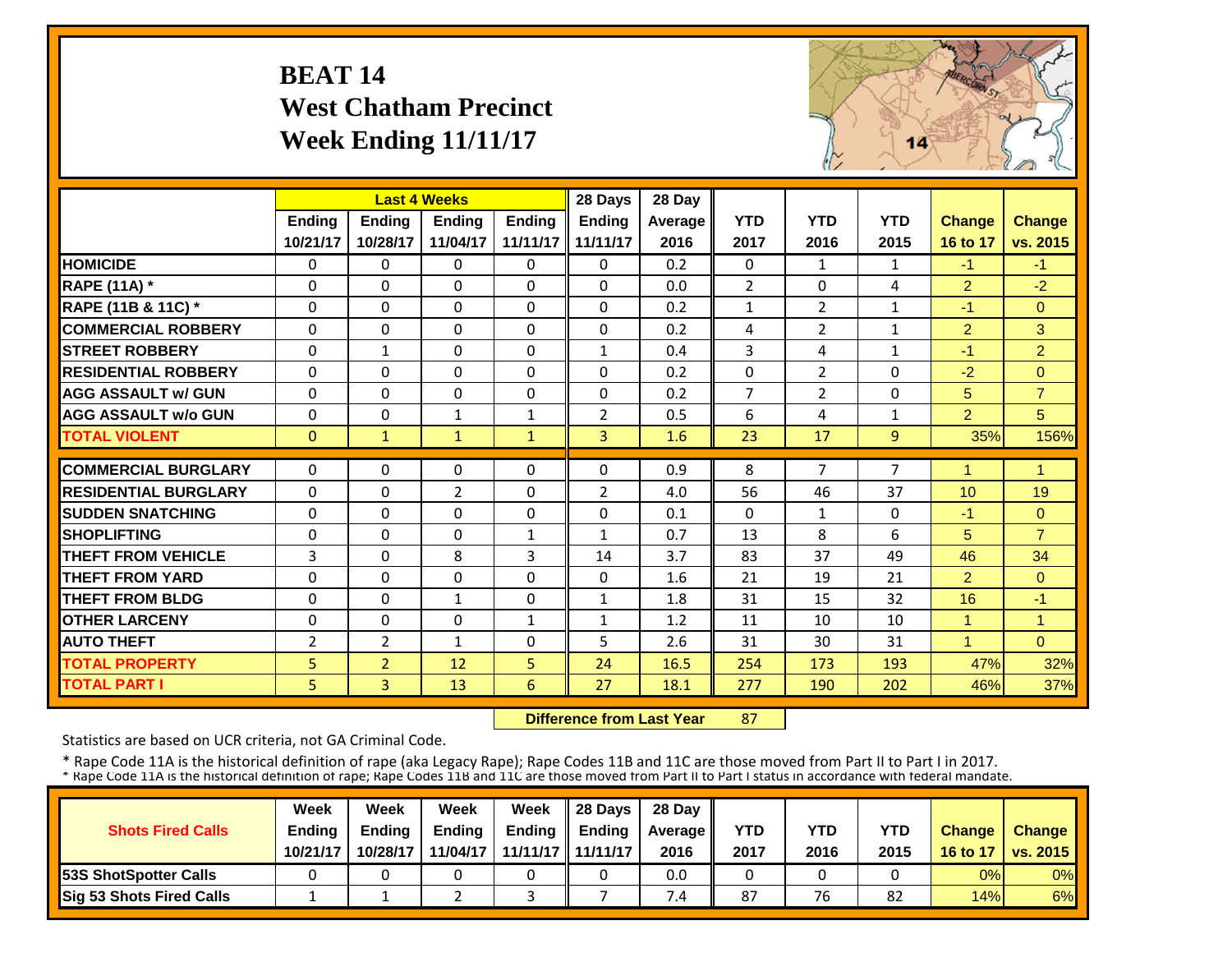# BEAT 14
# West Chatham Precinct
# Week Ending 11/11/17

| | Last 4 Weeks | | | | 28 Days | 28 Day | | | | | |
|---|---|---|---|---|---|---|---|---|---|---|---|
| | Ending 10/21/17 | Ending 10/28/17 | Ending 11/04/17 | Ending 11/11/17 | Ending 11/11/17 | Average 2016 | YTD 2017 | YTD 2016 | YTD 2015 | Change 16 to 17 | Change vs. 2015 |
| HOMICIDE | 0 | 0 | 0 | 0 | 0 | 0.2 | 0 | 1 | 1 | -1 | -1 |
| RAPE (11A) * | 0 | 0 | 0 | 0 | 0 | 0.0 | 2 | 0 | 4 | 2 | -2 |
| RAPE (11B & 11C) * | 0 | 0 | 0 | 0 | 0 | 0.2 | 1 | 2 | 1 | -1 | 0 |
| COMMERCIAL ROBBERY | 0 | 0 | 0 | 0 | 0 | 0.2 | 4 | 2 | 1 | 2 | 3 |
| STREET ROBBERY | 0 | 1 | 0 | 0 | 1 | 0.4 | 3 | 4 | 1 | -1 | 2 |
| RESIDENTIAL ROBBERY | 0 | 0 | 0 | 0 | 0 | 0.2 | 0 | 2 | 0 | -2 | 0 |
| AGG ASSAULT w/ GUN | 0 | 0 | 0 | 0 | 0 | 0.2 | 7 | 2 | 0 | 5 | 7 |
| AGG ASSAULT w/o GUN | 0 | 0 | 1 | 1 | 2 | 0.5 | 6 | 4 | 1 | 2 | 5 |
| TOTAL VIOLENT | 0 | 1 | 1 | 1 | 3 | 1.6 | 23 | 17 | 9 | 35% | 156% |
| COMMERCIAL BURGLARY | 0 | 0 | 0 | 0 | 0 | 0.9 | 8 | 7 | 7 | 1 | 1 |
| RESIDENTIAL BURGLARY | 0 | 0 | 2 | 0 | 2 | 4.0 | 56 | 46 | 37 | 10 | 19 |
| SUDDEN SNATCHING | 0 | 0 | 0 | 0 | 0 | 0.1 | 0 | 1 | 0 | -1 | 0 |
| SHOPLIFTING | 0 | 0 | 0 | 1 | 1 | 0.7 | 13 | 8 | 6 | 5 | 7 |
| THEFT FROM VEHICLE | 3 | 0 | 8 | 3 | 14 | 3.7 | 83 | 37 | 49 | 46 | 34 |
| THEFT FROM YARD | 0 | 0 | 0 | 0 | 0 | 1.6 | 21 | 19 | 21 | 2 | 0 |
| THEFT FROM BLDG | 0 | 0 | 1 | 0 | 1 | 1.8 | 31 | 15 | 32 | 16 | -1 |
| OTHER LARCENY | 0 | 0 | 0 | 1 | 1 | 1.2 | 11 | 10 | 10 | 1 | 1 |
| AUTO THEFT | 2 | 2 | 1 | 0 | 5 | 2.6 | 31 | 30 | 31 | 1 | 0 |
| TOTAL PROPERTY | 5 | 2 | 12 | 5 | 24 | 16.5 | 254 | 173 | 193 | 47% | 32% |
| TOTAL PART I | 5 | 3 | 13 | 6 | 27 | 18.1 | 277 | 190 | 202 | 46% | 37% |

**Difference from Last Year** 87

Statistics are based on UCR criteria, not GA Criminal Code.

* Rape Code 11A is the historical definition of rape (aka Legacy Rape); Rape Codes 11B and 11C are those moved from Part II to Part I in 2017.

* Rape Code 11A is the historical definition of rape; Rape Codes 11B and 11C are those moved from Part II to Part I status in accordance with federal mandate.

| Shots Fired Calls | Week Ending 10/21/17 | Week Ending 10/28/17 | Week Ending 11/04/17 | Week Ending 11/11/17 | 28 Days Ending 11/11/17 | 28 Day Average 2016 | YTD 2017 | YTD 2016 | YTD 2015 | Change 16 to 17 | Change vs. 2015 |
|---|---|---|---|---|---|---|---|---|---|---|---|
| 53S ShotSpotter Calls | 0 | 0 | 0 | 0 | 0 | 0.0 | 0 | 0 | 0 | 0% | 0% |
| Sig 53 Shots Fired Calls | 1 | 1 | 2 | 3 | 7 | 7.4 | 87 | 76 | 82 | 14% | 6% |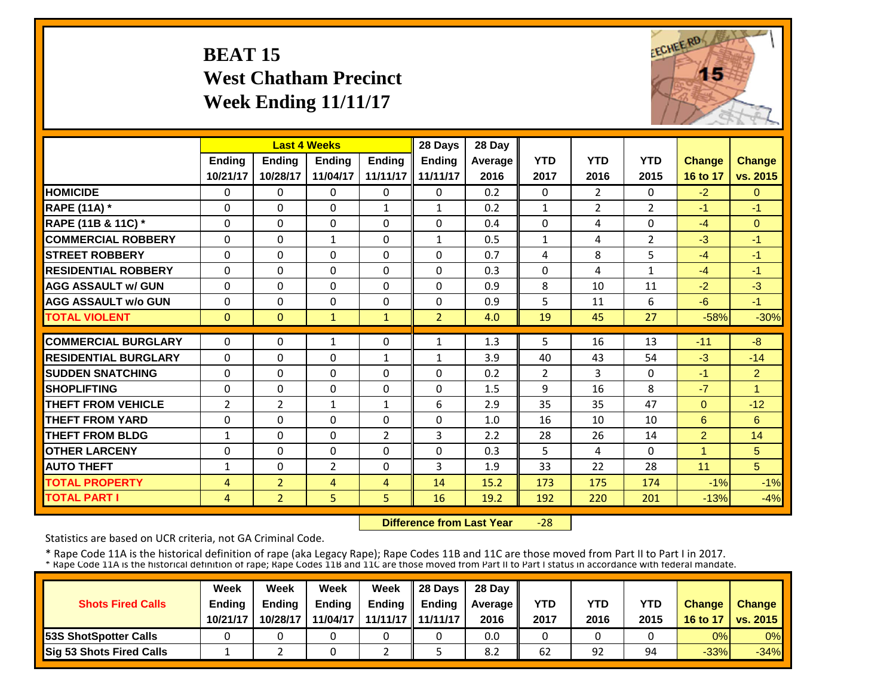# BEAT 15
## West Chatham Precinct
## Week Ending 11/11/17

| | Last 4 Weeks | | | | 28 Days | 28 Day | | | | | |
|---|---|---|---|---|---|---|---|---|---|---|---|
| | Ending 10/21/17 | Ending 10/28/17 | Ending 11/04/17 | Ending 11/11/17 | Ending 11/11/17 | Average 2016 | YTD 2017 | YTD 2016 | YTD 2015 | Change 16 to 17 | Change vs. 2015 |
| **HOMICIDE** | 0 | 0 | 0 | 0 | 0 | 0.2 | 0 | 2 | 0 | -2 | 0 |
| **RAPE (11A) *** | 0 | 0 | 0 | 1 | 1 | 0.2 | 1 | 2 | 2 | -1 | -1 |
| **RAPE (11B & 11C) *** | 0 | 0 | 0 | 0 | 0 | 0.4 | 0 | 4 | 0 | -4 | 0 |
| **COMMERCIAL ROBBERY** | 0 | 0 | 1 | 0 | 1 | 0.5 | 1 | 4 | 2 | -3 | -1 |
| **STREET ROBBERY** | 0 | 0 | 0 | 0 | 0 | 0.7 | 4 | 8 | 5 | -4 | -1 |
| **RESIDENTIAL ROBBERY** | 0 | 0 | 0 | 0 | 0 | 0.3 | 0 | 4 | 1 | -4 | -1 |
| **AGG ASSAULT w/ GUN** | 0 | 0 | 0 | 0 | 0 | 0.9 | 8 | 10 | 11 | -2 | -3 |
| **AGG ASSAULT w/o GUN** | 0 | 0 | 0 | 0 | 0 | 0.9 | 5 | 11 | 6 | -6 | -1 |
| **TOTAL VIOLENT** | 0 | 0 | 1 | 1 | 2 | 4.0 | 19 | 45 | 27 | -58% | -30% |
| **COMMERCIAL BURGLARY** | 0 | 0 | 1 | 0 | 1 | 1.3 | 5 | 16 | 13 | -11 | -8 |
| **RESIDENTIAL BURGLARY** | 0 | 0 | 0 | 1 | 1 | 3.9 | 40 | 43 | 54 | -3 | -14 |
| **SUDDEN SNATCHING** | 0 | 0 | 0 | 0 | 0 | 0.2 | 2 | 3 | 0 | -1 | 2 |
| **SHOPLIFTING** | 0 | 0 | 0 | 0 | 0 | 1.5 | 9 | 16 | 8 | -7 | 1 |
| **THEFT FROM VEHICLE** | 2 | 2 | 1 | 1 | 6 | 2.9 | 35 | 35 | 47 | 0 | -12 |
| **THEFT FROM YARD** | 0 | 0 | 0 | 0 | 0 | 1.0 | 16 | 10 | 10 | 6 | 6 |
| **THEFT FROM BLDG** | 1 | 0 | 0 | 2 | 3 | 2.2 | 28 | 26 | 14 | 2 | 14 |
| **OTHER LARCENY** | 0 | 0 | 0 | 0 | 0 | 0.3 | 5 | 4 | 0 | 1 | 5 |
| **AUTO THEFT** | 1 | 0 | 2 | 0 | 3 | 1.9 | 33 | 22 | 28 | 11 | 5 |
| **TOTAL PROPERTY** | 4 | 2 | 4 | 4 | 14 | 15.2 | 173 | 175 | 174 | -1% | -1% |
| **TOTAL PART I** | 4 | 2 | 5 | 5 | 16 | 19.2 | 192 | 220 | 201 | -13% | -4% |

**Difference from Last Year** -28

Statistics are based on UCR criteria, not GA Criminal Code.

\* Rape Code 11A is the historical definition of rape (aka Legacy Rape); Rape Codes 11B and 11C are those moved from Part II to Part I in 2017.
\* Rape Code 11A is the historical definition of rape; Rape Codes 11B and 11C are those moved from Part II to Part I status in accordance with federal mandate.

| Shots Fired Calls | Week Ending 10/21/17 | Week Ending 10/28/17 | Week Ending 11/04/17 | Week Ending 11/11/17 | 28 Days Ending 11/11/17 | 28 Day Average 2016 | YTD 2017 | YTD 2016 | YTD 2015 | Change 16 to 17 | Change vs. 2015 |
|---|---|---|---|---|---|---|---|---|---|---|---|
| **53S ShotSpotter Calls** | 0 | 0 | 0 | 0 | 0 | 0.0 | 0 | 0 | 0 | 0% | 0% |
| **Sig 53 Shots Fired Calls** | 1 | 2 | 0 | 2 | 5 | 8.2 | 62 | 92 | 94 | -33% | -34% |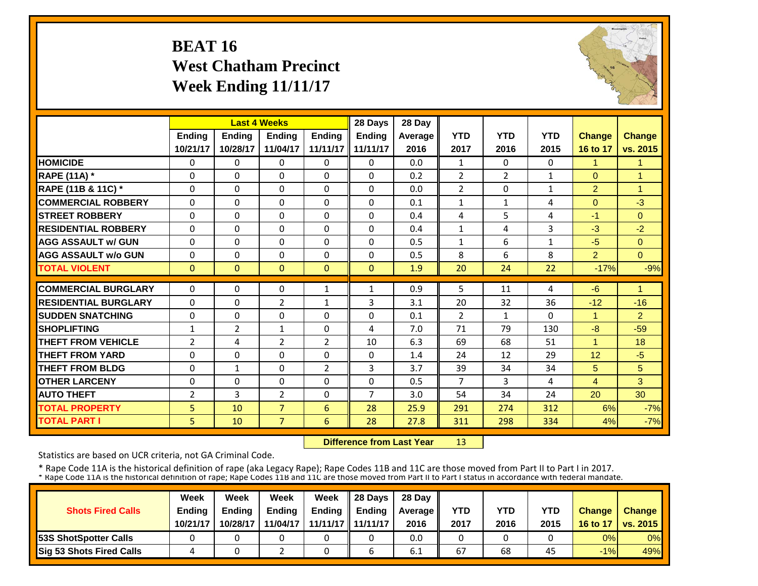# BEAT 16
## West Chatham Precinct
## Week Ending 11/11/17

| | Last 4 Weeks | | | | 28 Days | 28 Day | | | | | |
|---|---|---|---|---|---|---|---|---|---|---|---|
| | Ending 10/21/17 | Ending 10/28/17 | Ending 11/04/17 | Ending 11/11/17 | Ending 11/11/17 | Average 2016 | YTD 2017 | YTD 2016 | YTD 2015 | Change 16 to 17 | Change vs. 2015 |
| HOMICIDE | 0 | 0 | 0 | 0 | 0 | 0.0 | 1 | 0 | 0 | 1 | 1 |
| RAPE (11A) * | 0 | 0 | 0 | 0 | 0 | 0.2 | 2 | 2 | 1 | 0 | 1 |
| RAPE (11B & 11C) * | 0 | 0 | 0 | 0 | 0 | 0.0 | 2 | 0 | 1 | 2 | 1 |
| COMMERCIAL ROBBERY | 0 | 0 | 0 | 0 | 0 | 0.1 | 1 | 1 | 4 | 0 | -3 |
| STREET ROBBERY | 0 | 0 | 0 | 0 | 0 | 0.4 | 4 | 5 | 4 | -1 | 0 |
| RESIDENTIAL ROBBERY | 0 | 0 | 0 | 0 | 0 | 0.4 | 1 | 4 | 3 | -3 | -2 |
| AGG ASSAULT w/ GUN | 0 | 0 | 0 | 0 | 0 | 0.5 | 1 | 6 | 1 | -5 | 0 |
| AGG ASSAULT w/o GUN | 0 | 0 | 0 | 0 | 0 | 0.5 | 8 | 6 | 8 | 2 | 0 |
| TOTAL VIOLENT | 0 | 0 | 0 | 0 | 0 | 1.9 | 20 | 24 | 22 | -17% | -9% |
| COMMERCIAL BURGLARY | 0 | 0 | 0 | 1 | 1 | 0.9 | 5 | 11 | 4 | -6 | 1 |
| RESIDENTIAL BURGLARY | 0 | 0 | 2 | 1 | 3 | 3.1 | 20 | 32 | 36 | -12 | -16 |
| SUDDEN SNATCHING | 0 | 0 | 0 | 0 | 0 | 0.1 | 2 | 1 | 0 | 1 | 2 |
| SHOPLIFTING | 1 | 2 | 1 | 0 | 4 | 7.0 | 71 | 79 | 130 | -8 | -59 |
| THEFT FROM VEHICLE | 2 | 4 | 2 | 2 | 10 | 6.3 | 69 | 68 | 51 | 1 | 18 |
| THEFT FROM YARD | 0 | 0 | 0 | 0 | 0 | 1.4 | 24 | 12 | 29 | 12 | -5 |
| THEFT FROM BLDG | 0 | 1 | 0 | 2 | 3 | 3.7 | 39 | 34 | 34 | 5 | 5 |
| OTHER LARCENY | 0 | 0 | 0 | 0 | 0 | 0.5 | 7 | 3 | 4 | 4 | 3 |
| AUTO THEFT | 2 | 3 | 2 | 0 | 7 | 3.0 | 54 | 34 | 24 | 20 | 30 |
| TOTAL PROPERTY | 5 | 10 | 7 | 6 | 28 | 25.9 | 291 | 274 | 312 | 6% | -7% |
| TOTAL PART I | 5 | 10 | 7 | 6 | 28 | 27.8 | 311 | 298 | 334 | 4% | -7% |

**Difference from Last Year** 13

Statistics are based on UCR criteria, not GA Criminal Code.

* Rape Code 11A is the historical definition of rape (aka Legacy Rape); Rape Codes 11B and 11C are those moved from Part II to Part I in 2017.
* Rape Code 11A is the historical definition of rape; Rape Codes 11B and 11C are those moved from Part II to Part I status in accordance with federal mandate.

| Shots Fired Calls | Week Ending 10/21/17 | Week Ending 10/28/17 | Week Ending 11/04/17 | Week Ending 11/11/17 | 28 Days Ending 11/11/17 | 28 Day Average 2016 | YTD 2017 | YTD 2016 | YTD 2015 | Change 16 to 17 | Change vs. 2015 |
|---|---|---|---|---|---|---|---|---|---|---|---|
| 53S ShotSpotter Calls | 0 | 0 | 0 | 0 | 0 | 0.0 | 0 | 0 | 0 | 0% | 0% |
| Sig 53 Shots Fired Calls | 4 | 0 | 2 | 0 | 6 | 6.1 | 67 | 68 | 45 | -1% | 49% |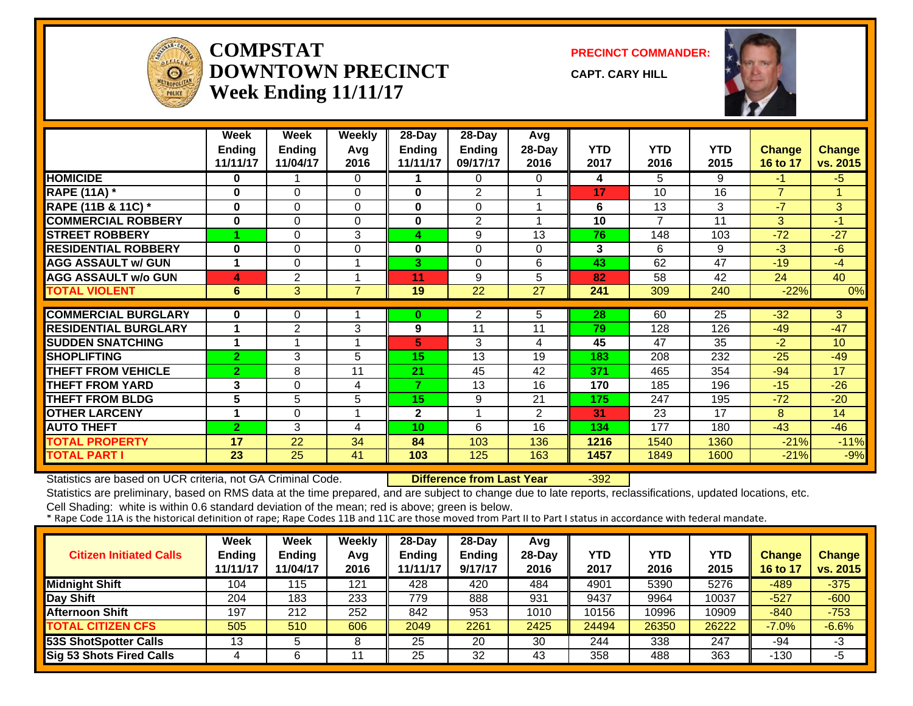# COMPSTAT DOWNTOWN PRECINCT
## Week Ending 11/11/17

**PRECINCT COMMANDER:**

**CAPT. CARY HILL**

| | Week Ending 11/11/17 | Week Ending 11/04/17 | Weekly Avg 2016 | 28-Day Ending 11/11/17 | 28-Day Ending 09/17/17 | Avg 28-Day 2016 | YTD 2017 | YTD 2016 | YTD 2015 | Change 16 to 17 | Change vs. 2015 |
|---|---|---|---|---|---|---|---|---|---|---|---|
| **HOMICIDE** | 0 | 1 | 0 | 1 | 0 | 0 | 4 | 5 | 9 | -1 | -5 |
| **RAPE (11A) *** | 0 | 0 | 0 | 0 | 2 | 1 | 17 | 10 | 16 | 7 | 1 |
| **RAPE (11B & 11C) *** | 0 | 0 | 0 | 0 | 0 | 1 | 6 | 13 | 3 | -7 | 3 |
| **COMMERCIAL ROBBERY** | 0 | 0 | 0 | 0 | 2 | 1 | 10 | 7 | 11 | 3 | -1 |
| **STREET ROBBERY** | 1 | 0 | 3 | 4 | 9 | 13 | 76 | 148 | 103 | -72 | -27 |
| **RESIDENTIAL ROBBERY** | 0 | 0 | 0 | 0 | 0 | 0 | 3 | 6 | 9 | -3 | -6 |
| **AGG ASSAULT w/ GUN** | 1 | 0 | 1 | 3 | 0 | 6 | 43 | 62 | 47 | -19 | -4 |
| **AGG ASSAULT w/o GUN** | 4 | 2 | 1 | 11 | 9 | 5 | 82 | 58 | 42 | 24 | 40 |
| **TOTAL VIOLENT** | 6 | 3 | 7 | 19 | 22 | 27 | 241 | 309 | 240 | -22% | 0% |
| **COMMERCIAL BURGLARY** | 0 | 0 | 1 | 0 | 2 | 5 | 28 | 60 | 25 | -32 | 3 |
| **RESIDENTIAL BURGLARY** | 1 | 2 | 3 | 9 | 11 | 11 | 79 | 128 | 126 | -49 | -47 |
| **SUDDEN SNATCHING** | 1 | 1 | 1 | 5 | 3 | 4 | 45 | 47 | 35 | -2 | 10 |
| **SHOPLIFTING** | 2 | 3 | 5 | 15 | 13 | 19 | 183 | 208 | 232 | -25 | -49 |
| **THEFT FROM VEHICLE** | 2 | 8 | 11 | 21 | 45 | 42 | 371 | 465 | 354 | -94 | 17 |
| **THEFT FROM YARD** | 3 | 0 | 4 | 7 | 13 | 16 | 170 | 185 | 196 | -15 | -26 |
| **THEFT FROM BLDG** | 5 | 5 | 5 | 15 | 9 | 21 | 175 | 247 | 195 | -72 | -20 |
| **OTHER LARCENY** | 1 | 0 | 1 | 2 | 1 | 2 | 31 | 23 | 17 | 8 | 14 |
| **AUTO THEFT** | 2 | 3 | 4 | 10 | 6 | 16 | 134 | 177 | 180 | -43 | -46 |
| **TOTAL PROPERTY** | 17 | 22 | 34 | 84 | 103 | 136 | 1216 | 1540 | 1360 | -21% | -11% |
| **TOTAL PART I** | 23 | 25 | 41 | 103 | 125 | 163 | 1457 | 1849 | 1600 | -21% | -9% |

Statistics are based on UCR criteria, not GA Criminal Code. **Difference from Last Year** -392

Statistics are preliminary, based on RMS data at the time prepared, and are subject to change due to late reports, reclassifications, updated locations, etc.

Cell Shading: white is within 0.6 standard deviation of the mean; red is above; green is below.

* Rape Code 11A is the historical definition of rape; Rape Codes 11B and 11C are those moved from Part II to Part I status in accordance with federal mandate.

| Citizen Initiated Calls | Week Ending 11/11/17 | Week Ending 11/04/17 | Weekly Avg 2016 | 28-Day Ending 11/11/17 | 28-Day Ending 9/17/17 | Avg 28-Day 2016 | YTD 2017 | YTD 2016 | YTD 2015 | Change 16 to 17 | Change vs. 2015 |
|---|---|---|---|---|---|---|---|---|---|---|---|
| **Midnight Shift** | 104 | 115 | 121 | 428 | 420 | 484 | 4901 | 5390 | 5276 | -489 | -375 |
| **Day Shift** | 204 | 183 | 233 | 779 | 888 | 931 | 9437 | 9964 | 10037 | -527 | -600 |
| **Afternoon Shift** | 197 | 212 | 252 | 842 | 953 | 1010 | 10156 | 10996 | 10909 | -840 | -753 |
| **TOTAL CITIZEN CFS** | 505 | 510 | 606 | 2049 | 2261 | 2425 | 24494 | 26350 | 26222 | -7.0% | -6.6% |
| **53S ShotSpotter Calls** | 13 | 5 | 8 | 25 | 20 | 30 | 244 | 338 | 247 | -94 | -3 |
| **Sig 53 Shots Fired Calls** | 4 | 6 | 11 | 25 | 32 | 43 | 358 | 488 | 363 | -130 | -5 |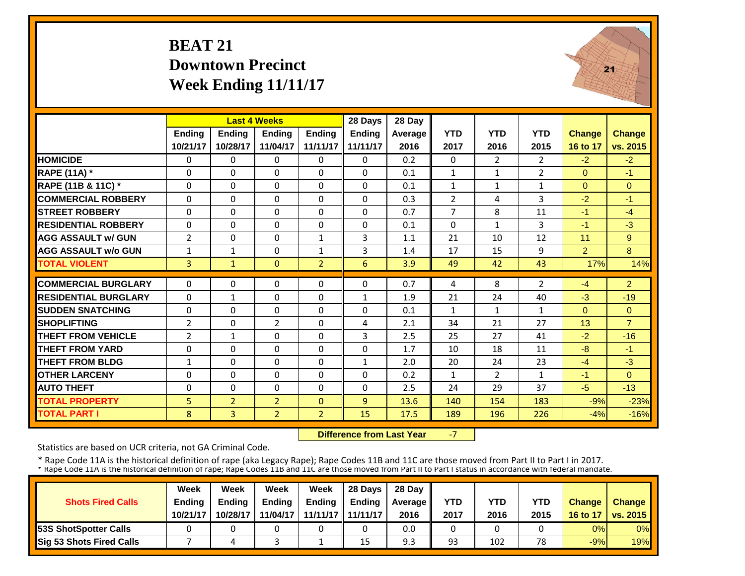# BEAT 21
## Downtown Precinct
## Week Ending 11/11/17

| | Last 4 Weeks | | | | 28 Days | 28 Day | | | | | |
|---|---|---|---|---|---|---|---|---|---|---|---|
| | Ending 10/21/17 | Ending 10/28/17 | Ending 11/04/17 | Ending 11/11/17 | Ending 11/11/17 | Average 2016 | YTD 2017 | YTD 2016 | YTD 2015 | Change 16 to 17 | Change vs. 2015 |
| HOMICIDE | 0 | 0 | 0 | 0 | 0 | 0.2 | 0 | 2 | 2 | -2 | -2 |
| RAPE (11A) * | 0 | 0 | 0 | 0 | 0 | 0.1 | 1 | 1 | 2 | 0 | -1 |
| RAPE (11B & 11C) * | 0 | 0 | 0 | 0 | 0 | 0.1 | 1 | 1 | 1 | 0 | 0 |
| COMMERCIAL ROBBERY | 0 | 0 | 0 | 0 | 0 | 0.3 | 2 | 4 | 3 | -2 | -1 |
| STREET ROBBERY | 0 | 0 | 0 | 0 | 0 | 0.7 | 7 | 8 | 11 | -1 | -4 |
| RESIDENTIAL ROBBERY | 0 | 0 | 0 | 0 | 0 | 0.1 | 0 | 1 | 3 | -1 | -3 |
| AGG ASSAULT w/ GUN | 2 | 0 | 0 | 1 | 3 | 1.1 | 21 | 10 | 12 | 11 | 9 |
| AGG ASSAULT w/o GUN | 1 | 1 | 0 | 1 | 3 | 1.4 | 17 | 15 | 9 | 2 | 8 |
| TOTAL VIOLENT | 3 | 1 | 0 | 2 | 6 | 3.9 | 49 | 42 | 43 | 17% | 14% |
| COMMERCIAL BURGLARY | 0 | 0 | 0 | 0 | 0 | 0.7 | 4 | 8 | 2 | -4 | 2 |
| RESIDENTIAL BURGLARY | 0 | 1 | 0 | 0 | 1 | 1.9 | 21 | 24 | 40 | -3 | -19 |
| SUDDEN SNATCHING | 0 | 0 | 0 | 0 | 0 | 0.1 | 1 | 1 | 1 | 0 | 0 |
| SHOPLIFTING | 2 | 0 | 2 | 0 | 4 | 2.1 | 34 | 21 | 27 | 13 | 7 |
| THEFT FROM VEHICLE | 2 | 1 | 0 | 0 | 3 | 2.5 | 25 | 27 | 41 | -2 | -16 |
| THEFT FROM YARD | 0 | 0 | 0 | 0 | 0 | 1.7 | 10 | 18 | 11 | -8 | -1 |
| THEFT FROM BLDG | 1 | 0 | 0 | 0 | 1 | 2.0 | 20 | 24 | 23 | -4 | -3 |
| OTHER LARCENY | 0 | 0 | 0 | 0 | 0 | 0.2 | 1 | 2 | 1 | -1 | 0 |
| AUTO THEFT | 0 | 0 | 0 | 0 | 0 | 2.5 | 24 | 29 | 37 | -5 | -13 |
| TOTAL PROPERTY | 5 | 2 | 2 | 0 | 9 | 13.6 | 140 | 154 | 183 | -9% | -23% |
| TOTAL PART I | 8 | 3 | 2 | 2 | 15 | 17.5 | 189 | 196 | 226 | -4% | -16% |

**Difference from Last Year** -7

Statistics are based on UCR criteria, not GA Criminal Code.

* Rape Code 11A is the historical definition of rape (aka Legacy Rape); Rape Codes 11B and 11C are those moved from Part II to Part I in 2017.
* Rape Code 11A is the historical definition of rape; Rape Codes 11B and 11C are those moved from Part II to Part I status in accordance with federal mandate.

| Shots Fired Calls | Week Ending 10/21/17 | Week Ending 10/28/17 | Week Ending 11/04/17 | Week Ending 11/11/17 | 28 Days Ending 11/11/17 | 28 Day Average 2016 | YTD 2017 | YTD 2016 | YTD 2015 | Change 16 to 17 | Change vs. 2015 |
|---|---|---|---|---|---|---|---|---|---|---|---|
| 53S ShotSpotter Calls | 0 | 0 | 0 | 0 | 0 | 0.0 | 0 | 0 | 0 | 0% | 0% |
| Sig 53 Shots Fired Calls | 7 | 4 | 3 | 1 | 15 | 9.3 | 93 | 102 | 78 | -9% | 19% |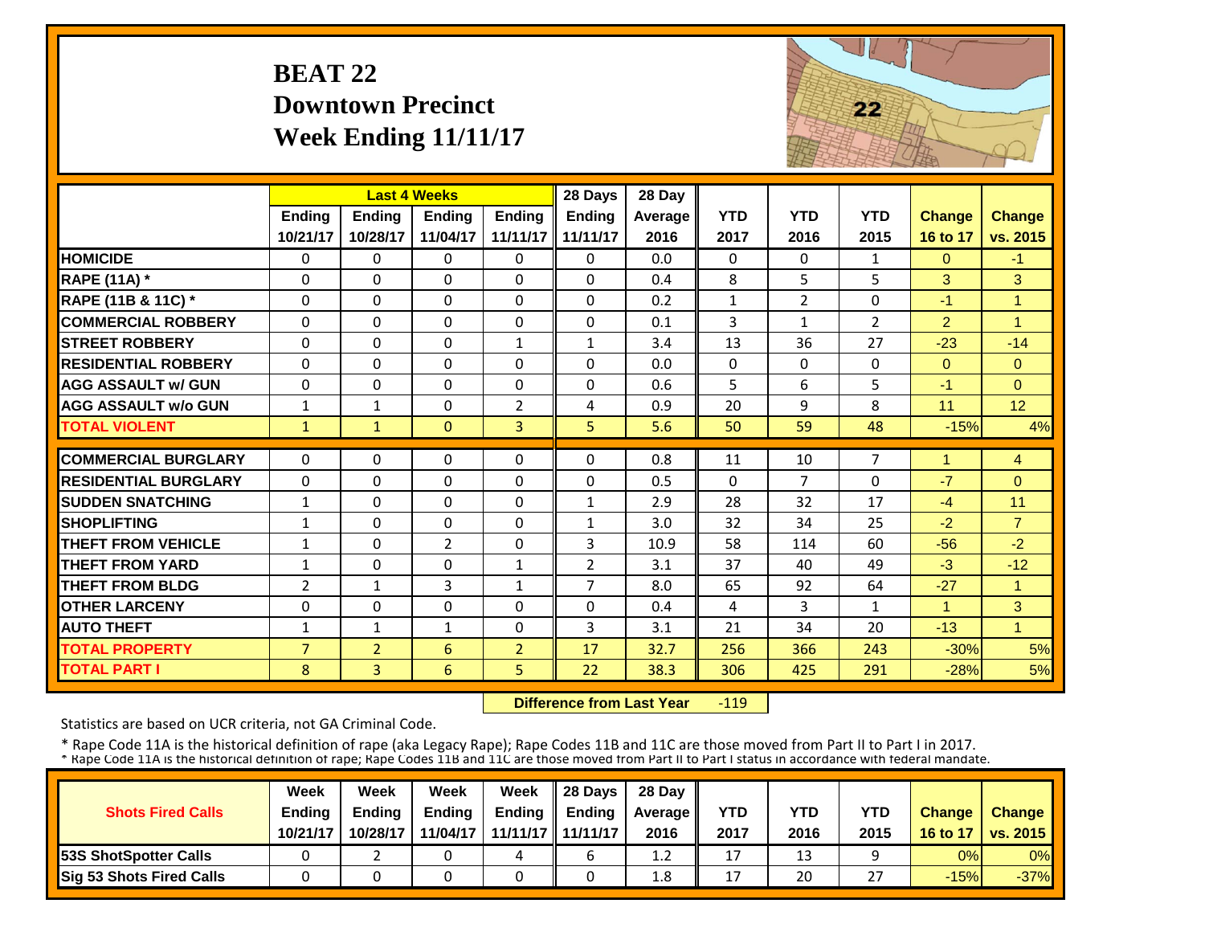# BEAT 22
## Downtown Precinct
## Week Ending 11/11/17

| | Last 4 Weeks | | | | 28 Days | 28 Day | | | | | |
|---|---|---|---|---|---|---|---|---|---|---|---|
| | Ending 10/21/17 | Ending 10/28/17 | Ending 11/04/17 | Ending 11/11/17 | Ending 11/11/17 | Average 2016 | YTD 2017 | YTD 2016 | YTD 2015 | Change 16 to 17 | Change vs. 2015 |
| HOMICIDE | 0 | 0 | 0 | 0 | 0 | 0.0 | 0 | 0 | 1 | 0 | -1 |
| RAPE (11A) * | 0 | 0 | 0 | 0 | 0 | 0.4 | 8 | 5 | 5 | 3 | 3 |
| RAPE (11B & 11C) * | 0 | 0 | 0 | 0 | 0 | 0.2 | 1 | 2 | 0 | -1 | 1 |
| COMMERCIAL ROBBERY | 0 | 0 | 0 | 0 | 0 | 0.1 | 3 | 1 | 2 | 2 | 1 |
| STREET ROBBERY | 0 | 0 | 0 | 1 | 1 | 3.4 | 13 | 36 | 27 | -23 | -14 |
| RESIDENTIAL ROBBERY | 0 | 0 | 0 | 0 | 0 | 0.0 | 0 | 0 | 0 | 0 | 0 |
| AGG ASSAULT w/ GUN | 0 | 0 | 0 | 0 | 0 | 0.6 | 5 | 6 | 5 | -1 | 0 |
| AGG ASSAULT w/o GUN | 1 | 1 | 0 | 2 | 4 | 0.9 | 20 | 9 | 8 | 11 | 12 |
| TOTAL VIOLENT | 1 | 1 | 0 | 3 | 5 | 5.6 | 50 | 59 | 48 | -15% | 4% |
| COMMERCIAL BURGLARY | 0 | 0 | 0 | 0 | 0 | 0.8 | 11 | 10 | 7 | 1 | 4 |
| RESIDENTIAL BURGLARY | 0 | 0 | 0 | 0 | 0 | 0.5 | 0 | 7 | 0 | -7 | 0 |
| SUDDEN SNATCHING | 1 | 0 | 0 | 0 | 1 | 2.9 | 28 | 32 | 17 | -4 | 11 |
| SHOPLIFTING | 1 | 0 | 0 | 0 | 1 | 3.0 | 32 | 34 | 25 | -2 | 7 |
| THEFT FROM VEHICLE | 1 | 0 | 2 | 0 | 3 | 10.9 | 58 | 114 | 60 | -56 | -2 |
| THEFT FROM YARD | 1 | 0 | 0 | 1 | 2 | 3.1 | 37 | 40 | 49 | -3 | -12 |
| THEFT FROM BLDG | 2 | 1 | 3 | 1 | 7 | 8.0 | 65 | 92 | 64 | -27 | 1 |
| OTHER LARCENY | 0 | 0 | 0 | 0 | 0 | 0.4 | 4 | 3 | 1 | 1 | 3 |
| AUTO THEFT | 1 | 1 | 1 | 0 | 3 | 3.1 | 21 | 34 | 20 | -13 | 1 |
| TOTAL PROPERTY | 7 | 2 | 6 | 2 | 17 | 32.7 | 256 | 366 | 243 | -30% | 5% |
| TOTAL PART I | 8 | 3 | 6 | 5 | 22 | 38.3 | 306 | 425 | 291 | -28% | 5% |

**Difference from Last Year** -119

Statistics are based on UCR criteria, not GA Criminal Code.

* Rape Code 11A is the historical definition of rape (aka Legacy Rape); Rape Codes 11B and 11C are those moved from Part II to Part I in 2017.
* Rape Code 11A is the historical definition of rape; Rape Codes 11B and 11C are those moved from Part II to Part I status in accordance with federal mandate.

| Shots Fired Calls | Week Ending 10/21/17 | Week Ending 10/28/17 | Week Ending 11/04/17 | Week Ending 11/11/17 | 28 Days Ending 11/11/17 | 28 Day Average 2016 | YTD 2017 | YTD 2016 | YTD 2015 | Change 16 to 17 | Change vs. 2015 |
|---|---|---|---|---|---|---|---|---|---|---|---|
| 53S ShotSpotter Calls | 0 | 2 | 0 | 4 | 6 | 1.2 | 17 | 13 | 9 | 0% | 0% |
| Sig 53 Shots Fired Calls | 0 | 0 | 0 | 0 | 0 | 1.8 | 17 | 20 | 27 | -15% | -37% |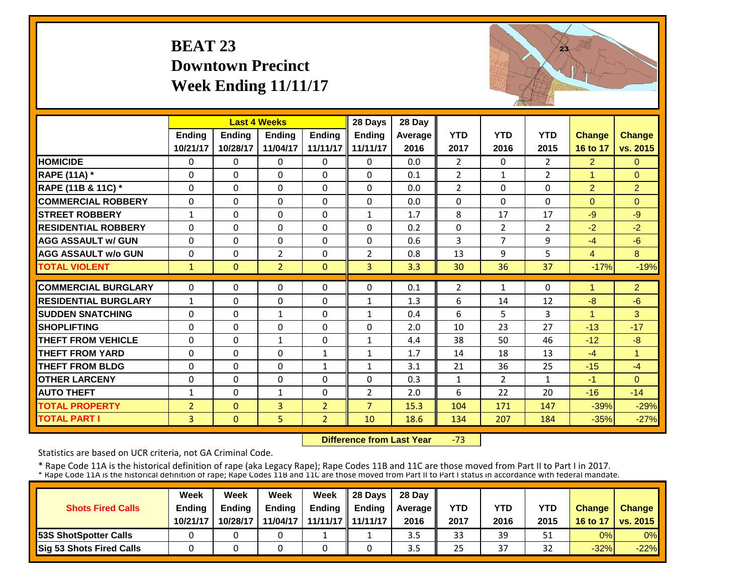# BEAT 23
## Downtown Precinct
## Week Ending 11/11/17

| | Last 4 Weeks | | | | 28 Days | 28 Day | | | | | |
|---|---|---|---|---|---|---|---|---|---|---|---|
| | Ending 10/21/17 | Ending 10/28/17 | Ending 11/04/17 | Ending 11/11/17 | Ending 11/11/17 | Average 2016 | YTD 2017 | YTD 2016 | YTD 2015 | Change 16 to 17 | Change vs. 2015 |
| HOMICIDE | 0 | 0 | 0 | 0 | 0 | 0.0 | 2 | 0 | 2 | 2 | 0 |
| RAPE (11A) * | 0 | 0 | 0 | 0 | 0 | 0.1 | 2 | 1 | 2 | 1 | 0 |
| RAPE (11B & 11C) * | 0 | 0 | 0 | 0 | 0 | 0.0 | 2 | 0 | 0 | 2 | 2 |
| COMMERCIAL ROBBERY | 0 | 0 | 0 | 0 | 0 | 0.0 | 0 | 0 | 0 | 0 | 0 |
| STREET ROBBERY | 1 | 0 | 0 | 0 | 1 | 1.7 | 8 | 17 | 17 | -9 | -9 |
| RESIDENTIAL ROBBERY | 0 | 0 | 0 | 0 | 0 | 0.2 | 0 | 2 | 2 | -2 | -2 |
| AGG ASSAULT w/ GUN | 0 | 0 | 0 | 0 | 0 | 0.6 | 3 | 7 | 9 | -4 | -6 |
| AGG ASSAULT w/o GUN | 0 | 0 | 2 | 0 | 2 | 0.8 | 13 | 9 | 5 | 4 | 8 |
| TOTAL VIOLENT | 1 | 0 | 2 | 0 | 3 | 3.3 | 30 | 36 | 37 | -17% | -19% |
| COMMERCIAL BURGLARY | 0 | 0 | 0 | 0 | 0 | 0.1 | 2 | 1 | 0 | 1 | 2 |
| RESIDENTIAL BURGLARY | 1 | 0 | 0 | 0 | 1 | 1.3 | 6 | 14 | 12 | -8 | -6 |
| SUDDEN SNATCHING | 0 | 0 | 1 | 0 | 1 | 0.4 | 6 | 5 | 3 | 1 | 3 |
| SHOPLIFTING | 0 | 0 | 0 | 0 | 0 | 2.0 | 10 | 23 | 27 | -13 | -17 |
| THEFT FROM VEHICLE | 0 | 0 | 1 | 0 | 1 | 4.4 | 38 | 50 | 46 | -12 | -8 |
| THEFT FROM YARD | 0 | 0 | 0 | 1 | 1 | 1.7 | 14 | 18 | 13 | -4 | 1 |
| THEFT FROM BLDG | 0 | 0 | 0 | 1 | 1 | 3.1 | 21 | 36 | 25 | -15 | -4 |
| OTHER LARCENY | 0 | 0 | 0 | 0 | 0 | 0.3 | 1 | 2 | 1 | -1 | 0 |
| AUTO THEFT | 1 | 0 | 1 | 0 | 2 | 2.0 | 6 | 22 | 20 | -16 | -14 |
| TOTAL PROPERTY | 2 | 0 | 3 | 2 | 7 | 15.3 | 104 | 171 | 147 | -39% | -29% |
| TOTAL PART I | 3 | 0 | 5 | 2 | 10 | 18.6 | 134 | 207 | 184 | -35% | -27% |

**Difference from Last Year** -73

Statistics are based on UCR criteria, not GA Criminal Code.

* Rape Code 11A is the historical definition of rape (aka Legacy Rape); Rape Codes 11B and 11C are those moved from Part II to Part I in 2017.
* Rape Code 11A is the historical definition of rape; Rape Codes 11B and 11C are those moved from Part II to Part I status in accordance with federal mandate.

| Shots Fired Calls | Week Ending 10/21/17 | Week Ending 10/28/17 | Week Ending 11/04/17 | Week Ending 11/11/17 | 28 Days Ending 11/11/17 | 28 Day Average 2016 | YTD 2017 | YTD 2016 | YTD 2015 | Change 16 to 17 | Change vs. 2015 |
|---|---|---|---|---|---|---|---|---|---|---|---|
| 53S ShotSpotter Calls | 0 | 0 | 0 | 1 | 1 | 3.5 | 33 | 39 | 51 | 0% | 0% |
| Sig 53 Shots Fired Calls | 0 | 0 | 0 | 0 | 0 | 3.5 | 25 | 37 | 32 | -32% | -22% |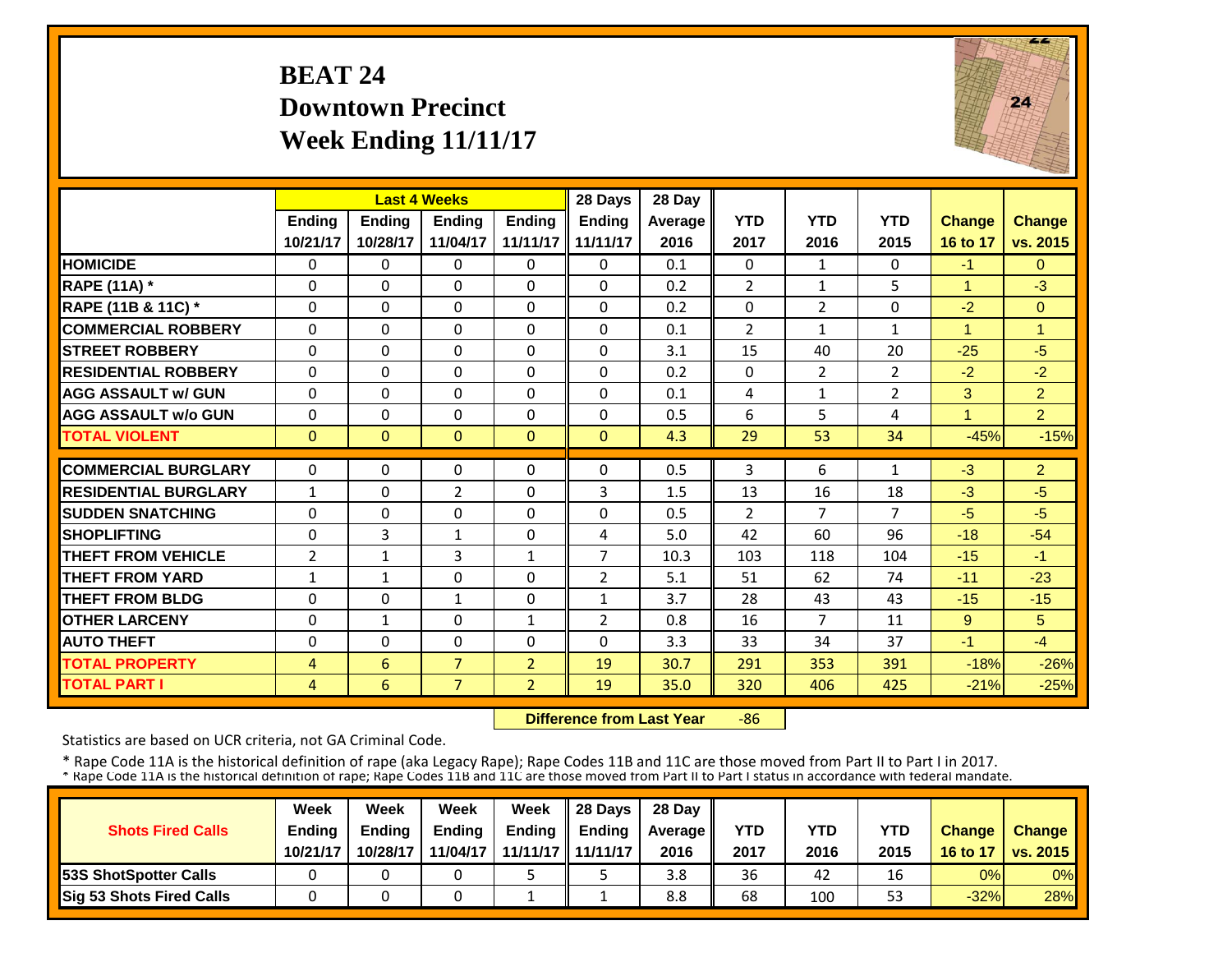# BEAT 24
## Downtown Precinct
## Week Ending 11/11/17

| | Last 4 Weeks | | | | 28 Days | 28 Day | | | | | |
|---|---|---|---|---|---|---|---|---|---|---|---|
| | Ending 10/21/17 | Ending 10/28/17 | Ending 11/04/17 | Ending 11/11/17 | Ending 11/11/17 | Average 2016 | YTD 2017 | YTD 2016 | YTD 2015 | Change 16 to 17 | Change vs. 2015 |
| HOMICIDE | 0 | 0 | 0 | 0 | 0 | 0.1 | 0 | 1 | 0 | -1 | 0 |
| RAPE (11A) * | 0 | 0 | 0 | 0 | 0 | 0.2 | 2 | 1 | 5 | 1 | -3 |
| RAPE (11B & 11C) * | 0 | 0 | 0 | 0 | 0 | 0.2 | 0 | 2 | 0 | -2 | 0 |
| COMMERCIAL ROBBERY | 0 | 0 | 0 | 0 | 0 | 0.1 | 2 | 1 | 1 | 1 | 1 |
| STREET ROBBERY | 0 | 0 | 0 | 0 | 0 | 3.1 | 15 | 40 | 20 | -25 | -5 |
| RESIDENTIAL ROBBERY | 0 | 0 | 0 | 0 | 0 | 0.2 | 0 | 2 | 2 | -2 | -2 |
| AGG ASSAULT w/ GUN | 0 | 0 | 0 | 0 | 0 | 0.1 | 4 | 1 | 2 | 3 | 2 |
| AGG ASSAULT w/o GUN | 0 | 0 | 0 | 0 | 0 | 0.5 | 6 | 5 | 4 | 1 | 2 |
| TOTAL VIOLENT | 0 | 0 | 0 | 0 | 0 | 4.3 | 29 | 53 | 34 | -45% | -15% |
| COMMERCIAL BURGLARY | 0 | 0 | 0 | 0 | 0 | 0.5 | 3 | 6 | 1 | -3 | 2 |
| RESIDENTIAL BURGLARY | 1 | 0 | 2 | 0 | 3 | 1.5 | 13 | 16 | 18 | -3 | -5 |
| SUDDEN SNATCHING | 0 | 0 | 0 | 0 | 0 | 0.5 | 2 | 7 | 7 | -5 | -5 |
| SHOPLIFTING | 0 | 3 | 1 | 0 | 4 | 5.0 | 42 | 60 | 96 | -18 | -54 |
| THEFT FROM VEHICLE | 2 | 1 | 3 | 1 | 7 | 10.3 | 103 | 118 | 104 | -15 | -1 |
| THEFT FROM YARD | 1 | 1 | 0 | 0 | 2 | 5.1 | 51 | 62 | 74 | -11 | -23 |
| THEFT FROM BLDG | 0 | 0 | 1 | 0 | 1 | 3.7 | 28 | 43 | 43 | -15 | -15 |
| OTHER LARCENY | 0 | 1 | 0 | 1 | 2 | 0.8 | 16 | 7 | 11 | 9 | 5 |
| AUTO THEFT | 0 | 0 | 0 | 0 | 0 | 3.3 | 33 | 34 | 37 | -1 | -4 |
| TOTAL PROPERTY | 4 | 6 | 7 | 2 | 19 | 30.7 | 291 | 353 | 391 | -18% | -26% |
| TOTAL PART I | 4 | 6 | 7 | 2 | 19 | 35.0 | 320 | 406 | 425 | -21% | -25% |

**Difference from Last Year** -86

Statistics are based on UCR criteria, not GA Criminal Code.

\* Rape Code 11A is the historical definition of rape (aka Legacy Rape); Rape Codes 11B and 11C are those moved from Part II to Part I in 2017.
\* Rape Code 11A is the historical definition of rape; Rape Codes 11B and 11C are those moved from Part II to Part I status in accordance with federal mandate.

| Shots Fired Calls | Week Ending 10/21/17 | Week Ending 10/28/17 | Week Ending 11/04/17 | Week Ending 11/11/17 | 28 Days Ending 11/11/17 | 28 Day Average 2016 | YTD 2017 | YTD 2016 | YTD 2015 | Change 16 to 17 | Change vs. 2015 |
|---|---|---|---|---|---|---|---|---|---|---|---|
| 53S ShotSpotter Calls | 0 | 0 | 0 | 5 | 5 | 3.8 | 36 | 42 | 16 | 0% | 0% |
| Sig 53 Shots Fired Calls | 0 | 0 | 0 | 1 | 1 | 8.8 | 68 | 100 | 53 | -32% | 28% |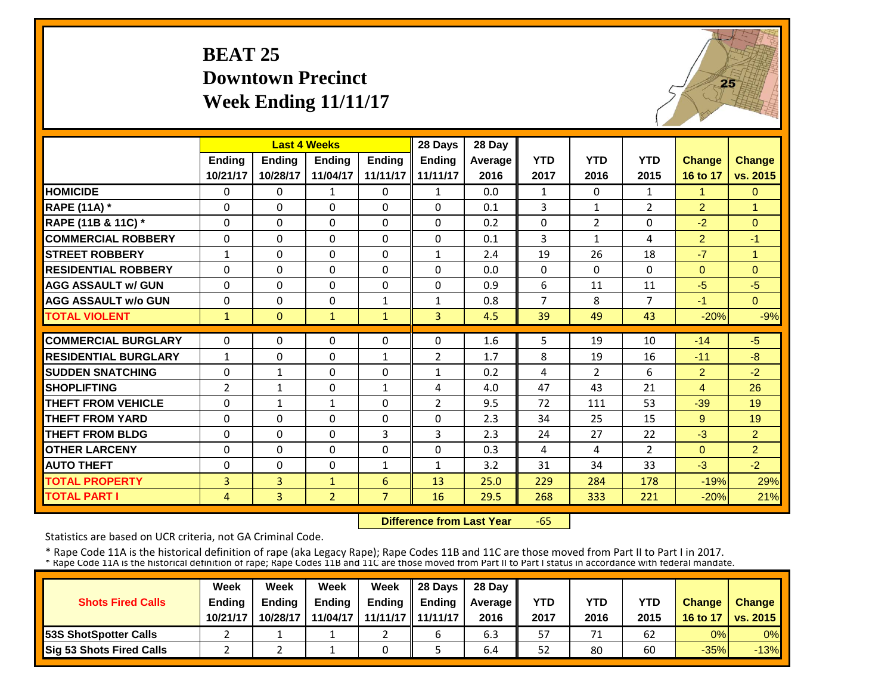# BEAT 25
## Downtown Precinct
## Week Ending 11/11/17

| | Last 4 Weeks | | | | 28 Days | 28 Day | | | | | |
|---|---|---|---|---|---|---|---|---|---|---|---|
| | Ending 10/21/17 | Ending 10/28/17 | Ending 11/04/17 | Ending 11/11/17 | Ending 11/11/17 | Average 2016 | YTD 2017 | YTD 2016 | YTD 2015 | Change 16 to 17 | Change vs. 2015 |
| **HOMICIDE** | 0 | 0 | 1 | 0 | 1 | 0.0 | 1 | 0 | 1 | 1 | 0 |
| **RAPE (11A) *** | 0 | 0 | 0 | 0 | 0 | 0.1 | 3 | 1 | 2 | 2 | 1 |
| **RAPE (11B & 11C) *** | 0 | 0 | 0 | 0 | 0 | 0.2 | 0 | 2 | 0 | -2 | 0 |
| **COMMERCIAL ROBBERY** | 0 | 0 | 0 | 0 | 0 | 0.1 | 3 | 1 | 4 | 2 | -1 |
| **STREET ROBBERY** | 1 | 0 | 0 | 0 | 1 | 2.4 | 19 | 26 | 18 | -7 | 1 |
| **RESIDENTIAL ROBBERY** | 0 | 0 | 0 | 0 | 0 | 0.0 | 0 | 0 | 0 | 0 | 0 |
| **AGG ASSAULT w/ GUN** | 0 | 0 | 0 | 0 | 0 | 0.9 | 6 | 11 | 11 | -5 | -5 |
| **AGG ASSAULT w/o GUN** | 0 | 0 | 0 | 1 | 1 | 0.8 | 7 | 8 | 7 | -1 | 0 |
| **TOTAL VIOLENT** | 1 | 0 | 1 | 1 | 3 | 4.5 | 39 | 49 | 43 | -20% | -9% |
| **COMMERCIAL BURGLARY** | 0 | 0 | 0 | 0 | 0 | 1.6 | 5 | 19 | 10 | -14 | -5 |
| **RESIDENTIAL BURGLARY** | 1 | 0 | 0 | 1 | 2 | 1.7 | 8 | 19 | 16 | -11 | -8 |
| **SUDDEN SNATCHING** | 0 | 1 | 0 | 0 | 1 | 0.2 | 4 | 2 | 6 | 2 | -2 |
| **SHOPLIFTING** | 2 | 1 | 0 | 1 | 4 | 4.0 | 47 | 43 | 21 | 4 | 26 |
| **THEFT FROM VEHICLE** | 0 | 1 | 1 | 0 | 2 | 9.5 | 72 | 111 | 53 | -39 | 19 |
| **THEFT FROM YARD** | 0 | 0 | 0 | 0 | 0 | 2.3 | 34 | 25 | 15 | 9 | 19 |
| **THEFT FROM BLDG** | 0 | 0 | 0 | 3 | 3 | 2.3 | 24 | 27 | 22 | -3 | 2 |
| **OTHER LARCENY** | 0 | 0 | 0 | 0 | 0 | 0.3 | 4 | 4 | 2 | 0 | 2 |
| **AUTO THEFT** | 0 | 0 | 0 | 1 | 1 | 3.2 | 31 | 34 | 33 | -3 | -2 |
| **TOTAL PROPERTY** | 3 | 3 | 1 | 6 | 13 | 25.0 | 229 | 284 | 178 | -19% | 29% |
| **TOTAL PART I** | 4 | 3 | 2 | 7 | 16 | 29.5 | 268 | 333 | 221 | -20% | 21% |

**Difference from Last Year** -65

Statistics are based on UCR criteria, not GA Criminal Code.

\* Rape Code 11A is the historical definition of rape (aka Legacy Rape); Rape Codes 11B and 11C are those moved from Part II to Part I in 2017.
\* Rape Code 11A is the historical definition of rape; Rape Codes 11B and 11C are those moved from Part II to Part I status in accordance with federal mandate.

| Shots Fired Calls | Week Ending 10/21/17 | Week Ending 10/28/17 | Week Ending 11/04/17 | Week Ending 11/11/17 | 28 Days Ending 11/11/17 | 28 Day Average 2016 | YTD 2017 | YTD 2016 | YTD 2015 | Change 16 to 17 | Change vs. 2015 |
|---|---|---|---|---|---|---|---|---|---|---|---|
| **53S ShotSpotter Calls** | 2 | 1 | 1 | 2 | 6 | 6.3 | 57 | 71 | 62 | 0% | 0% |
| **Sig 53 Shots Fired Calls** | 2 | 2 | 1 | 0 | 5 | 6.4 | 52 | 80 | 60 | -35% | -13% |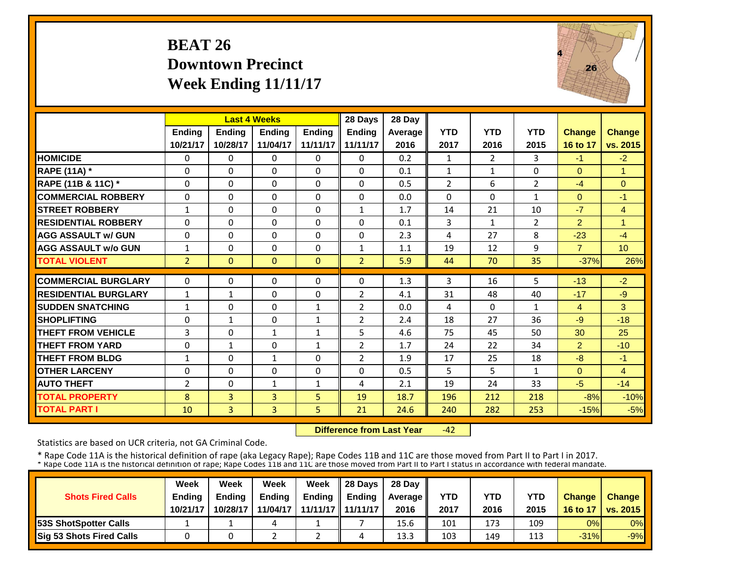# BEAT 26
## Downtown Precinct
## Week Ending 11/11/17

| | Last 4 Weeks | | | | 28 Days | 28 Day | | | | | |
|---|---|---|---|---|---|---|---|---|---|---|---|
| | Ending 10/21/17 | Ending 10/28/17 | Ending 11/04/17 | Ending 11/11/17 | Ending 11/11/17 | Average 2016 | YTD 2017 | YTD 2016 | YTD 2015 | Change 16 to 17 | Change vs. 2015 |
| HOMICIDE | 0 | 0 | 0 | 0 | 0 | 0.2 | 1 | 2 | 3 | -1 | -2 |
| RAPE (11A) * | 0 | 0 | 0 | 0 | 0 | 0.1 | 1 | 1 | 0 | 0 | 1 |
| RAPE (11B & 11C) * | 0 | 0 | 0 | 0 | 0 | 0.5 | 2 | 6 | 2 | -4 | 0 |
| COMMERCIAL ROBBERY | 0 | 0 | 0 | 0 | 0 | 0.0 | 0 | 0 | 1 | 0 | -1 |
| STREET ROBBERY | 1 | 0 | 0 | 0 | 1 | 1.7 | 14 | 21 | 10 | -7 | 4 |
| RESIDENTIAL ROBBERY | 0 | 0 | 0 | 0 | 0 | 0.1 | 3 | 1 | 2 | 2 | 1 |
| AGG ASSAULT w/ GUN | 0 | 0 | 0 | 0 | 0 | 2.3 | 4 | 27 | 8 | -23 | -4 |
| AGG ASSAULT w/o GUN | 1 | 0 | 0 | 0 | 1 | 1.1 | 19 | 12 | 9 | 7 | 10 |
| TOTAL VIOLENT | 2 | 0 | 0 | 0 | 2 | 5.9 | 44 | 70 | 35 | -37% | 26% |
| COMMERCIAL BURGLARY | 0 | 0 | 0 | 0 | 0 | 1.3 | 3 | 16 | 5 | -13 | -2 |
| RESIDENTIAL BURGLARY | 1 | 1 | 0 | 0 | 2 | 4.1 | 31 | 48 | 40 | -17 | -9 |
| SUDDEN SNATCHING | 1 | 0 | 0 | 1 | 2 | 0.0 | 4 | 0 | 1 | 4 | 3 |
| SHOPLIFTING | 0 | 1 | 0 | 1 | 2 | 2.4 | 18 | 27 | 36 | -9 | -18 |
| THEFT FROM VEHICLE | 3 | 0 | 1 | 1 | 5 | 4.6 | 75 | 45 | 50 | 30 | 25 |
| THEFT FROM YARD | 0 | 1 | 0 | 1 | 2 | 1.7 | 24 | 22 | 34 | 2 | -10 |
| THEFT FROM BLDG | 1 | 0 | 1 | 0 | 2 | 1.9 | 17 | 25 | 18 | -8 | -1 |
| OTHER LARCENY | 0 | 0 | 0 | 0 | 0 | 0.5 | 5 | 5 | 1 | 0 | 4 |
| AUTO THEFT | 2 | 0 | 1 | 1 | 4 | 2.1 | 19 | 24 | 33 | -5 | -14 |
| TOTAL PROPERTY | 8 | 3 | 3 | 5 | 19 | 18.7 | 196 | 212 | 218 | -8% | -10% |
| TOTAL PART I | 10 | 3 | 3 | 5 | 21 | 24.6 | 240 | 282 | 253 | -15% | -5% |

**Difference from Last Year** -42

Statistics are based on UCR criteria, not GA Criminal Code.

* Rape Code 11A is the historical definition of rape (aka Legacy Rape); Rape Codes 11B and 11C are those moved from Part II to Part I in 2017.
* Rape Code 11A is the historical definition of rape; Rape Codes 11B and 11C are those moved from Part II to Part I status in accordance with federal mandate.

| Shots Fired Calls | Week Ending 10/21/17 | Week Ending 10/28/17 | Week Ending 11/04/17 | Week Ending 11/11/17 | 28 Days Ending 11/11/17 | 28 Day Average 2016 | YTD 2017 | YTD 2016 | YTD 2015 | Change 16 to 17 | Change vs. 2015 |
|---|---|---|---|---|---|---|---|---|---|---|---|
| 53S ShotSpotter Calls | 1 | 1 | 4 | 1 | 7 | 15.6 | 101 | 173 | 109 | 0% | 0% |
| Sig 53 Shots Fired Calls | 0 | 0 | 2 | 2 | 4 | 13.3 | 103 | 149 | 113 | -31% | -9% |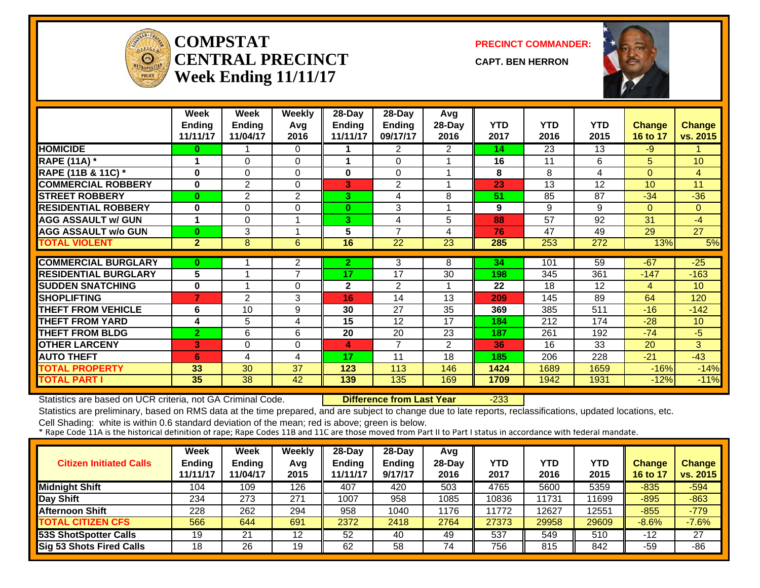# COMPSTAT CENTRAL PRECINCT
## Week Ending 11/11/17

**PRECINCT COMMANDER:** CAPT. BEN HERRON

| | Week Ending 11/11/17 | Week Ending 11/04/17 | Weekly Avg 2016 | 28-Day Ending 11/11/17 | 28-Day Ending 09/17/17 | Avg 28-Day 2016 | YTD 2017 | YTD 2016 | YTD 2015 | Change 16 to 17 | Change vs. 2015 |
|---|---|---|---|---|---|---|---|---|---|---|---|
| HOMICIDE | 0 | 1 | 0 | 1 | 2 | 2 | 14 | 23 | 13 | -9 | 1 |
| RAPE (11A) * | 1 | 0 | 0 | 1 | 0 | 1 | 16 | 11 | 6 | 5 | 10 |
| RAPE (11B & 11C) * | 0 | 0 | 0 | 0 | 0 | 1 | 8 | 8 | 4 | 0 | 4 |
| COMMERCIAL ROBBERY | 0 | 2 | 0 | 3 | 2 | 1 | 23 | 13 | 12 | 10 | 11 |
| STREET ROBBERY | 0 | 2 | 2 | 3 | 4 | 8 | 51 | 85 | 87 | -34 | -36 |
| RESIDENTIAL ROBBERY | 0 | 0 | 0 | 0 | 3 | 1 | 9 | 9 | 9 | 0 | 0 |
| AGG ASSAULT w/ GUN | 1 | 0 | 1 | 3 | 4 | 5 | 88 | 57 | 92 | 31 | -4 |
| AGG ASSAULT w/o GUN | 0 | 3 | 1 | 5 | 7 | 4 | 76 | 47 | 49 | 29 | 27 |
| TOTAL VIOLENT | 2 | 8 | 6 | 16 | 22 | 23 | 285 | 253 | 272 | 13% | 5% |
| COMMERCIAL BURGLARY | 0 | 1 | 2 | 2 | 3 | 8 | 34 | 101 | 59 | -67 | -25 |
| RESIDENTIAL BURGLARY | 5 | 1 | 7 | 17 | 17 | 30 | 198 | 345 | 361 | -147 | -163 |
| SUDDEN SNATCHING | 0 | 1 | 0 | 2 | 2 | 1 | 22 | 18 | 12 | 4 | 10 |
| SHOPLIFTING | 7 | 2 | 3 | 16 | 14 | 13 | 209 | 145 | 89 | 64 | 120 |
| THEFT FROM VEHICLE | 6 | 10 | 9 | 30 | 27 | 35 | 369 | 385 | 511 | -16 | -142 |
| THEFT FROM YARD | 4 | 5 | 4 | 15 | 12 | 17 | 184 | 212 | 174 | -28 | 10 |
| THEFT FROM BLDG | 2 | 6 | 6 | 20 | 20 | 23 | 187 | 261 | 192 | -74 | -5 |
| OTHER LARCENY | 3 | 0 | 0 | 4 | 7 | 2 | 36 | 16 | 33 | 20 | 3 |
| AUTO THEFT | 6 | 4 | 4 | 17 | 11 | 18 | 185 | 206 | 228 | -21 | -43 |
| TOTAL PROPERTY | 33 | 30 | 37 | 123 | 113 | 146 | 1424 | 1689 | 1659 | -16% | -14% |
| TOTAL PART I | 35 | 38 | 42 | 139 | 135 | 169 | 1709 | 1942 | 1931 | -12% | -11% |

Statistics are based on UCR criteria, not GA Criminal Code. **Difference from Last Year** -233

Statistics are preliminary, based on RMS data at the time prepared, and are subject to change due to late reports, reclassifications, updated locations, etc.

Cell Shading: white is within 0.6 standard deviation of the mean; red is above; green is below.

* Rape Code 11A is the historical definition of rape; Rape Codes 11B and 11C are those moved from Part II to Part I status in accordance with federal mandate.

| Citizen Initiated Calls | Week Ending 11/11/17 | Week Ending 11/04/17 | Weekly Avg 2015 | 28-Day Ending 11/11/17 | 28-Day Ending 9/17/17 | Avg 28-Day 2016 | YTD 2017 | YTD 2016 | YTD 2015 | Change 16 to 17 | Change vs. 2015 |
|---|---|---|---|---|---|---|---|---|---|---|---|
| Midnight Shift | 104 | 109 | 126 | 407 | 420 | 503 | 4765 | 5600 | 5359 | -835 | -594 |
| Day Shift | 234 | 273 | 271 | 1007 | 958 | 1085 | 10836 | 11731 | 11699 | -895 | -863 |
| Afternoon Shift | 228 | 262 | 294 | 958 | 1040 | 1176 | 11772 | 12627 | 12551 | -855 | -779 |
| TOTAL CITIZEN CFS | 566 | 644 | 691 | 2372 | 2418 | 2764 | 27373 | 29958 | 29609 | -8.6% | -7.6% |
| 53S ShotSpotter Calls | 19 | 21 | 12 | 52 | 40 | 49 | 537 | 549 | 510 | -12 | 27 |
| Sig 53 Shots Fired Calls | 18 | 26 | 19 | 62 | 58 | 74 | 756 | 815 | 842 | -59 | -86 |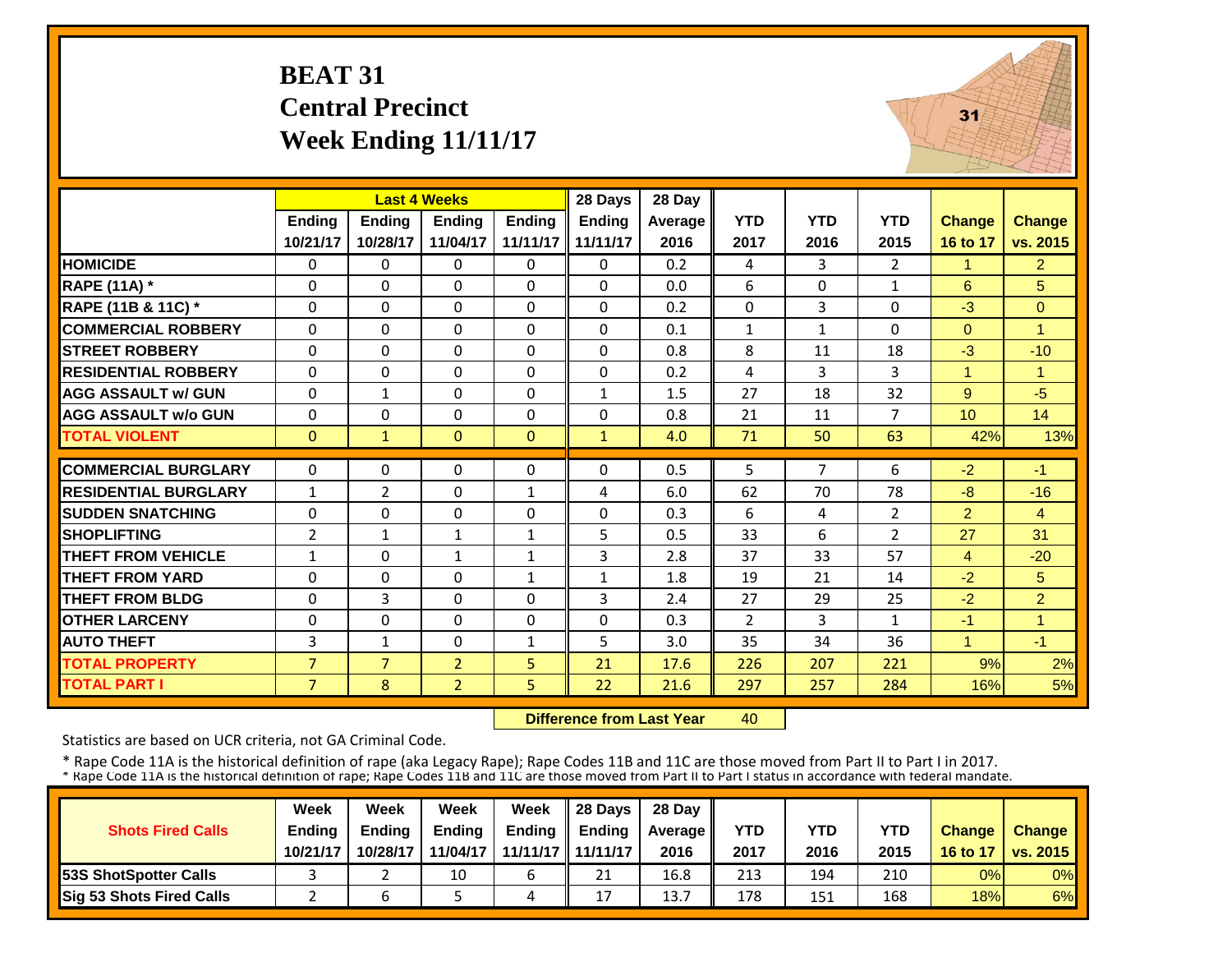# BEAT 31
# Central Precinct
# Week Ending 11/11/17

| | Last 4 Weeks | | | | 28 Days | 28 Day | | | | | |
|---|---|---|---|---|---|---|---|---|---|---|---|
| | Ending 10/21/17 | Ending 10/28/17 | Ending 11/04/17 | Ending 11/11/17 | Ending 11/11/17 | Average 2016 | YTD 2017 | YTD 2016 | YTD 2015 | Change 16 to 17 | Change vs. 2015 |
| **HOMICIDE** | 0 | 0 | 0 | 0 | 0 | 0.2 | 4 | 3 | 2 | 1 | 2 |
| **RAPE (11A) *** | 0 | 0 | 0 | 0 | 0 | 0.0 | 6 | 0 | 1 | 6 | 5 |
| **RAPE (11B & 11C) *** | 0 | 0 | 0 | 0 | 0 | 0.2 | 0 | 3 | 0 | -3 | 0 |
| **COMMERCIAL ROBBERY** | 0 | 0 | 0 | 0 | 0 | 0.1 | 1 | 1 | 0 | 0 | 1 |
| **STREET ROBBERY** | 0 | 0 | 0 | 0 | 0 | 0.8 | 8 | 11 | 18 | -3 | -10 |
| **RESIDENTIAL ROBBERY** | 0 | 0 | 0 | 0 | 0 | 0.2 | 4 | 3 | 3 | 1 | 1 |
| **AGG ASSAULT w/ GUN** | 0 | 1 | 0 | 0 | 1 | 1.5 | 27 | 18 | 32 | 9 | -5 |
| **AGG ASSAULT w/o GUN** | 0 | 0 | 0 | 0 | 0 | 0.8 | 21 | 11 | 7 | 10 | 14 |
| **TOTAL VIOLENT** | 0 | 1 | 0 | 0 | 1 | 4.0 | 71 | 50 | 63 | 42% | 13% |
| **COMMERCIAL BURGLARY** | 0 | 0 | 0 | 0 | 0 | 0.5 | 5 | 7 | 6 | -2 | -1 |
| **RESIDENTIAL BURGLARY** | 1 | 2 | 0 | 1 | 4 | 6.0 | 62 | 70 | 78 | -8 | -16 |
| **SUDDEN SNATCHING** | 0 | 0 | 0 | 0 | 0 | 0.3 | 6 | 4 | 2 | 2 | 4 |
| **SHOPLIFTING** | 2 | 1 | 1 | 1 | 5 | 0.5 | 33 | 6 | 2 | 27 | 31 |
| **THEFT FROM VEHICLE** | 1 | 0 | 1 | 1 | 3 | 2.8 | 37 | 33 | 57 | 4 | -20 |
| **THEFT FROM YARD** | 0 | 0 | 0 | 1 | 1 | 1.8 | 19 | 21 | 14 | -2 | 5 |
| **THEFT FROM BLDG** | 0 | 3 | 0 | 0 | 3 | 2.4 | 27 | 29 | 25 | -2 | 2 |
| **OTHER LARCENY** | 0 | 0 | 0 | 0 | 0 | 0.3 | 2 | 3 | 1 | -1 | 1 |
| **AUTO THEFT** | 3 | 1 | 0 | 1 | 5 | 3.0 | 35 | 34 | 36 | 1 | -1 |
| **TOTAL PROPERTY** | 7 | 7 | 2 | 5 | 21 | 17.6 | 226 | 207 | 221 | 9% | 2% |
| **TOTAL PART I** | 7 | 8 | 2 | 5 | 22 | 21.6 | 297 | 257 | 284 | 16% | 5% |

**Difference from Last Year** 40

Statistics are based on UCR criteria, not GA Criminal Code.

* Rape Code 11A is the historical definition of rape (aka Legacy Rape); Rape Codes 11B and 11C are those moved from Part II to Part I in 2017.
* Rape Code 11A is the historical definition of rape; Rape Codes 11B and 11C are those moved from Part II to Part I status in accordance with federal mandate.

| Shots Fired Calls | Week Ending 10/21/17 | Week Ending 10/28/17 | Week Ending 11/04/17 | Week Ending 11/11/17 | 28 Days Ending 11/11/17 | 28 Day Average 2016 | YTD 2017 | YTD 2016 | YTD 2015 | Change 16 to 17 | Change vs. 2015 |
|---|---|---|---|---|---|---|---|---|---|---|---|
| **53S ShotSpotter Calls** | 3 | 2 | 10 | 6 | 21 | 16.8 | 213 | 194 | 210 | 0% | 0% |
| **Sig 53 Shots Fired Calls** | 2 | 6 | 5 | 4 | 17 | 13.7 | 178 | 151 | 168 | 18% | 6% |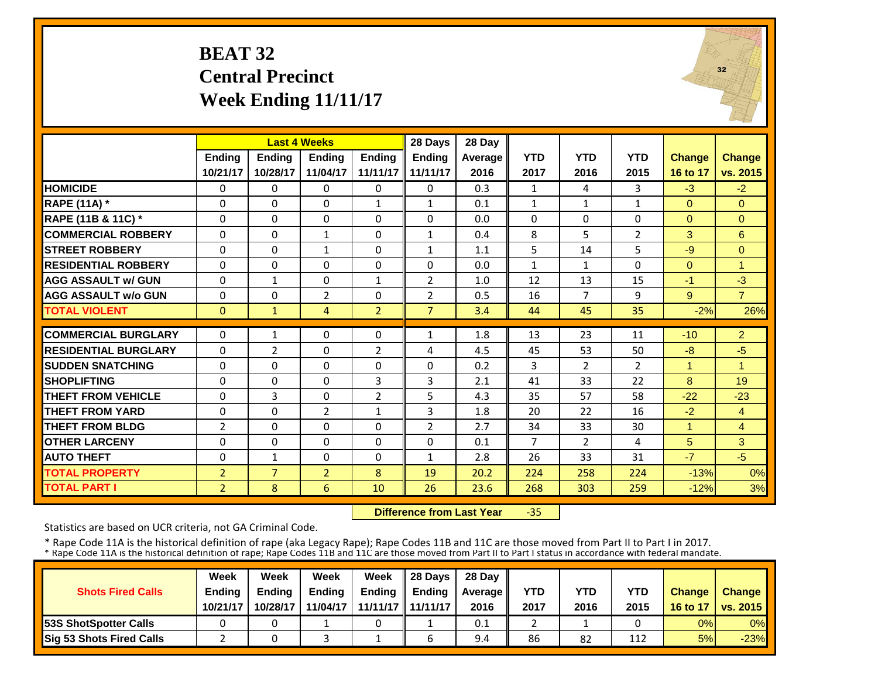# BEAT 32
## Central Precinct
## Week Ending 11/11/17

| | Last 4 Weeks | | | | 28 Days | 28 Day | | | | | |
|---|---|---|---|---|---|---|---|---|---|---|---|
| | Ending 10/21/17 | Ending 10/28/17 | Ending 11/04/17 | Ending 11/11/17 | Ending 11/11/17 | Average 2016 | YTD 2017 | YTD 2016 | YTD 2015 | Change 16 to 17 | Change vs. 2015 |
| HOMICIDE | 0 | 0 | 0 | 0 | 0 | 0.3 | 1 | 4 | 3 | -3 | -2 |
| RAPE (11A) * | 0 | 0 | 0 | 1 | 1 | 0.1 | 1 | 1 | 1 | 0 | 0 |
| RAPE (11B & 11C) * | 0 | 0 | 0 | 0 | 0 | 0.0 | 0 | 0 | 0 | 0 | 0 |
| COMMERCIAL ROBBERY | 0 | 0 | 1 | 0 | 1 | 0.4 | 8 | 5 | 2 | 3 | 6 |
| STREET ROBBERY | 0 | 0 | 1 | 0 | 1 | 1.1 | 5 | 14 | 5 | -9 | 0 |
| RESIDENTIAL ROBBERY | 0 | 0 | 0 | 0 | 0 | 0.0 | 1 | 1 | 0 | 0 | 1 |
| AGG ASSAULT w/ GUN | 0 | 1 | 0 | 1 | 2 | 1.0 | 12 | 13 | 15 | -1 | -3 |
| AGG ASSAULT w/o GUN | 0 | 0 | 2 | 0 | 2 | 0.5 | 16 | 7 | 9 | 9 | 7 |
| TOTAL VIOLENT | 0 | 1 | 4 | 2 | 7 | 3.4 | 44 | 45 | 35 | -2% | 26% |
| COMMERCIAL BURGLARY | 0 | 1 | 0 | 0 | 1 | 1.8 | 13 | 23 | 11 | -10 | 2 |
| RESIDENTIAL BURGLARY | 0 | 2 | 0 | 2 | 4 | 4.5 | 45 | 53 | 50 | -8 | -5 |
| SUDDEN SNATCHING | 0 | 0 | 0 | 0 | 0 | 0.2 | 3 | 2 | 2 | 1 | 1 |
| SHOPLIFTING | 0 | 0 | 0 | 3 | 3 | 2.1 | 41 | 33 | 22 | 8 | 19 |
| THEFT FROM VEHICLE | 0 | 3 | 0 | 2 | 5 | 4.3 | 35 | 57 | 58 | -22 | -23 |
| THEFT FROM YARD | 0 | 0 | 2 | 1 | 3 | 1.8 | 20 | 22 | 16 | -2 | 4 |
| THEFT FROM BLDG | 2 | 0 | 0 | 0 | 2 | 2.7 | 34 | 33 | 30 | 1 | 4 |
| OTHER LARCENY | 0 | 0 | 0 | 0 | 0 | 0.1 | 7 | 2 | 4 | 5 | 3 |
| AUTO THEFT | 0 | 1 | 0 | 0 | 1 | 2.8 | 26 | 33 | 31 | -7 | -5 |
| TOTAL PROPERTY | 2 | 7 | 2 | 8 | 19 | 20.2 | 224 | 258 | 224 | -13% | 0% |
| TOTAL PART I | 2 | 8 | 6 | 10 | 26 | 23.6 | 268 | 303 | 259 | -12% | 3% |

**Difference from Last Year** -35

Statistics are based on UCR criteria, not GA Criminal Code.

* Rape Code 11A is the historical definition of rape (aka Legacy Rape); Rape Codes 11B and 11C are those moved from Part II to Part I in 2017.
* Rape Code 11A is the historical definition of rape; Rape Codes 11B and 11C are those moved from Part II to Part I status in accordance with federal mandate.

| Shots Fired Calls | Week Ending 10/21/17 | Week Ending 10/28/17 | Week Ending 11/04/17 | Week Ending 11/11/17 | 28 Days Ending 11/11/17 | 28 Day Average 2016 | YTD 2017 | YTD 2016 | YTD 2015 | Change 16 to 17 | Change vs. 2015 |
|---|---|---|---|---|---|---|---|---|---|---|---|
| 53S ShotSpotter Calls | 0 | 0 | 1 | 0 | 1 | 0.1 | 2 | 1 | 0 | 0% | 0% |
| Sig 53 Shots Fired Calls | 2 | 0 | 3 | 1 | 6 | 9.4 | 86 | 82 | 112 | 5% | -23% |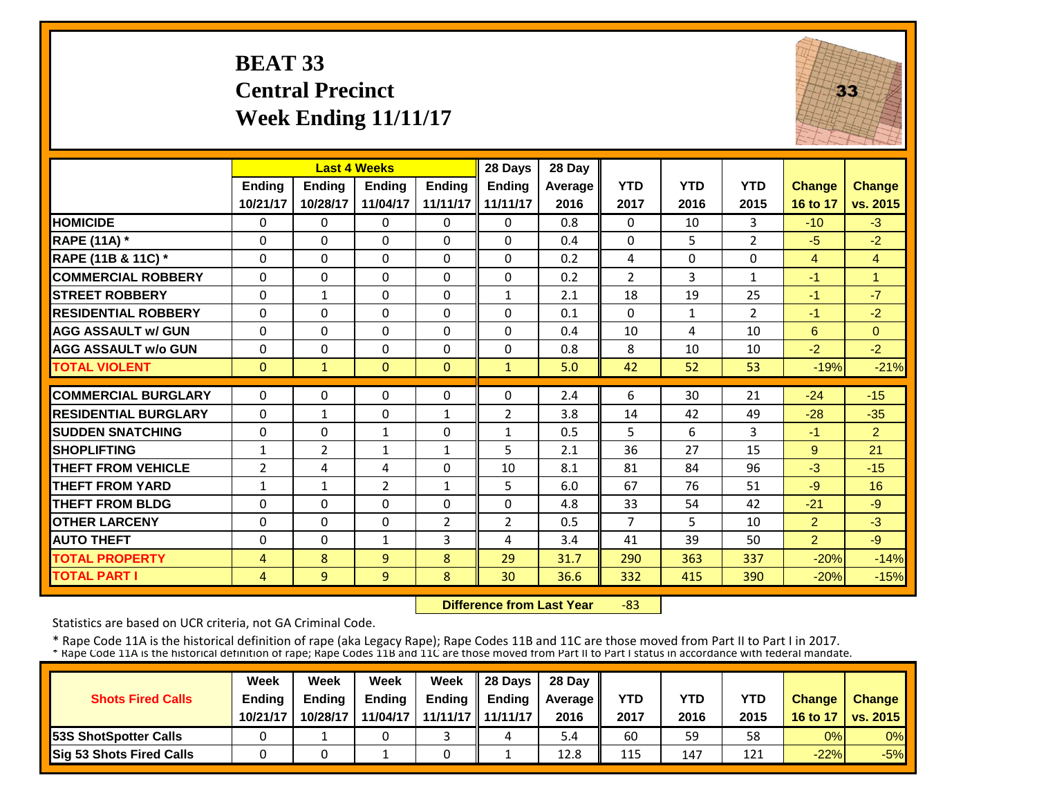# BEAT 33
# Central Precinct
# Week Ending 11/11/17

| | Last 4 Weeks | | | | 28 Days | 28 Day | | | | | |
|---|---|---|---|---|---|---|---|---|---|---|---|
| | Ending 10/21/17 | Ending 10/28/17 | Ending 11/04/17 | Ending 11/11/17 | Ending 11/11/17 | Average 2016 | YTD 2017 | YTD 2016 | YTD 2015 | Change 16 to 17 | Change vs. 2015 |
| HOMICIDE | 0 | 0 | 0 | 0 | 0 | 0.8 | 0 | 10 | 3 | -10 | -3 |
| RAPE (11A) * | 0 | 0 | 0 | 0 | 0 | 0.4 | 0 | 5 | 2 | -5 | -2 |
| RAPE (11B & 11C) * | 0 | 0 | 0 | 0 | 0 | 0.2 | 4 | 0 | 0 | 4 | 4 |
| COMMERCIAL ROBBERY | 0 | 0 | 0 | 0 | 0 | 0.2 | 2 | 3 | 1 | -1 | 1 |
| STREET ROBBERY | 0 | 1 | 0 | 0 | 1 | 2.1 | 18 | 19 | 25 | -1 | -7 |
| RESIDENTIAL ROBBERY | 0 | 0 | 0 | 0 | 0 | 0.1 | 0 | 1 | 2 | -1 | -2 |
| AGG ASSAULT w/ GUN | 0 | 0 | 0 | 0 | 0 | 0.4 | 10 | 4 | 10 | 6 | 0 |
| AGG ASSAULT w/o GUN | 0 | 0 | 0 | 0 | 0 | 0.8 | 8 | 10 | 10 | -2 | -2 |
| TOTAL VIOLENT | 0 | 1 | 0 | 0 | 1 | 5.0 | 42 | 52 | 53 | -19% | -21% |
| COMMERCIAL BURGLARY | 0 | 0 | 0 | 0 | 0 | 2.4 | 6 | 30 | 21 | -24 | -15 |
| RESIDENTIAL BURGLARY | 0 | 1 | 0 | 1 | 2 | 3.8 | 14 | 42 | 49 | -28 | -35 |
| SUDDEN SNATCHING | 0 | 0 | 1 | 0 | 1 | 0.5 | 5 | 6 | 3 | -1 | 2 |
| SHOPLIFTING | 1 | 2 | 1 | 1 | 5 | 2.1 | 36 | 27 | 15 | 9 | 21 |
| THEFT FROM VEHICLE | 2 | 4 | 4 | 0 | 10 | 8.1 | 81 | 84 | 96 | -3 | -15 |
| THEFT FROM YARD | 1 | 1 | 2 | 1 | 5 | 6.0 | 67 | 76 | 51 | -9 | 16 |
| THEFT FROM BLDG | 0 | 0 | 0 | 0 | 0 | 4.8 | 33 | 54 | 42 | -21 | -9 |
| OTHER LARCENY | 0 | 0 | 0 | 2 | 2 | 0.5 | 7 | 5 | 10 | 2 | -3 |
| AUTO THEFT | 0 | 0 | 1 | 3 | 4 | 3.4 | 41 | 39 | 50 | 2 | -9 |
| TOTAL PROPERTY | 4 | 8 | 9 | 8 | 29 | 31.7 | 290 | 363 | 337 | -20% | -14% |
| TOTAL PART I | 4 | 9 | 9 | 8 | 30 | 36.6 | 332 | 415 | 390 | -20% | -15% |

**Difference from Last Year** -83

Statistics are based on UCR criteria, not GA Criminal Code.

* Rape Code 11A is the historical definition of rape (aka Legacy Rape); Rape Codes 11B and 11C are those moved from Part II to Part I in 2017.

| Shots Fired Calls | Week Ending 10/21/17 | Week Ending 10/28/17 | Week Ending 11/04/17 | Week Ending 11/11/17 | 28 Days Ending 11/11/17 | 28 Day Average 2016 | YTD 2017 | YTD 2016 | YTD 2015 | Change 16 to 17 | Change vs. 2015 |
|---|---|---|---|---|---|---|---|---|---|---|---|
| 53S ShotSpotter Calls | 0 | 1 | 0 | 3 | 4 | 5.4 | 60 | 59 | 58 | 0% | 0% |
| Sig 53 Shots Fired Calls | 0 | 0 | 1 | 0 | 1 | 12.8 | 115 | 147 | 121 | -22% | -5% |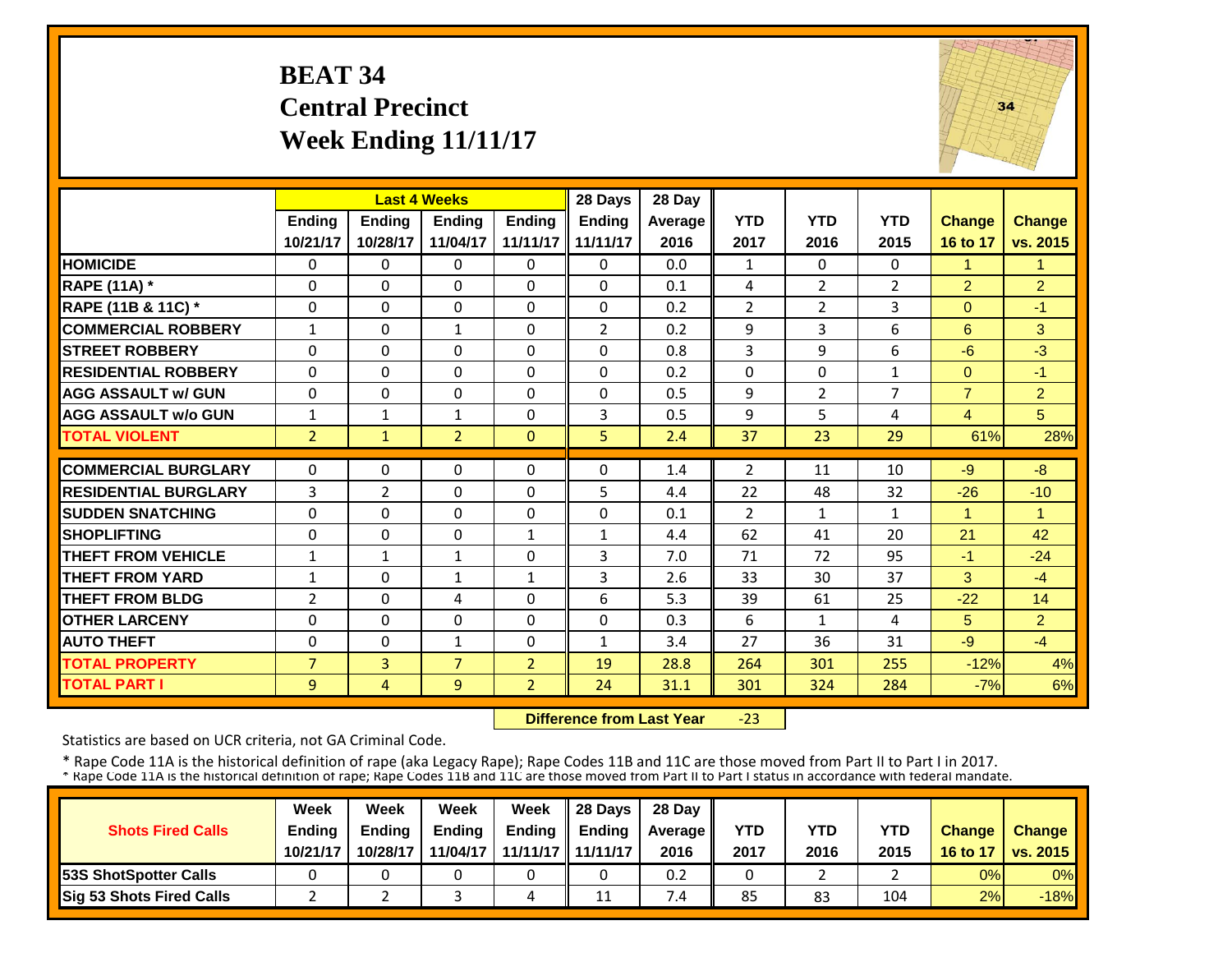# BEAT 34
## Central Precinct
## Week Ending 11/11/17

| | Last 4 Weeks | | | | 28 Days | 28 Day | | | | | |
|---|---|---|---|---|---|---|---|---|---|---|---|
| | Ending 10/21/17 | Ending 10/28/17 | Ending 11/04/17 | Ending 11/11/17 | Ending 11/11/17 | Average 2016 | YTD 2017 | YTD 2016 | YTD 2015 | Change 16 to 17 | Change vs. 2015 |
| HOMICIDE | 0 | 0 | 0 | 0 | 0 | 0.0 | 1 | 0 | 0 | 1 | 1 |
| RAPE (11A) * | 0 | 0 | 0 | 0 | 0 | 0.1 | 4 | 2 | 2 | 2 | 2 |
| RAPE (11B & 11C) * | 0 | 0 | 0 | 0 | 0 | 0.2 | 2 | 2 | 3 | 0 | -1 |
| COMMERCIAL ROBBERY | 1 | 0 | 1 | 0 | 2 | 0.2 | 9 | 3 | 6 | 6 | 3 |
| STREET ROBBERY | 0 | 0 | 0 | 0 | 0 | 0.8 | 3 | 9 | 6 | -6 | -3 |
| RESIDENTIAL ROBBERY | 0 | 0 | 0 | 0 | 0 | 0.2 | 0 | 0 | 1 | 0 | -1 |
| AGG ASSAULT w/ GUN | 0 | 0 | 0 | 0 | 0 | 0.5 | 9 | 2 | 7 | 7 | 2 |
| AGG ASSAULT w/o GUN | 1 | 1 | 1 | 0 | 3 | 0.5 | 9 | 5 | 4 | 4 | 5 |
| TOTAL VIOLENT | 2 | 1 | 2 | 0 | 5 | 2.4 | 37 | 23 | 29 | 61% | 28% |
| COMMERCIAL BURGLARY | 0 | 0 | 0 | 0 | 0 | 1.4 | 2 | 11 | 10 | -9 | -8 |
| RESIDENTIAL BURGLARY | 3 | 2 | 0 | 0 | 5 | 4.4 | 22 | 48 | 32 | -26 | -10 |
| SUDDEN SNATCHING | 0 | 0 | 0 | 0 | 0 | 0.1 | 2 | 1 | 1 | 1 | 1 |
| SHOPLIFTING | 0 | 0 | 0 | 1 | 1 | 4.4 | 62 | 41 | 20 | 21 | 42 |
| THEFT FROM VEHICLE | 1 | 1 | 1 | 0 | 3 | 7.0 | 71 | 72 | 95 | -1 | -24 |
| THEFT FROM YARD | 1 | 0 | 1 | 1 | 3 | 2.6 | 33 | 30 | 37 | 3 | -4 |
| THEFT FROM BLDG | 2 | 0 | 4 | 0 | 6 | 5.3 | 39 | 61 | 25 | -22 | 14 |
| OTHER LARCENY | 0 | 0 | 0 | 0 | 0 | 0.3 | 6 | 1 | 4 | 5 | 2 |
| AUTO THEFT | 0 | 0 | 1 | 0 | 1 | 3.4 | 27 | 36 | 31 | -9 | -4 |
| TOTAL PROPERTY | 7 | 3 | 7 | 2 | 19 | 28.8 | 264 | 301 | 255 | -12% | 4% |
| TOTAL PART I | 9 | 4 | 9 | 2 | 24 | 31.1 | 301 | 324 | 284 | -7% | 6% |

**Difference from Last Year** -23

Statistics are based on UCR criteria, not GA Criminal Code.

* Rape Code 11A is the historical definition of rape (aka Legacy Rape); Rape Codes 11B and 11C are those moved from Part II to Part I in 2017.

| Shots Fired Calls | Week Ending 10/21/17 | Week Ending 10/28/17 | Week Ending 11/04/17 | Week Ending 11/11/17 | 28 Days Ending 11/11/17 | 28 Day Average 2016 | YTD 2017 | YTD 2016 | YTD 2015 | Change 16 to 17 | Change vs. 2015 |
|---|---|---|---|---|---|---|---|---|---|---|---|
| 53S ShotSpotter Calls | 0 | 0 | 0 | 0 | 0 | 0.2 | 0 | 2 | 2 | 0% | 0% |
| Sig 53 Shots Fired Calls | 2 | 2 | 3 | 4 | 11 | 7.4 | 85 | 83 | 104 | 2% | -18% |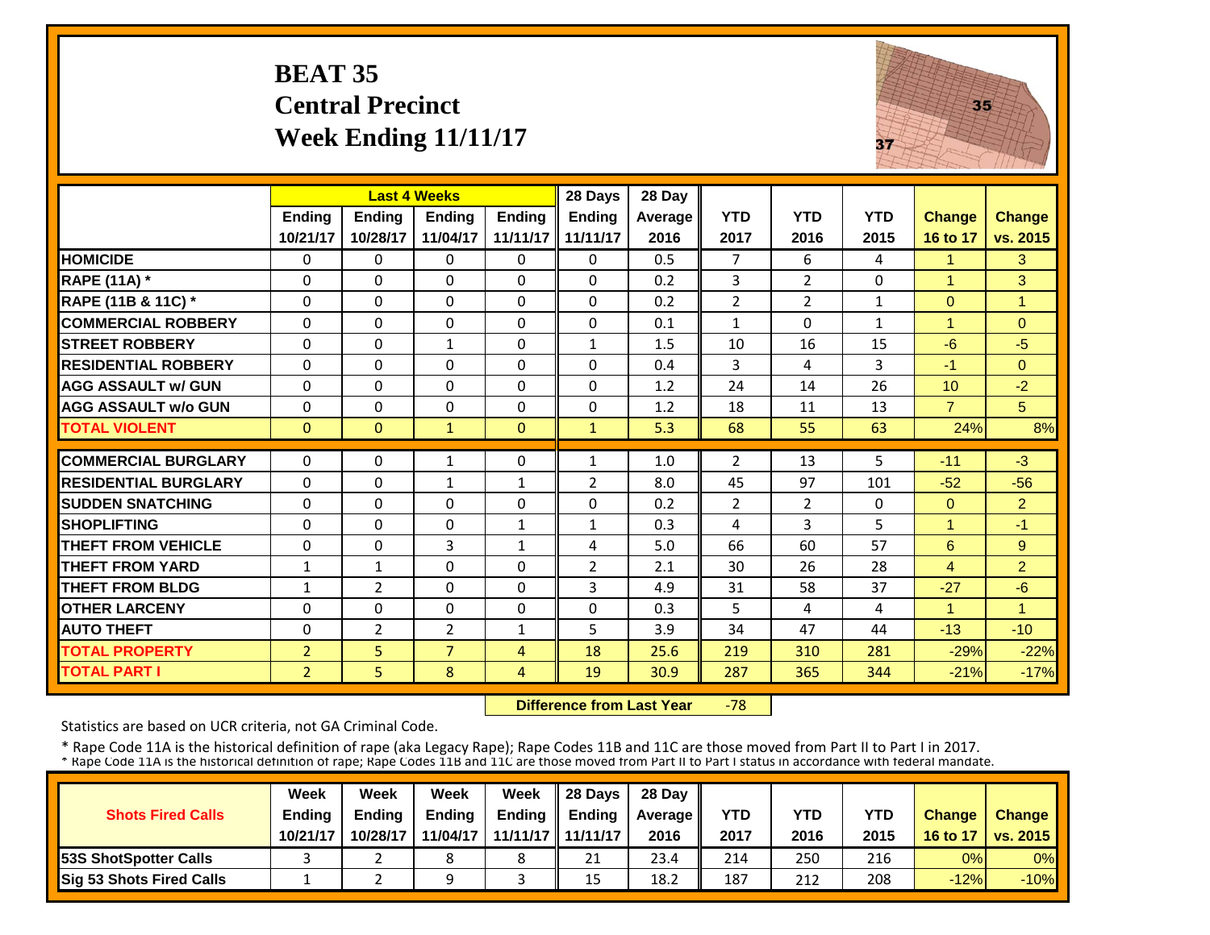# BEAT 35
## Central Precinct
## Week Ending 11/11/17

| | Last 4 Weeks | | | | 28 Days | 28 Day | | | | | |
|---|---|---|---|---|---|---|---|---|---|---|---|
| | Ending 10/21/17 | Ending 10/28/17 | Ending 11/04/17 | Ending 11/11/17 | Ending 11/11/17 | Average 2016 | YTD 2017 | YTD 2016 | YTD 2015 | Change 16 to 17 | Change vs. 2015 |
| HOMICIDE | 0 | 0 | 0 | 0 | 0 | 0.5 | 7 | 6 | 4 | 1 | 3 |
| RAPE (11A) * | 0 | 0 | 0 | 0 | 0 | 0.2 | 3 | 2 | 0 | 1 | 3 |
| RAPE (11B & 11C) * | 0 | 0 | 0 | 0 | 0 | 0.2 | 2 | 2 | 1 | 0 | 1 |
| COMMERCIAL ROBBERY | 0 | 0 | 0 | 0 | 0 | 0.1 | 1 | 0 | 1 | 1 | 0 |
| STREET ROBBERY | 0 | 0 | 1 | 0 | 1 | 1.5 | 10 | 16 | 15 | -6 | -5 |
| RESIDENTIAL ROBBERY | 0 | 0 | 0 | 0 | 0 | 0.4 | 3 | 4 | 3 | -1 | 0 |
| AGG ASSAULT w/ GUN | 0 | 0 | 0 | 0 | 0 | 1.2 | 24 | 14 | 26 | 10 | -2 |
| AGG ASSAULT w/o GUN | 0 | 0 | 0 | 0 | 0 | 1.2 | 18 | 11 | 13 | 7 | 5 |
| TOTAL VIOLENT | 0 | 0 | 1 | 0 | 1 | 5.3 | 68 | 55 | 63 | 24% | 8% |
| COMMERCIAL BURGLARY | 0 | 0 | 1 | 0 | 1 | 1.0 | 2 | 13 | 5 | -11 | -3 |
| RESIDENTIAL BURGLARY | 0 | 0 | 1 | 1 | 2 | 8.0 | 45 | 97 | 101 | -52 | -56 |
| SUDDEN SNATCHING | 0 | 0 | 0 | 0 | 0 | 0.2 | 2 | 2 | 0 | 0 | 2 |
| SHOPLIFTING | 0 | 0 | 0 | 1 | 1 | 0.3 | 4 | 3 | 5 | 1 | -1 |
| THEFT FROM VEHICLE | 0 | 0 | 3 | 1 | 4 | 5.0 | 66 | 60 | 57 | 6 | 9 |
| THEFT FROM YARD | 1 | 1 | 0 | 0 | 2 | 2.1 | 30 | 26 | 28 | 4 | 2 |
| THEFT FROM BLDG | 1 | 2 | 0 | 0 | 3 | 4.9 | 31 | 58 | 37 | -27 | -6 |
| OTHER LARCENY | 0 | 0 | 0 | 0 | 0 | 0.3 | 5 | 4 | 4 | 1 | 1 |
| AUTO THEFT | 0 | 2 | 2 | 1 | 5 | 3.9 | 34 | 47 | 44 | -13 | -10 |
| TOTAL PROPERTY | 2 | 5 | 7 | 4 | 18 | 25.6 | 219 | 310 | 281 | -29% | -22% |
| TOTAL PART I | 2 | 5 | 8 | 4 | 19 | 30.9 | 287 | 365 | 344 | -21% | -17% |

**Difference from Last Year** -78

Statistics are based on UCR criteria, not GA Criminal Code.

* Rape Code 11A is the historical definition of rape (aka Legacy Rape); Rape Codes 11B and 11C are those moved from Part II to Part I in 2017.
* Rape Code 11A is the historical definition of rape; Rape Codes 11B and 11C are those moved from Part II to Part I status in accordance with federal mandate.

| Shots Fired Calls | Week Ending 10/21/17 | Week Ending 10/28/17 | Week Ending 11/04/17 | Week Ending 11/11/17 | 28 Days Ending 11/11/17 | 28 Day Average 2016 | YTD 2017 | YTD 2016 | YTD 2015 | Change 16 to 17 | Change vs. 2015 |
|---|---|---|---|---|---|---|---|---|---|---|---|
| 53S ShotSpotter Calls | 3 | 2 | 8 | 8 | 21 | 23.4 | 214 | 250 | 216 | 0% | 0% |
| Sig 53 Shots Fired Calls | 1 | 2 | 9 | 3 | 15 | 18.2 | 187 | 212 | 208 | -12% | -10% |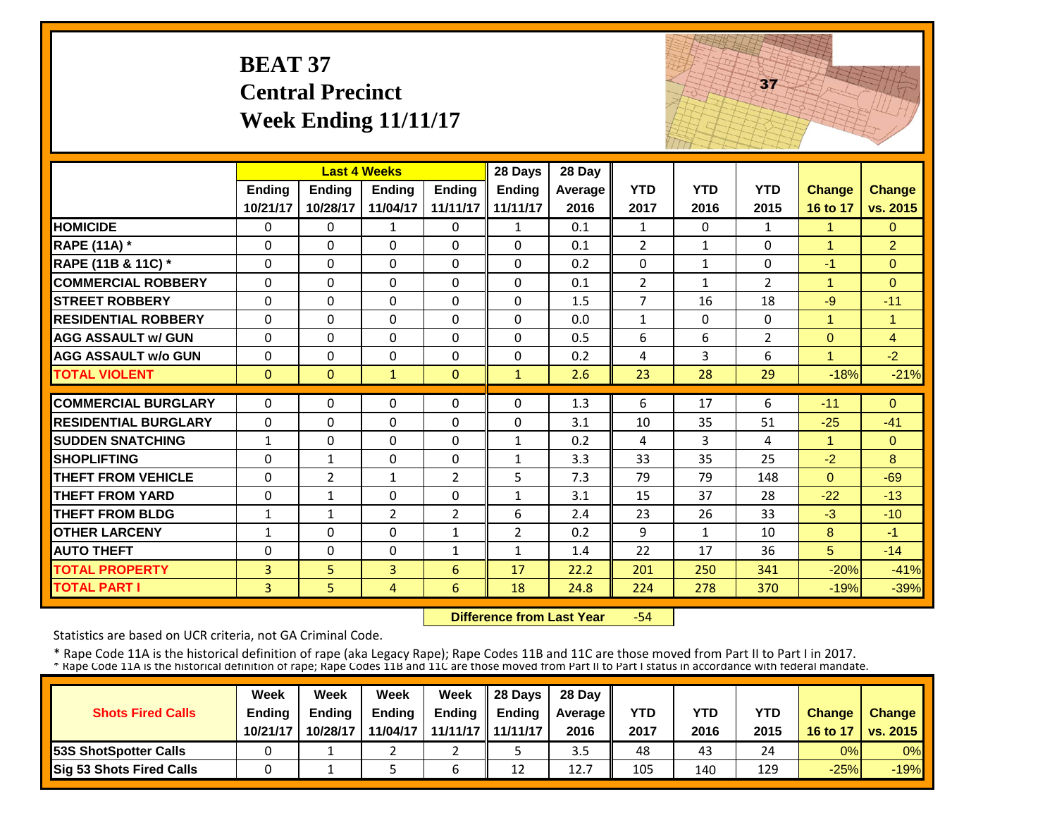# BEAT 37
## Central Precinct
## Week Ending 11/11/17

| | Last 4 Weeks | | | | 28 Days | 28 Day | | | | | |
|---|---|---|---|---|---|---|---|---|---|---|---|
| | Ending 10/21/17 | Ending 10/28/17 | Ending 11/04/17 | Ending 11/11/17 | Ending 11/11/17 | Average 2016 | YTD 2017 | YTD 2016 | YTD 2015 | Change 16 to 17 | Change vs. 2015 |
| **HOMICIDE** | 0 | 0 | 1 | 0 | 1 | 0.1 | 1 | 0 | 1 | 1 | 0 |
| **RAPE (11A) *** | 0 | 0 | 0 | 0 | 0 | 0.1 | 2 | 1 | 0 | 1 | 2 |
| **RAPE (11B & 11C) *** | 0 | 0 | 0 | 0 | 0 | 0.2 | 0 | 1 | 0 | -1 | 0 |
| **COMMERCIAL ROBBERY** | 0 | 0 | 0 | 0 | 0 | 0.1 | 2 | 1 | 2 | 1 | 0 |
| **STREET ROBBERY** | 0 | 0 | 0 | 0 | 0 | 1.5 | 7 | 16 | 18 | -9 | -11 |
| **RESIDENTIAL ROBBERY** | 0 | 0 | 0 | 0 | 0 | 0.0 | 1 | 0 | 0 | 1 | 1 |
| **AGG ASSAULT w/ GUN** | 0 | 0 | 0 | 0 | 0 | 0.5 | 6 | 6 | 2 | 0 | 4 |
| **AGG ASSAULT w/o GUN** | 0 | 0 | 0 | 0 | 0 | 0.2 | 4 | 3 | 6 | 1 | -2 |
| **TOTAL VIOLENT** | 0 | 0 | 1 | 0 | 1 | 2.6 | 23 | 28 | 29 | -18% | -21% |
| **COMMERCIAL BURGLARY** | 0 | 0 | 0 | 0 | 0 | 1.3 | 6 | 17 | 6 | -11 | 0 |
| **RESIDENTIAL BURGLARY** | 0 | 0 | 0 | 0 | 0 | 3.1 | 10 | 35 | 51 | -25 | -41 |
| **SUDDEN SNATCHING** | 1 | 0 | 0 | 0 | 1 | 0.2 | 4 | 3 | 4 | 1 | 0 |
| **SHOPLIFTING** | 0 | 1 | 0 | 0 | 1 | 3.3 | 33 | 35 | 25 | -2 | 8 |
| **THEFT FROM VEHICLE** | 0 | 2 | 1 | 2 | 5 | 7.3 | 79 | 79 | 148 | 0 | -69 |
| **THEFT FROM YARD** | 0 | 1 | 0 | 0 | 1 | 3.1 | 15 | 37 | 28 | -22 | -13 |
| **THEFT FROM BLDG** | 1 | 1 | 2 | 2 | 6 | 2.4 | 23 | 26 | 33 | -3 | -10 |
| **OTHER LARCENY** | 1 | 0 | 0 | 1 | 2 | 0.2 | 9 | 1 | 10 | 8 | -1 |
| **AUTO THEFT** | 0 | 0 | 0 | 1 | 1 | 1.4 | 22 | 17 | 36 | 5 | -14 |
| **TOTAL PROPERTY** | 3 | 5 | 3 | 6 | 17 | 22.2 | 201 | 250 | 341 | -20% | -41% |
| **TOTAL PART I** | 3 | 5 | 4 | 6 | 18 | 24.8 | 224 | 278 | 370 | -19% | -39% |

**Difference from Last Year** -54

Statistics are based on UCR criteria, not GA Criminal Code.

* Rape Code 11A is the historical definition of rape (aka Legacy Rape); Rape Codes 11B and 11C are those moved from Part II to Part I in 2017.
* Rape Code 11A is the historical definition of rape; Rape Codes 11B and 11C are those moved from Part II to Part I status in accordance with federal mandate.

| Shots Fired Calls | Week Ending 10/21/17 | Week Ending 10/28/17 | Week Ending 11/04/17 | Week Ending 11/11/17 | 28 Days Ending 11/11/17 | 28 Day Average 2016 | YTD 2017 | YTD 2016 | YTD 2015 | Change 16 to 17 | Change vs. 2015 |
|---|---|---|---|---|---|---|---|---|---|---|---|
| **53S ShotSpotter Calls** | 0 | 1 | 2 | 2 | 5 | 3.5 | 48 | 43 | 24 | 0% | 0% |
| **Sig 53 Shots Fired Calls** | 0 | 1 | 5 | 6 | 12 | 12.7 | 105 | 140 | 129 | -25% | -19% |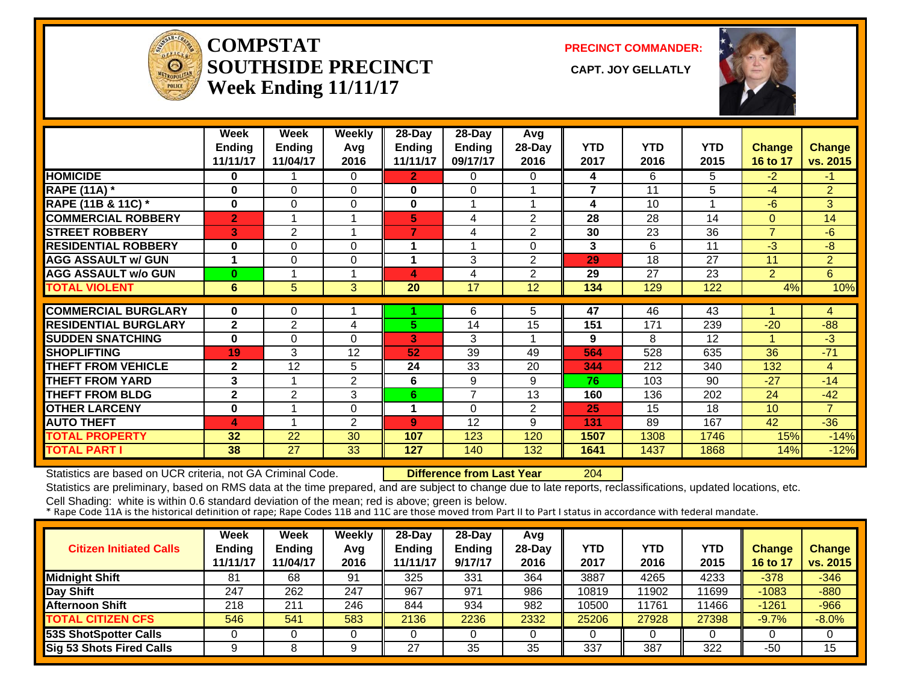# COMPSTAT SOUTHSIDE PRECINCT Week Ending 11/11/17

**PRECINCT COMMANDER:**

**CAPT. JOY GELLATLY**

| | Week Ending 11/11/17 | Week Ending 11/04/17 | Weekly Avg 2016 | 28-Day Ending 11/11/17 | 28-Day Ending 09/17/17 | Avg 28-Day 2016 | YTD 2017 | YTD 2016 | YTD 2015 | Change 16 to 17 | Change vs. 2015 |
|---|---|---|---|---|---|---|---|---|---|---|---|
| HOMICIDE | 0 | 1 | 0 | 2 | 0 | 0 | 4 | 6 | 5 | -2 | -1 |
| RAPE (11A) * | 0 | 0 | 0 | 0 | 0 | 1 | 7 | 11 | 5 | -4 | 2 |
| RAPE (11B & 11C) * | 0 | 0 | 0 | 0 | 1 | 1 | 4 | 10 | 1 | -6 | 3 |
| COMMERCIAL ROBBERY | 2 | 1 | 1 | 5 | 4 | 2 | 28 | 28 | 14 | 0 | 14 |
| STREET ROBBERY | 3 | 2 | 1 | 7 | 4 | 2 | 30 | 23 | 36 | 7 | -6 |
| RESIDENTIAL ROBBERY | 0 | 0 | 0 | 1 | 1 | 0 | 3 | 6 | 11 | -3 | -8 |
| AGG ASSAULT w/ GUN | 1 | 0 | 0 | 1 | 3 | 2 | 29 | 18 | 27 | 11 | 2 |
| AGG ASSAULT w/o GUN | 0 | 1 | 1 | 4 | 4 | 2 | 29 | 27 | 23 | 2 | 6 |
| TOTAL VIOLENT | 6 | 5 | 3 | 20 | 17 | 12 | 134 | 129 | 122 | 4% | 10% |
| COMMERCIAL BURGLARY | 0 | 0 | 1 | 1 | 6 | 5 | 47 | 46 | 43 | 1 | 4 |
| RESIDENTIAL BURGLARY | 2 | 2 | 4 | 5 | 14 | 15 | 151 | 171 | 239 | -20 | -88 |
| SUDDEN SNATCHING | 0 | 0 | 0 | 3 | 3 | 1 | 9 | 8 | 12 | 1 | -3 |
| SHOPLIFTING | 19 | 3 | 12 | 52 | 39 | 49 | 564 | 528 | 635 | 36 | -71 |
| THEFT FROM VEHICLE | 2 | 12 | 5 | 24 | 33 | 20 | 344 | 212 | 340 | 132 | 4 |
| THEFT FROM YARD | 3 | 1 | 2 | 6 | 9 | 9 | 76 | 103 | 90 | -27 | -14 |
| THEFT FROM BLDG | 2 | 2 | 3 | 6 | 7 | 13 | 160 | 136 | 202 | 24 | -42 |
| OTHER LARCENY | 0 | 1 | 0 | 1 | 0 | 2 | 25 | 15 | 18 | 10 | 7 |
| AUTO THEFT | 4 | 1 | 2 | 9 | 12 | 9 | 131 | 89 | 167 | 42 | -36 |
| TOTAL PROPERTY | 32 | 22 | 30 | 107 | 123 | 120 | 1507 | 1308 | 1746 | 15% | -14% |
| TOTAL PART I | 38 | 27 | 33 | 127 | 140 | 132 | 1641 | 1437 | 1868 | 14% | -12% |

Statistics are based on UCR criteria, not GA Criminal Code. **Difference from Last Year** 204

Statistics are preliminary, based on RMS data at the time prepared, and are subject to change due to late reports, reclassifications, updated locations, etc.

Cell Shading: white is within 0.6 standard deviation of the mean; red is above; green is below.

* Rape Code 11A is the historical definition of rape; Rape Codes 11B and 11C are those moved from Part II to Part I status in accordance with federal mandate.

| Citizen Initiated Calls | Week Ending 11/11/17 | Week Ending 11/04/17 | Weekly Avg 2016 | 28-Day Ending 11/11/17 | 28-Day Ending 9/17/17 | Avg 28-Day 2016 | YTD 2017 | YTD 2016 | YTD 2015 | Change 16 to 17 | Change vs. 2015 |
|---|---|---|---|---|---|---|---|---|---|---|---|
| Midnight Shift | 81 | 68 | 91 | 325 | 331 | 364 | 3887 | 4265 | 4233 | -378 | -346 |
| Day Shift | 247 | 262 | 247 | 967 | 971 | 986 | 10819 | 11902 | 11699 | -1083 | -880 |
| Afternoon Shift | 218 | 211 | 246 | 844 | 934 | 982 | 10500 | 11761 | 11466 | -1261 | -966 |
| TOTAL CITIZEN CFS | 546 | 541 | 583 | 2136 | 2236 | 2332 | 25206 | 27928 | 27398 | -9.7% | -8.0% |
| 53S ShotSpotter Calls | 0 | 0 | 0 | 0 | 0 | 0 | 0 | 0 | 0 | 0 | 0 |
| Sig 53 Shots Fired Calls | 9 | 8 | 9 | 27 | 35 | 35 | 337 | 387 | 322 | -50 | 15 |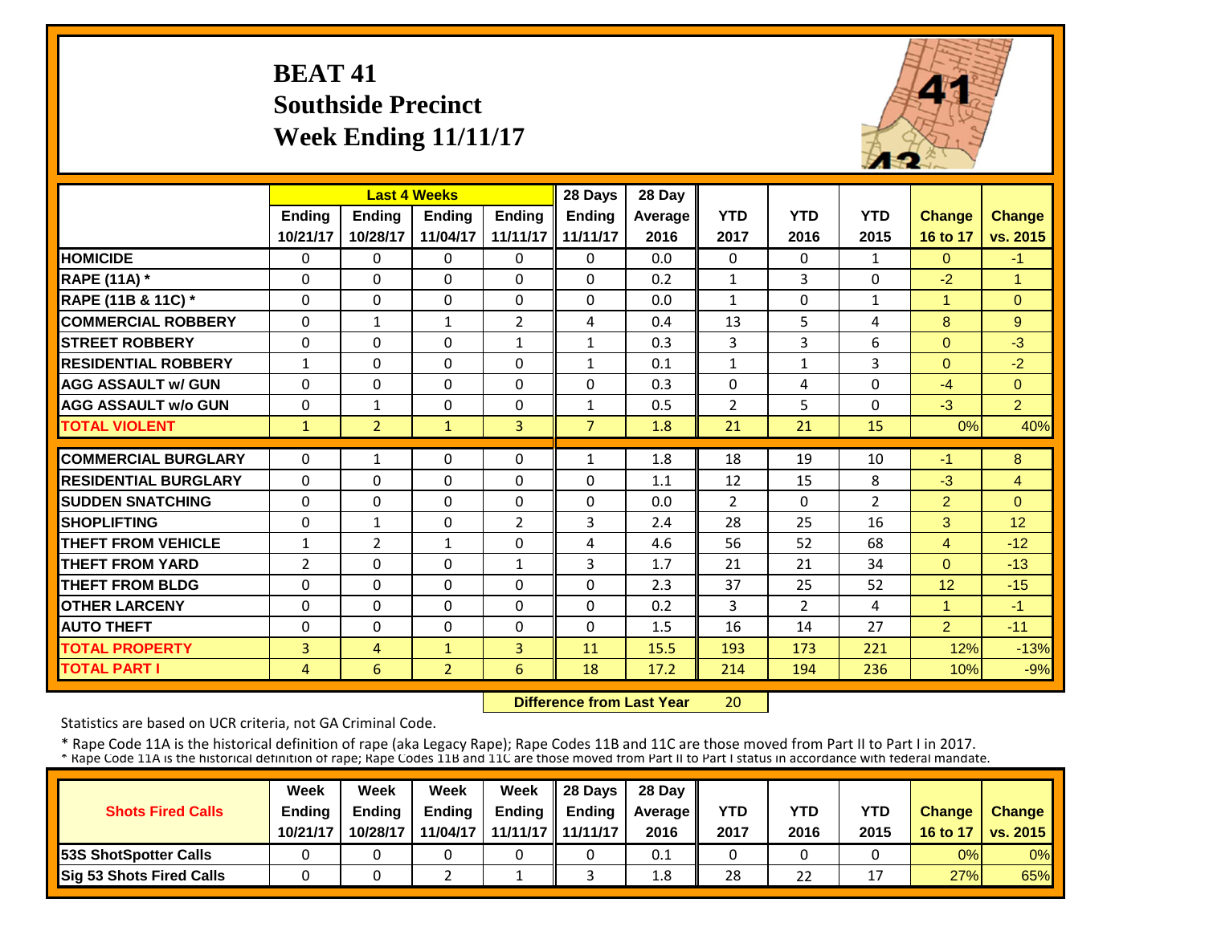# BEAT 41
## Southside Precinct
## Week Ending 11/11/17

| | Last 4 Weeks | | | | 28 Days | 28 Day | | | | | |
|---|---|---|---|---|---|---|---|---|---|---|---|
| | Ending 10/21/17 | Ending 10/28/17 | Ending 11/04/17 | Ending 11/11/17 | Ending 11/11/17 | Average 2016 | YTD 2017 | YTD 2016 | YTD 2015 | Change 16 to 17 | Change vs. 2015 |
| HOMICIDE | 0 | 0 | 0 | 0 | 0 | 0.0 | 0 | 0 | 1 | 0 | -1 |
| RAPE (11A) * | 0 | 0 | 0 | 0 | 0 | 0.2 | 1 | 3 | 0 | -2 | 1 |
| RAPE (11B & 11C) * | 0 | 0 | 0 | 0 | 0 | 0.0 | 1 | 0 | 1 | 1 | 0 |
| COMMERCIAL ROBBERY | 0 | 1 | 1 | 2 | 4 | 0.4 | 13 | 5 | 4 | 8 | 9 |
| STREET ROBBERY | 0 | 0 | 0 | 1 | 1 | 0.3 | 3 | 3 | 6 | 0 | -3 |
| RESIDENTIAL ROBBERY | 1 | 0 | 0 | 0 | 1 | 0.1 | 1 | 1 | 3 | 0 | -2 |
| AGG ASSAULT w/ GUN | 0 | 0 | 0 | 0 | 0 | 0.3 | 0 | 4 | 0 | -4 | 0 |
| AGG ASSAULT w/o GUN | 0 | 1 | 0 | 0 | 1 | 0.5 | 2 | 5 | 0 | -3 | 2 |
| TOTAL VIOLENT | 1 | 2 | 1 | 3 | 7 | 1.8 | 21 | 21 | 15 | 0% | 40% |
| COMMERCIAL BURGLARY | 0 | 1 | 0 | 0 | 1 | 1.8 | 18 | 19 | 10 | -1 | 8 |
| RESIDENTIAL BURGLARY | 0 | 0 | 0 | 0 | 0 | 1.1 | 12 | 15 | 8 | -3 | 4 |
| SUDDEN SNATCHING | 0 | 0 | 0 | 0 | 0 | 0.0 | 2 | 0 | 2 | 2 | 0 |
| SHOPLIFTING | 0 | 1 | 0 | 2 | 3 | 2.4 | 28 | 25 | 16 | 3 | 12 |
| THEFT FROM VEHICLE | 1 | 2 | 1 | 0 | 4 | 4.6 | 56 | 52 | 68 | 4 | -12 |
| THEFT FROM YARD | 2 | 0 | 0 | 1 | 3 | 1.7 | 21 | 21 | 34 | 0 | -13 |
| THEFT FROM BLDG | 0 | 0 | 0 | 0 | 0 | 2.3 | 37 | 25 | 52 | 12 | -15 |
| OTHER LARCENY | 0 | 0 | 0 | 0 | 0 | 0.2 | 3 | 2 | 4 | 1 | -1 |
| AUTO THEFT | 0 | 0 | 0 | 0 | 0 | 1.5 | 16 | 14 | 27 | 2 | -11 |
| TOTAL PROPERTY | 3 | 4 | 1 | 3 | 11 | 15.5 | 193 | 173 | 221 | 12% | -13% |
| TOTAL PART I | 4 | 6 | 2 | 6 | 18 | 17.2 | 214 | 194 | 236 | 10% | -9% |

**Difference from Last Year** 20

Statistics are based on UCR criteria, not GA Criminal Code.

\* Rape Code 11A is the historical definition of rape (aka Legacy Rape); Rape Codes 11B and 11C are those moved from Part II to Part I in 2017.
\* Rape Code 11A is the historical definition of rape; Rape Codes 11B and 11C are those moved from Part II to Part I status in accordance with federal mandate.

| Shots Fired Calls | Week Ending 10/21/17 | Week Ending 10/28/17 | Week Ending 11/04/17 | Week Ending 11/11/17 | 28 Days Ending 11/11/17 | 28 Day Average 2016 | YTD 2017 | YTD 2016 | YTD 2015 | Change 16 to 17 | Change vs. 2015 |
|---|---|---|---|---|---|---|---|---|---|---|---|
| 53S ShotSpotter Calls | 0 | 0 | 0 | 0 | 0 | 0.1 | 0 | 0 | 0 | 0% | 0% |
| Sig 53 Shots Fired Calls | 0 | 0 | 2 | 1 | 3 | 1.8 | 28 | 22 | 17 | 27% | 65% |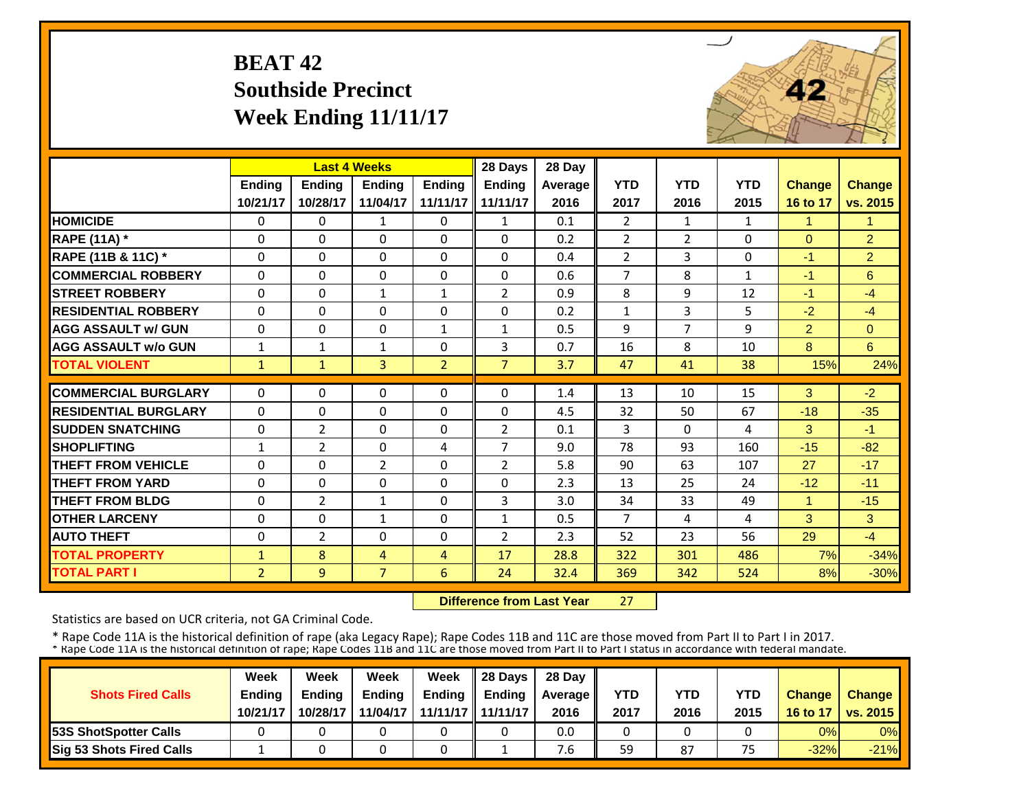# BEAT 42
## Southside Precinct
## Week Ending 11/11/17

| | Last 4 Weeks | | | | 28 Days | 28 Day | | | | | |
|---|---|---|---|---|---|---|---|---|---|---|---|
| | Ending 10/21/17 | Ending 10/28/17 | Ending 11/04/17 | Ending 11/11/17 | Ending 11/11/17 | Average 2016 | YTD 2017 | YTD 2016 | YTD 2015 | Change 16 to 17 | Change vs. 2015 |
| HOMICIDE | 0 | 0 | 1 | 0 | 1 | 0.1 | 2 | 1 | 1 | 1 | 1 |
| RAPE (11A) * | 0 | 0 | 0 | 0 | 0 | 0.2 | 2 | 2 | 0 | 0 | 2 |
| RAPE (11B & 11C) * | 0 | 0 | 0 | 0 | 0 | 0.4 | 2 | 3 | 0 | -1 | 2 |
| COMMERCIAL ROBBERY | 0 | 0 | 0 | 0 | 0 | 0.6 | 7 | 8 | 1 | -1 | 6 |
| STREET ROBBERY | 0 | 0 | 1 | 1 | 2 | 0.9 | 8 | 9 | 12 | -1 | -4 |
| RESIDENTIAL ROBBERY | 0 | 0 | 0 | 0 | 0 | 0.2 | 1 | 3 | 5 | -2 | -4 |
| AGG ASSAULT w/ GUN | 0 | 0 | 0 | 1 | 1 | 0.5 | 9 | 7 | 9 | 2 | 0 |
| AGG ASSAULT w/o GUN | 1 | 1 | 1 | 0 | 3 | 0.7 | 16 | 8 | 10 | 8 | 6 |
| TOTAL VIOLENT | 1 | 1 | 3 | 2 | 7 | 3.7 | 47 | 41 | 38 | 15% | 24% |
| COMMERCIAL BURGLARY | 0 | 0 | 0 | 0 | 0 | 1.4 | 13 | 10 | 15 | 3 | -2 |
| RESIDENTIAL BURGLARY | 0 | 0 | 0 | 0 | 0 | 4.5 | 32 | 50 | 67 | -18 | -35 |
| SUDDEN SNATCHING | 0 | 2 | 0 | 0 | 2 | 0.1 | 3 | 0 | 4 | 3 | -1 |
| SHOPLIFTING | 1 | 2 | 0 | 4 | 7 | 9.0 | 78 | 93 | 160 | -15 | -82 |
| THEFT FROM VEHICLE | 0 | 0 | 2 | 0 | 2 | 5.8 | 90 | 63 | 107 | 27 | -17 |
| THEFT FROM YARD | 0 | 0 | 0 | 0 | 0 | 2.3 | 13 | 25 | 24 | -12 | -11 |
| THEFT FROM BLDG | 0 | 2 | 1 | 0 | 3 | 3.0 | 34 | 33 | 49 | 1 | -15 |
| OTHER LARCENY | 0 | 0 | 1 | 0 | 1 | 0.5 | 7 | 4 | 4 | 3 | 3 |
| AUTO THEFT | 0 | 2 | 0 | 0 | 2 | 2.3 | 52 | 23 | 56 | 29 | -4 |
| TOTAL PROPERTY | 1 | 8 | 4 | 4 | 17 | 28.8 | 322 | 301 | 486 | 7% | -34% |
| TOTAL PART I | 2 | 9 | 7 | 6 | 24 | 32.4 | 369 | 342 | 524 | 8% | -30% |

**Difference from Last Year** 27

Statistics are based on UCR criteria, not GA Criminal Code.

\* Rape Code 11A is the historical definition of rape (aka Legacy Rape); Rape Codes 11B and 11C are those moved from Part II to Part I in 2017.

| Shots Fired Calls | Week Ending 10/21/17 | Week Ending 10/28/17 | Week Ending 11/04/17 | Week Ending 11/11/17 | 28 Days Ending 11/11/17 | 28 Day Average 2016 | YTD 2017 | YTD 2016 | YTD 2015 | Change 16 to 17 | Change vs. 2015 |
|---|---|---|---|---|---|---|---|---|---|---|---|
| 53S ShotSpotter Calls | 0 | 0 | 0 | 0 | 0 | 0.0 | 0 | 0 | 0 | 0% | 0% |
| Sig 53 Shots Fired Calls | 1 | 0 | 0 | 0 | 1 | 7.6 | 59 | 87 | 75 | -32% | -21% |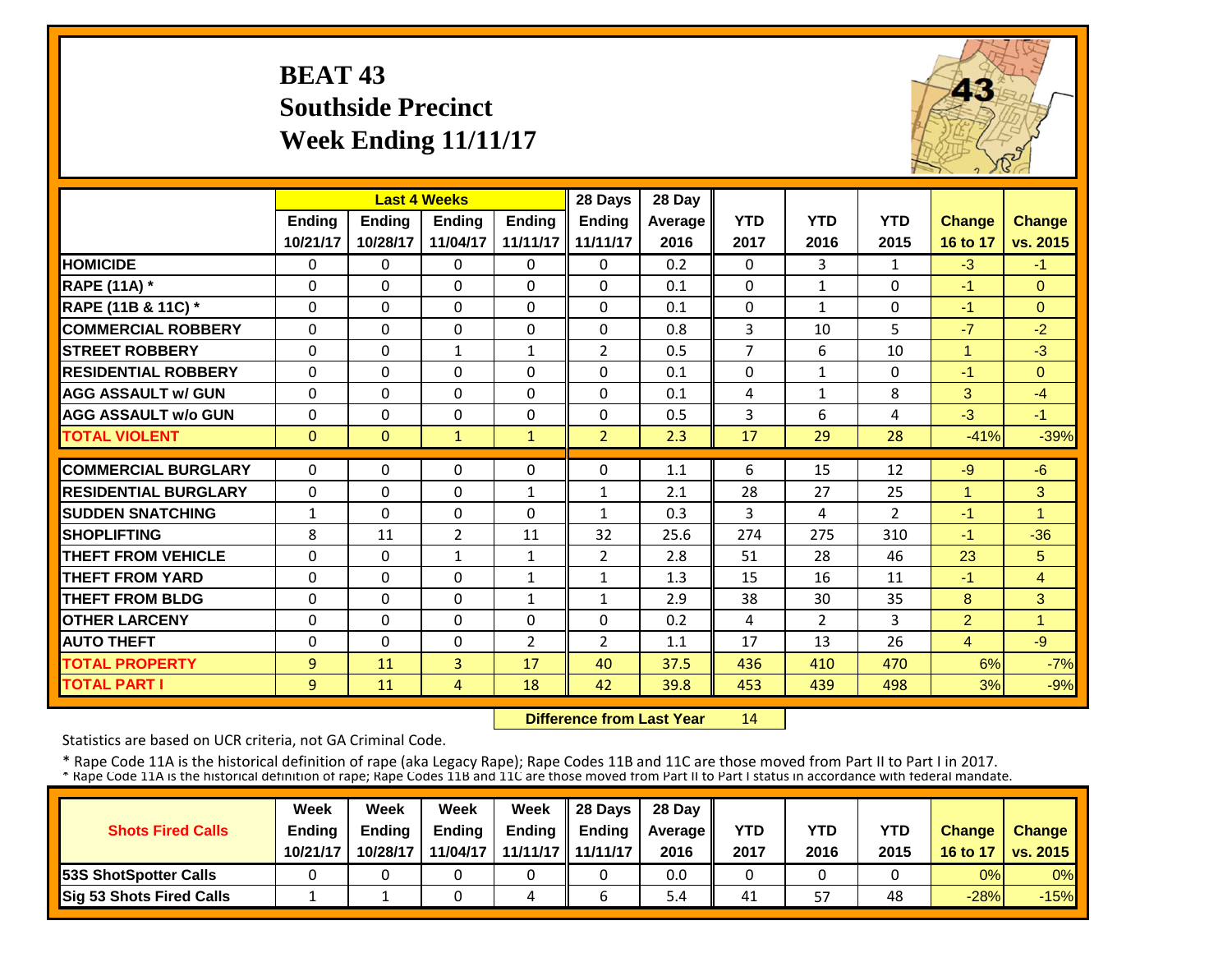# BEAT 43
## Southside Precinct
## Week Ending 11/11/17

| | Last 4 Weeks | | | | 28 Days | 28 Day | | | | | |
|---|---|---|---|---|---|---|---|---|---|---|---|
| | Ending 10/21/17 | Ending 10/28/17 | Ending 11/04/17 | Ending 11/11/17 | Ending 11/11/17 | Average 2016 | YTD 2017 | YTD 2016 | YTD 2015 | Change 16 to 17 | Change vs. 2015 |
| HOMICIDE | 0 | 0 | 0 | 0 | 0 | 0.2 | 0 | 3 | 1 | -3 | -1 |
| RAPE (11A) * | 0 | 0 | 0 | 0 | 0 | 0.1 | 0 | 1 | 0 | -1 | 0 |
| RAPE (11B & 11C) * | 0 | 0 | 0 | 0 | 0 | 0.1 | 0 | 1 | 0 | -1 | 0 |
| COMMERCIAL ROBBERY | 0 | 0 | 0 | 0 | 0 | 0.8 | 3 | 10 | 5 | -7 | -2 |
| STREET ROBBERY | 0 | 0 | 1 | 1 | 2 | 0.5 | 7 | 6 | 10 | 1 | -3 |
| RESIDENTIAL ROBBERY | 0 | 0 | 0 | 0 | 0 | 0.1 | 0 | 1 | 0 | -1 | 0 |
| AGG ASSAULT w/ GUN | 0 | 0 | 0 | 0 | 0 | 0.1 | 4 | 1 | 8 | 3 | -4 |
| AGG ASSAULT w/o GUN | 0 | 0 | 0 | 0 | 0 | 0.5 | 3 | 6 | 4 | -3 | -1 |
| TOTAL VIOLENT | 0 | 0 | 1 | 1 | 2 | 2.3 | 17 | 29 | 28 | -41% | -39% |
| COMMERCIAL BURGLARY | 0 | 0 | 0 | 0 | 0 | 1.1 | 6 | 15 | 12 | -9 | -6 |
| RESIDENTIAL BURGLARY | 0 | 0 | 0 | 1 | 1 | 2.1 | 28 | 27 | 25 | 1 | 3 |
| SUDDEN SNATCHING | 1 | 0 | 0 | 0 | 1 | 0.3 | 3 | 4 | 2 | -1 | 1 |
| SHOPLIFTING | 8 | 11 | 2 | 11 | 32 | 25.6 | 274 | 275 | 310 | -1 | -36 |
| THEFT FROM VEHICLE | 0 | 0 | 1 | 1 | 2 | 2.8 | 51 | 28 | 46 | 23 | 5 |
| THEFT FROM YARD | 0 | 0 | 0 | 1 | 1 | 1.3 | 15 | 16 | 11 | -1 | 4 |
| THEFT FROM BLDG | 0 | 0 | 0 | 1 | 1 | 2.9 | 38 | 30 | 35 | 8 | 3 |
| OTHER LARCENY | 0 | 0 | 0 | 0 | 0 | 0.2 | 4 | 2 | 3 | 2 | 1 |
| AUTO THEFT | 0 | 0 | 0 | 2 | 2 | 1.1 | 17 | 13 | 26 | 4 | -9 |
| TOTAL PROPERTY | 9 | 11 | 3 | 17 | 40 | 37.5 | 436 | 410 | 470 | 6% | -7% |
| TOTAL PART I | 9 | 11 | 4 | 18 | 42 | 39.8 | 453 | 439 | 498 | 3% | -9% |

**Difference from Last Year** 14

Statistics are based on UCR criteria, not GA Criminal Code.

* Rape Code 11A is the historical definition of rape (aka Legacy Rape); Rape Codes 11B and 11C are those moved from Part II to Part I in 2017.
* Rape Code 11A is the historical definition of rape; Rape Codes 11B and 11C are those moved from Part II to Part I status in accordance with federal mandate.

| Shots Fired Calls | Week Ending 10/21/17 | Week Ending 10/28/17 | Week Ending 11/04/17 | Week Ending 11/11/17 | 28 Days Ending 11/11/17 | 28 Day Average 2016 | YTD 2017 | YTD 2016 | YTD 2015 | Change 16 to 17 | Change vs. 2015 |
|---|---|---|---|---|---|---|---|---|---|---|---|
| 53S ShotSpotter Calls | 0 | 0 | 0 | 0 | 0 | 0.0 | 0 | 0 | 0 | 0% | 0% |
| Sig 53 Shots Fired Calls | 1 | 1 | 0 | 4 | 6 | 5.4 | 41 | 57 | 48 | -28% | -15% |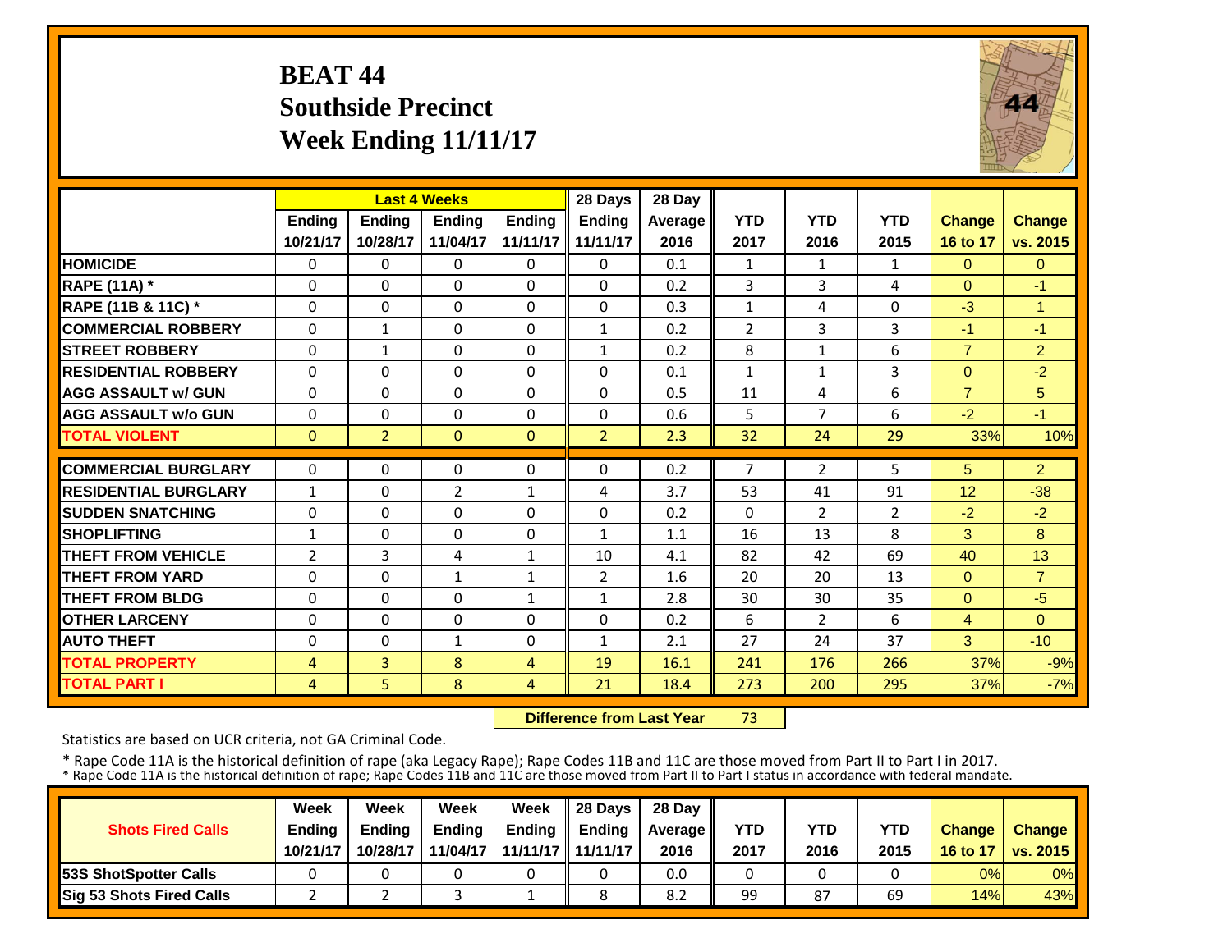# BEAT 44
## Southside Precinct
## Week Ending 11/11/17

| | Last 4 Weeks | | | | 28 Days | 28 Day | | | | | |
|---|---|---|---|---|---|---|---|---|---|---|---|
| | Ending 10/21/17 | Ending 10/28/17 | Ending 11/04/17 | Ending 11/11/17 | Ending 11/11/17 | Average 2016 | YTD 2017 | YTD 2016 | YTD 2015 | Change 16 to 17 | Change vs. 2015 |
| HOMICIDE | 0 | 0 | 0 | 0 | 0 | 0.1 | 1 | 1 | 1 | 0 | 0 |
| RAPE (11A) * | 0 | 0 | 0 | 0 | 0 | 0.2 | 3 | 3 | 4 | 0 | -1 |
| RAPE (11B & 11C) * | 0 | 0 | 0 | 0 | 0 | 0.3 | 1 | 4 | 0 | -3 | 1 |
| COMMERCIAL ROBBERY | 0 | 1 | 0 | 0 | 1 | 0.2 | 2 | 3 | 3 | -1 | -1 |
| STREET ROBBERY | 0 | 1 | 0 | 0 | 1 | 0.2 | 8 | 1 | 6 | 7 | 2 |
| RESIDENTIAL ROBBERY | 0 | 0 | 0 | 0 | 0 | 0.1 | 1 | 1 | 3 | 0 | -2 |
| AGG ASSAULT w/ GUN | 0 | 0 | 0 | 0 | 0 | 0.5 | 11 | 4 | 6 | 7 | 5 |
| AGG ASSAULT w/o GUN | 0 | 0 | 0 | 0 | 0 | 0.6 | 5 | 7 | 6 | -2 | -1 |
| TOTAL VIOLENT | 0 | 2 | 0 | 0 | 2 | 2.3 | 32 | 24 | 29 | 33% | 10% |
| COMMERCIAL BURGLARY | 0 | 0 | 0 | 0 | 0 | 0.2 | 7 | 2 | 5 | 5 | 2 |
| RESIDENTIAL BURGLARY | 1 | 0 | 2 | 1 | 4 | 3.7 | 53 | 41 | 91 | 12 | -38 |
| SUDDEN SNATCHING | 0 | 0 | 0 | 0 | 0 | 0.2 | 0 | 2 | 2 | -2 | -2 |
| SHOPLIFTING | 1 | 0 | 0 | 0 | 1 | 1.1 | 16 | 13 | 8 | 3 | 8 |
| THEFT FROM VEHICLE | 2 | 3 | 4 | 1 | 10 | 4.1 | 82 | 42 | 69 | 40 | 13 |
| THEFT FROM YARD | 0 | 0 | 1 | 1 | 2 | 1.6 | 20 | 20 | 13 | 0 | 7 |
| THEFT FROM BLDG | 0 | 0 | 0 | 1 | 1 | 2.8 | 30 | 30 | 35 | 0 | -5 |
| OTHER LARCENY | 0 | 0 | 0 | 0 | 0 | 0.2 | 6 | 2 | 6 | 4 | 0 |
| AUTO THEFT | 0 | 0 | 1 | 0 | 1 | 2.1 | 27 | 24 | 37 | 3 | -10 |
| TOTAL PROPERTY | 4 | 3 | 8 | 4 | 19 | 16.1 | 241 | 176 | 266 | 37% | -9% |
| TOTAL PART I | 4 | 5 | 8 | 4 | 21 | 18.4 | 273 | 200 | 295 | 37% | -7% |

**Difference from Last Year** 73

Statistics are based on UCR criteria, not GA Criminal Code.

* Rape Code 11A is the historical definition of rape (aka Legacy Rape); Rape Codes 11B and 11C are those moved from Part II to Part I in 2017.
* Rape Code 11A is the historical definition of rape; Rape Codes 11B and 11C are those moved from Part II to Part I status in accordance with federal mandate.

| Shots Fired Calls | Week Ending 10/21/17 | Week Ending 10/28/17 | Week Ending 11/04/17 | Week Ending 11/11/17 | 28 Days Ending 11/11/17 | 28 Day Average 2016 | YTD 2017 | YTD 2016 | YTD 2015 | Change 16 to 17 | Change vs. 2015 |
|---|---|---|---|---|---|---|---|---|---|---|---|
| 53S ShotSpotter Calls | 0 | 0 | 0 | 0 | 0 | 0.0 | 0 | 0 | 0 | 0% | 0% |
| Sig 53 Shots Fired Calls | 2 | 2 | 3 | 1 | 8 | 8.2 | 99 | 87 | 69 | 14% | 43% |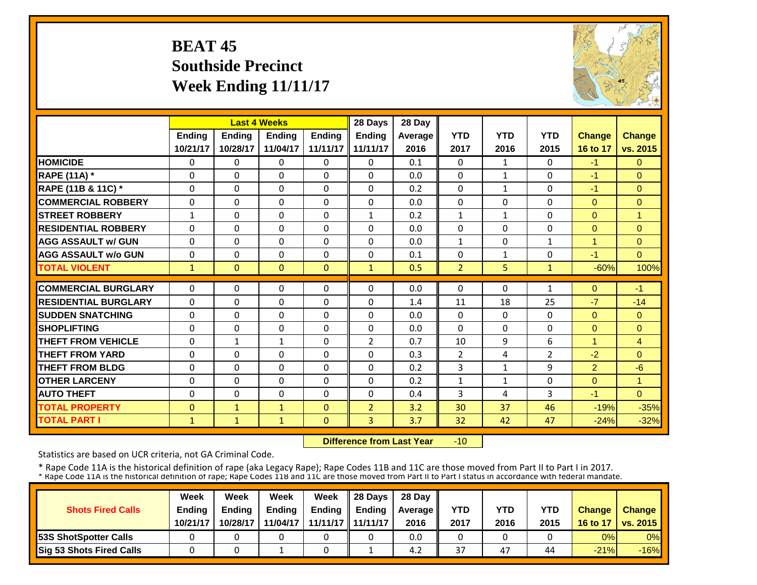# BEAT 45
## Southside Precinct
## Week Ending 11/11/17

| | Last 4 Weeks | | | | 28 Days | 28 Day | | | | | |
|---|---|---|---|---|---|---|---|---|---|---|---|
| | Ending 10/21/17 | Ending 10/28/17 | Ending 11/04/17 | Ending 11/11/17 | Ending 11/11/17 | Average 2016 | YTD 2017 | YTD 2016 | YTD 2015 | Change 16 to 17 | Change vs. 2015 |
| HOMICIDE | 0 | 0 | 0 | 0 | 0 | 0.1 | 0 | 1 | 0 | -1 | 0 |
| RAPE (11A) * | 0 | 0 | 0 | 0 | 0 | 0.0 | 0 | 1 | 0 | -1 | 0 |
| RAPE (11B & 11C) * | 0 | 0 | 0 | 0 | 0 | 0.2 | 0 | 1 | 0 | -1 | 0 |
| COMMERCIAL ROBBERY | 0 | 0 | 0 | 0 | 0 | 0.0 | 0 | 0 | 0 | 0 | 0 |
| STREET ROBBERY | 1 | 0 | 0 | 0 | 1 | 0.2 | 1 | 1 | 0 | 0 | 1 |
| RESIDENTIAL ROBBERY | 0 | 0 | 0 | 0 | 0 | 0.0 | 0 | 0 | 0 | 0 | 0 |
| AGG ASSAULT w/ GUN | 0 | 0 | 0 | 0 | 0 | 0.0 | 1 | 0 | 1 | 1 | 0 |
| AGG ASSAULT w/o GUN | 0 | 0 | 0 | 0 | 0 | 0.1 | 0 | 1 | 0 | -1 | 0 |
| TOTAL VIOLENT | 1 | 0 | 0 | 0 | 1 | 0.5 | 2 | 5 | 1 | -60% | 100% |
| COMMERCIAL BURGLARY | 0 | 0 | 0 | 0 | 0 | 0.0 | 0 | 0 | 1 | 0 | -1 |
| RESIDENTIAL BURGLARY | 0 | 0 | 0 | 0 | 0 | 1.4 | 11 | 18 | 25 | -7 | -14 |
| SUDDEN SNATCHING | 0 | 0 | 0 | 0 | 0 | 0.0 | 0 | 0 | 0 | 0 | 0 |
| SHOPLIFTING | 0 | 0 | 0 | 0 | 0 | 0.0 | 0 | 0 | 0 | 0 | 0 |
| THEFT FROM VEHICLE | 0 | 1 | 1 | 0 | 2 | 0.7 | 10 | 9 | 6 | 1 | 4 |
| THEFT FROM YARD | 0 | 0 | 0 | 0 | 0 | 0.3 | 2 | 4 | 2 | -2 | 0 |
| THEFT FROM BLDG | 0 | 0 | 0 | 0 | 0 | 0.2 | 3 | 1 | 9 | 2 | -6 |
| OTHER LARCENY | 0 | 0 | 0 | 0 | 0 | 0.2 | 1 | 1 | 0 | 0 | 1 |
| AUTO THEFT | 0 | 0 | 0 | 0 | 0 | 0.4 | 3 | 4 | 3 | -1 | 0 |
| TOTAL PROPERTY | 0 | 1 | 1 | 0 | 2 | 3.2 | 30 | 37 | 46 | -19% | -35% |
| TOTAL PART I | 1 | 1 | 1 | 0 | 3 | 3.7 | 32 | 42 | 47 | -24% | -32% |

**Difference from Last Year** -10

Statistics are based on UCR criteria, not GA Criminal Code.

* Rape Code 11A is the historical definition of rape (aka Legacy Rape); Rape Codes 11B and 11C are those moved from Part II to Part I in 2017.
* Rape Code 11A is the historical definition of rape; Rape Codes 11B and 11C are those moved from Part II to Part I status in accordance with federal mandate.

| Shots Fired Calls | Week Ending 10/21/17 | Week Ending 10/28/17 | Week Ending 11/04/17 | Week Ending 11/11/17 | 28 Days Ending 11/11/17 | 28 Day Average 2016 | YTD 2017 | YTD 2016 | YTD 2015 | Change 16 to 17 | Change vs. 2015 |
|---|---|---|---|---|---|---|---|---|---|---|---|
| 53S ShotSpotter Calls | 0 | 0 | 0 | 0 | 0 | 0.0 | 0 | 0 | 0 | 0% | 0% |
| Sig 53 Shots Fired Calls | 0 | 0 | 1 | 0 | 1 | 4.2 | 37 | 47 | 44 | -21% | -16% |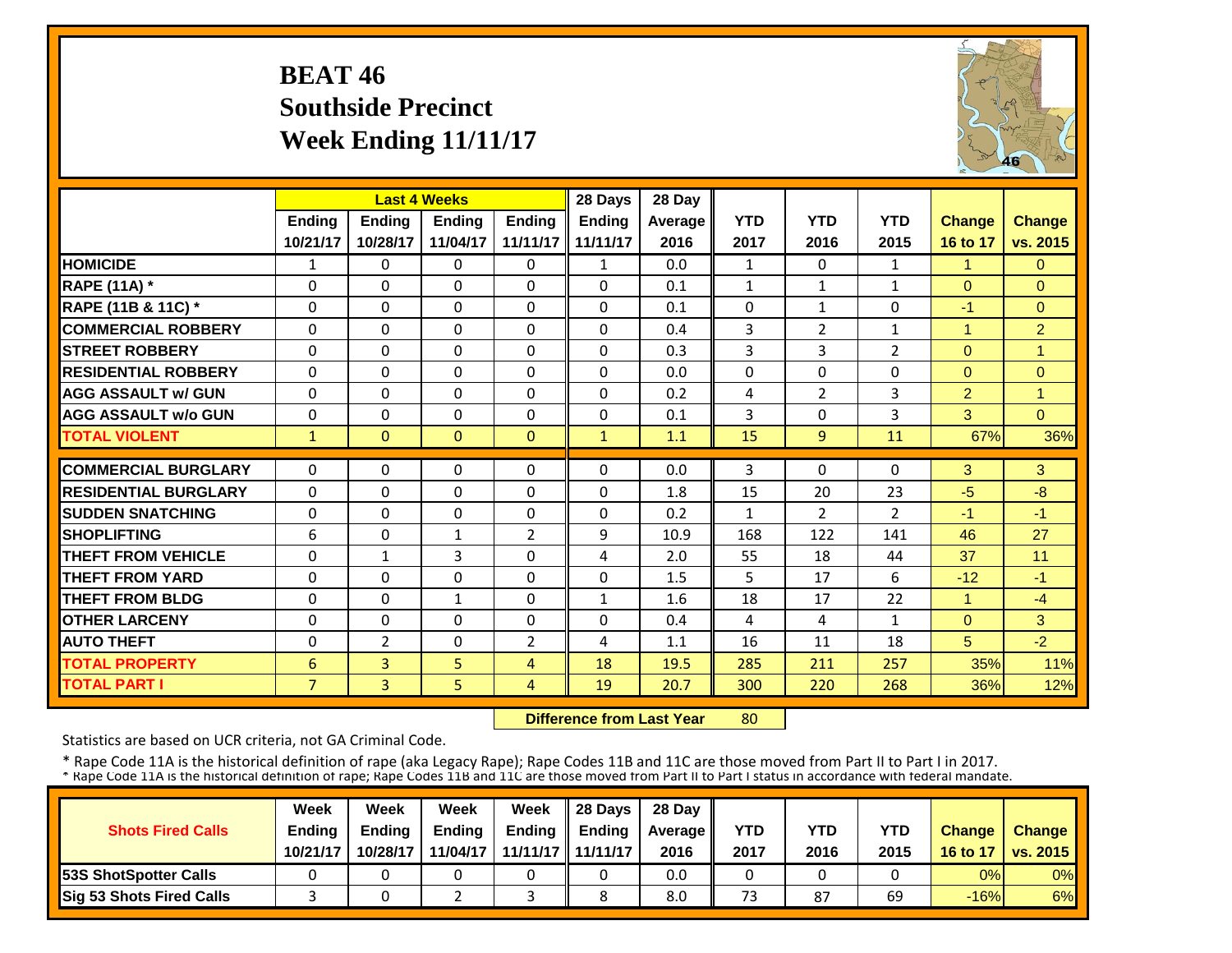# BEAT 46
## Southside Precinct
## Week Ending 11/11/17

| | Last 4 Weeks | | | | 28 Days | 28 Day | | | | | |
|---|---|---|---|---|---|---|---|---|---|---|---|
| | Ending 10/21/17 | Ending 10/28/17 | Ending 11/04/17 | Ending 11/11/17 | Ending 11/11/17 | Average 2016 | YTD 2017 | YTD 2016 | YTD 2015 | Change 16 to 17 | Change vs. 2015 |
| HOMICIDE | 1 | 0 | 0 | 0 | 1 | 0.0 | 1 | 0 | 1 | 1 | 0 |
| RAPE (11A) * | 0 | 0 | 0 | 0 | 0 | 0.1 | 1 | 1 | 1 | 0 | 0 |
| RAPE (11B & 11C) * | 0 | 0 | 0 | 0 | 0 | 0.1 | 0 | 1 | 0 | -1 | 0 |
| COMMERCIAL ROBBERY | 0 | 0 | 0 | 0 | 0 | 0.4 | 3 | 2 | 1 | 1 | 2 |
| STREET ROBBERY | 0 | 0 | 0 | 0 | 0 | 0.3 | 3 | 3 | 2 | 0 | 1 |
| RESIDENTIAL ROBBERY | 0 | 0 | 0 | 0 | 0 | 0.0 | 0 | 0 | 0 | 0 | 0 |
| AGG ASSAULT w/ GUN | 0 | 0 | 0 | 0 | 0 | 0.2 | 4 | 2 | 3 | 2 | 1 |
| AGG ASSAULT w/o GUN | 0 | 0 | 0 | 0 | 0 | 0.1 | 3 | 0 | 3 | 3 | 0 |
| TOTAL VIOLENT | 1 | 0 | 0 | 0 | 1 | 1.1 | 15 | 9 | 11 | 67% | 36% |
| COMMERCIAL BURGLARY | 0 | 0 | 0 | 0 | 0 | 0.0 | 3 | 0 | 0 | 3 | 3 |
| RESIDENTIAL BURGLARY | 0 | 0 | 0 | 0 | 0 | 1.8 | 15 | 20 | 23 | -5 | -8 |
| SUDDEN SNATCHING | 0 | 0 | 0 | 0 | 0 | 0.2 | 1 | 2 | 2 | -1 | -1 |
| SHOPLIFTING | 6 | 0 | 1 | 2 | 9 | 10.9 | 168 | 122 | 141 | 46 | 27 |
| THEFT FROM VEHICLE | 0 | 1 | 3 | 0 | 4 | 2.0 | 55 | 18 | 44 | 37 | 11 |
| THEFT FROM YARD | 0 | 0 | 0 | 0 | 0 | 1.5 | 5 | 17 | 6 | -12 | -1 |
| THEFT FROM BLDG | 0 | 0 | 1 | 0 | 1 | 1.6 | 18 | 17 | 22 | 1 | -4 |
| OTHER LARCENY | 0 | 0 | 0 | 0 | 0 | 0.4 | 4 | 4 | 1 | 0 | 3 |
| AUTO THEFT | 0 | 2 | 0 | 2 | 4 | 1.1 | 16 | 11 | 18 | 5 | -2 |
| TOTAL PROPERTY | 6 | 3 | 5 | 4 | 18 | 19.5 | 285 | 211 | 257 | 35% | 11% |
| TOTAL PART I | 7 | 3 | 5 | 4 | 19 | 20.7 | 300 | 220 | 268 | 36% | 12% |

**Difference from Last Year** 80

Statistics are based on UCR criteria, not GA Criminal Code.

* Rape Code 11A is the historical definition of rape (aka Legacy Rape); Rape Codes 11B and 11C are those moved from Part II to Part I in 2017.
* Rape Code 11A is the historical definition of rape; Rape Codes 11B and 11C are those moved from Part II to Part I status in accordance with federal mandate.

| Shots Fired Calls | Week Ending 10/21/17 | Week Ending 10/28/17 | Week Ending 11/04/17 | Week Ending 11/11/17 | 28 Days Ending 11/11/17 | 28 Day Average 2016 | YTD 2017 | YTD 2016 | YTD 2015 | Change 16 to 17 | Change vs. 2015 |
|---|---|---|---|---|---|---|---|---|---|---|---|
| 53S ShotSpotter Calls | 0 | 0 | 0 | 0 | 0 | 0.0 | 0 | 0 | 0 | 0% | 0% |
| Sig 53 Shots Fired Calls | 3 | 0 | 2 | 3 | 8 | 8.0 | 73 | 87 | 69 | -16% | 6% |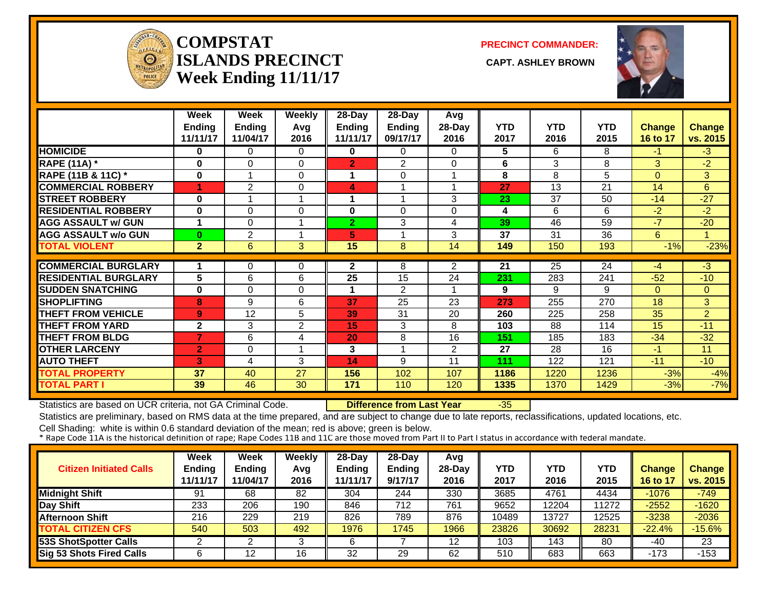# COMPSTAT ISLANDS PRECINCT Week Ending 11/11/17

**PRECINCT COMMANDER:**

**CAPT. ASHLEY BROWN**

| | Week Ending 11/11/17 | Week Ending 11/04/17 | Weekly Avg 2016 | 28-Day Ending 11/11/17 | 28-Day Ending 09/17/17 | Avg 28-Day 2016 | YTD 2017 | YTD 2016 | YTD 2015 | Change 16 to 17 | Change vs. 2015 |
|---|---|---|---|---|---|---|---|---|---|---|---|
| HOMICIDE | 0 | 0 | 0 | 0 | 0 | 0 | 5 | 6 | 8 | -1 | -3 |
| RAPE (11A) * | 0 | 0 | 0 | 2 | 2 | 0 | 6 | 3 | 8 | 3 | -2 |
| RAPE (11B & 11C) * | 0 | 1 | 0 | 1 | 0 | 1 | 8 | 8 | 5 | 0 | 3 |
| COMMERCIAL ROBBERY | 1 | 2 | 0 | 4 | 1 | 1 | 27 | 13 | 21 | 14 | 6 |
| STREET ROBBERY | 0 | 1 | 1 | 1 | 1 | 3 | 23 | 37 | 50 | -14 | -27 |
| RESIDENTIAL ROBBERY | 0 | 0 | 0 | 0 | 0 | 0 | 4 | 6 | 6 | -2 | -2 |
| AGG ASSAULT w/ GUN | 1 | 0 | 1 | 2 | 3 | 4 | 39 | 46 | 59 | -7 | -20 |
| AGG ASSAULT w/o GUN | 0 | 2 | 1 | 5 | 1 | 3 | 37 | 31 | 36 | 6 | 1 |
| TOTAL VIOLENT | 2 | 6 | 3 | 15 | 8 | 14 | 149 | 150 | 193 | -1% | -23% |
| COMMERCIAL BURGLARY | 1 | 0 | 0 | 2 | 8 | 2 | 21 | 25 | 24 | -4 | -3 |
| RESIDENTIAL BURGLARY | 5 | 6 | 6 | 25 | 15 | 24 | 231 | 283 | 241 | -52 | -10 |
| SUDDEN SNATCHING | 0 | 0 | 0 | 1 | 2 | 1 | 9 | 9 | 9 | 0 | 0 |
| SHOPLIFTING | 8 | 9 | 6 | 37 | 25 | 23 | 273 | 255 | 270 | 18 | 3 |
| THEFT FROM VEHICLE | 9 | 12 | 5 | 39 | 31 | 20 | 260 | 225 | 258 | 35 | 2 |
| THEFT FROM YARD | 2 | 3 | 2 | 15 | 3 | 8 | 103 | 88 | 114 | 15 | -11 |
| THEFT FROM BLDG | 7 | 6 | 4 | 20 | 8 | 16 | 151 | 185 | 183 | -34 | -32 |
| OTHER LARCENY | 2 | 0 | 1 | 3 | 1 | 2 | 27 | 28 | 16 | -1 | 11 |
| AUTO THEFT | 3 | 4 | 3 | 14 | 9 | 11 | 111 | 122 | 121 | -11 | -10 |
| TOTAL PROPERTY | 37 | 40 | 27 | 156 | 102 | 107 | 1186 | 1220 | 1236 | -3% | -4% |
| TOTAL PART I | 39 | 46 | 30 | 171 | 110 | 120 | 1335 | 1370 | 1429 | -3% | -7% |

Statistics are based on UCR criteria, not GA Criminal Code. **Difference from Last Year** -35

Statistics are preliminary, based on RMS data at the time prepared, and are subject to change due to late reports, reclassifications, updated locations, etc.

Cell Shading: white is within 0.6 standard deviation of the mean; red is above; green is below.

\* Rape Code 11A is the historical definition of rape; Rape Codes 11B and 11C are those moved from Part II to Part I status in accordance with federal mandate.

| Citizen Initiated Calls | Week Ending 11/11/17 | Week Ending 11/04/17 | Weekly Avg 2016 | 28-Day Ending 11/11/17 | 28-Day Ending 9/17/17 | Avg 28-Day 2016 | YTD 2017 | YTD 2016 | YTD 2015 | Change 16 to 17 | Change vs. 2015 |
|---|---|---|---|---|---|---|---|---|---|---|---|
| Midnight Shift | 91 | 68 | 82 | 304 | 244 | 330 | 3685 | 4761 | 4434 | -1076 | -749 |
| Day Shift | 233 | 206 | 190 | 846 | 712 | 761 | 9652 | 12204 | 11272 | -2552 | -1620 |
| Afternoon Shift | 216 | 229 | 219 | 826 | 789 | 876 | 10489 | 13727 | 12525 | -3238 | -2036 |
| TOTAL CITIZEN CFS | 540 | 503 | 492 | 1976 | 1745 | 1966 | 23826 | 30692 | 28231 | -22.4% | -15.6% |
| 53S ShotSpotter Calls | 2 | 2 | 3 | 6 | 7 | 12 | 103 | 143 | 80 | -40 | 23 |
| Sig 53 Shots Fired Calls | 6 | 12 | 16 | 32 | 29 | 62 | 510 | 683 | 663 | -173 | -153 |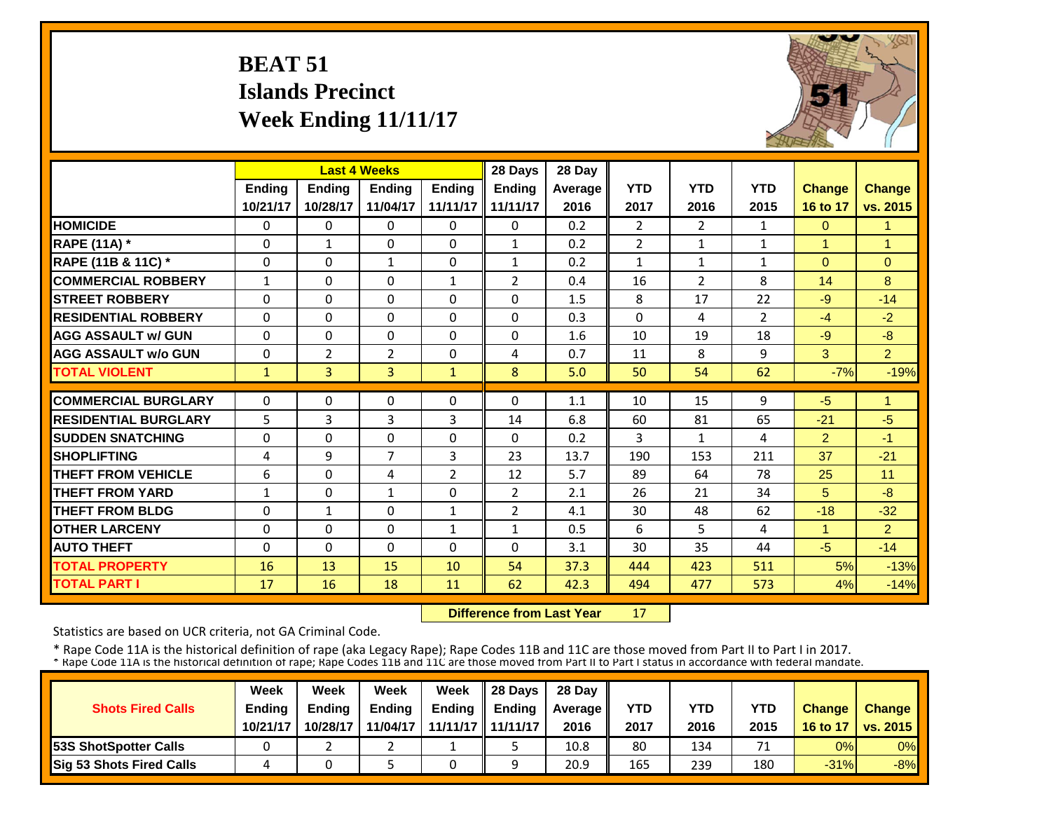# BEAT 51
# Islands Precinct
# Week Ending 11/11/17

| | Last 4 Weeks | | | | 28 Days | 28 Day | | | | | |
|---|---|---|---|---|---|---|---|---|---|---|---|
| | Ending 10/21/17 | Ending 10/28/17 | Ending 11/04/17 | Ending 11/11/17 | Ending 11/11/17 | Average 2016 | YTD 2017 | YTD 2016 | YTD 2015 | Change 16 to 17 | Change vs. 2015 |
| HOMICIDE | 0 | 0 | 0 | 0 | 0 | 0.2 | 2 | 2 | 1 | 0 | 1 |
| RAPE (11A) * | 0 | 1 | 0 | 0 | 1 | 0.2 | 2 | 1 | 1 | 1 | 1 |
| RAPE (11B & 11C) * | 0 | 0 | 1 | 0 | 1 | 0.2 | 1 | 1 | 1 | 0 | 0 |
| COMMERCIAL ROBBERY | 1 | 0 | 0 | 1 | 2 | 0.4 | 16 | 2 | 8 | 14 | 8 |
| STREET ROBBERY | 0 | 0 | 0 | 0 | 0 | 1.5 | 8 | 17 | 22 | -9 | -14 |
| RESIDENTIAL ROBBERY | 0 | 0 | 0 | 0 | 0 | 0.3 | 0 | 4 | 2 | -4 | -2 |
| AGG ASSAULT w/ GUN | 0 | 0 | 0 | 0 | 0 | 1.6 | 10 | 19 | 18 | -9 | -8 |
| AGG ASSAULT w/o GUN | 0 | 2 | 2 | 0 | 4 | 0.7 | 11 | 8 | 9 | 3 | 2 |
| TOTAL VIOLENT | 1 | 3 | 3 | 1 | 8 | 5.0 | 50 | 54 | 62 | -7% | -19% |
| COMMERCIAL BURGLARY | 0 | 0 | 0 | 0 | 0 | 1.1 | 10 | 15 | 9 | -5 | 1 |
| RESIDENTIAL BURGLARY | 5 | 3 | 3 | 3 | 14 | 6.8 | 60 | 81 | 65 | -21 | -5 |
| SUDDEN SNATCHING | 0 | 0 | 0 | 0 | 0 | 0.2 | 3 | 1 | 4 | 2 | -1 |
| SHOPLIFTING | 4 | 9 | 7 | 3 | 23 | 13.7 | 190 | 153 | 211 | 37 | -21 |
| THEFT FROM VEHICLE | 6 | 0 | 4 | 2 | 12 | 5.7 | 89 | 64 | 78 | 25 | 11 |
| THEFT FROM YARD | 1 | 0 | 1 | 0 | 2 | 2.1 | 26 | 21 | 34 | 5 | -8 |
| THEFT FROM BLDG | 0 | 1 | 0 | 1 | 2 | 4.1 | 30 | 48 | 62 | -18 | -32 |
| OTHER LARCENY | 0 | 0 | 0 | 1 | 1 | 0.5 | 6 | 5 | 4 | 1 | 2 |
| AUTO THEFT | 0 | 0 | 0 | 0 | 0 | 3.1 | 30 | 35 | 44 | -5 | -14 |
| TOTAL PROPERTY | 16 | 13 | 15 | 10 | 54 | 37.3 | 444 | 423 | 511 | 5% | -13% |
| TOTAL PART I | 17 | 16 | 18 | 11 | 62 | 42.3 | 494 | 477 | 573 | 4% | -14% |

**Difference from Last Year** 17

Statistics are based on UCR criteria, not GA Criminal Code.

\* Rape Code 11A is the historical definition of rape (aka Legacy Rape); Rape Codes 11B and 11C are those moved from Part II to Part I in 2017.
\* Rape Code 11A is the historical definition of rape; Rape Codes 11B and 11C are those moved from Part II to Part I status in accordance with federal mandate.

| Shots Fired Calls | Week Ending 10/21/17 | Week Ending 10/28/17 | Week Ending 11/04/17 | Week Ending 11/11/17 | 28 Days Ending 11/11/17 | 28 Day Average 2016 | YTD 2017 | YTD 2016 | YTD 2015 | Change 16 to 17 | Change vs. 2015 |
|---|---|---|---|---|---|---|---|---|---|---|---|
| 53S ShotSpotter Calls | 0 | 2 | 2 | 1 | 5 | 10.8 | 80 | 134 | 71 | 0% | 0% |
| Sig 53 Shots Fired Calls | 4 | 0 | 5 | 0 | 9 | 20.9 | 165 | 239 | 180 | -31% | -8% |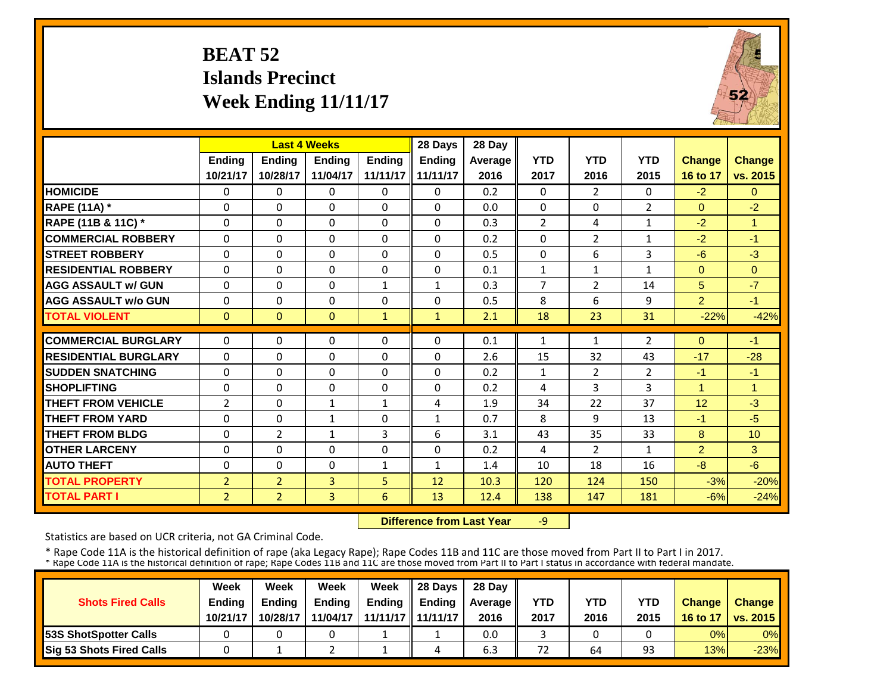# BEAT 52
## Islands Precinct
## Week Ending 11/11/17

| | Last 4 Weeks | | | | 28 Days | 28 Day | | | | | |
|---|---|---|---|---|---|---|---|---|---|---|---|
| | Ending 10/21/17 | Ending 10/28/17 | Ending 11/04/17 | Ending 11/11/17 | Ending 11/11/17 | Average 2016 | YTD 2017 | YTD 2016 | YTD 2015 | Change 16 to 17 | Change vs. 2015 |
| HOMICIDE | 0 | 0 | 0 | 0 | 0 | 0.2 | 0 | 2 | 0 | -2 | 0 |
| RAPE (11A) * | 0 | 0 | 0 | 0 | 0 | 0.0 | 0 | 0 | 2 | 0 | -2 |
| RAPE (11B & 11C) * | 0 | 0 | 0 | 0 | 0 | 0.3 | 2 | 4 | 1 | -2 | 1 |
| COMMERCIAL ROBBERY | 0 | 0 | 0 | 0 | 0 | 0.2 | 0 | 2 | 1 | -2 | -1 |
| STREET ROBBERY | 0 | 0 | 0 | 0 | 0 | 0.5 | 0 | 6 | 3 | -6 | -3 |
| RESIDENTIAL ROBBERY | 0 | 0 | 0 | 0 | 0 | 0.1 | 1 | 1 | 1 | 0 | 0 |
| AGG ASSAULT w/ GUN | 0 | 0 | 0 | 1 | 1 | 0.3 | 7 | 2 | 14 | 5 | -7 |
| AGG ASSAULT w/o GUN | 0 | 0 | 0 | 0 | 0 | 0.5 | 8 | 6 | 9 | 2 | -1 |
| TOTAL VIOLENT | 0 | 0 | 0 | 1 | 1 | 2.1 | 18 | 23 | 31 | -22% | -42% |
| COMMERCIAL BURGLARY | 0 | 0 | 0 | 0 | 0 | 0.1 | 1 | 1 | 2 | 0 | -1 |
| RESIDENTIAL BURGLARY | 0 | 0 | 0 | 0 | 0 | 2.6 | 15 | 32 | 43 | -17 | -28 |
| SUDDEN SNATCHING | 0 | 0 | 0 | 0 | 0 | 0.2 | 1 | 2 | 2 | -1 | -1 |
| SHOPLIFTING | 0 | 0 | 0 | 0 | 0 | 0.2 | 4 | 3 | 3 | 1 | 1 |
| THEFT FROM VEHICLE | 2 | 0 | 1 | 1 | 4 | 1.9 | 34 | 22 | 37 | 12 | -3 |
| THEFT FROM YARD | 0 | 0 | 1 | 0 | 1 | 0.7 | 8 | 9 | 13 | -1 | -5 |
| THEFT FROM BLDG | 0 | 2 | 1 | 3 | 6 | 3.1 | 43 | 35 | 33 | 8 | 10 |
| OTHER LARCENY | 0 | 0 | 0 | 0 | 0 | 0.2 | 4 | 2 | 1 | 2 | 3 |
| AUTO THEFT | 0 | 0 | 0 | 1 | 1 | 1.4 | 10 | 18 | 16 | -8 | -6 |
| TOTAL PROPERTY | 2 | 2 | 3 | 5 | 12 | 10.3 | 120 | 124 | 150 | -3% | -20% |
| TOTAL PART I | 2 | 2 | 3 | 6 | 13 | 12.4 | 138 | 147 | 181 | -6% | -24% |

**Difference from Last Year** -9

Statistics are based on UCR criteria, not GA Criminal Code.

* Rape Code 11A is the historical definition of rape (aka Legacy Rape); Rape Codes 11B and 11C are those moved from Part II to Part I in 2017.
* Rape Code 11A is the historical definition of rape; Rape Codes 11B and 11C are those moved from Part II to Part I status in accordance with federal mandate.

| Shots Fired Calls | Week Ending 10/21/17 | Week Ending 10/28/17 | Week Ending 11/04/17 | Week Ending 11/11/17 | 28 Days Ending 11/11/17 | 28 Day Average 2016 | YTD 2017 | YTD 2016 | YTD 2015 | Change 16 to 17 | Change vs. 2015 |
|---|---|---|---|---|---|---|---|---|---|---|---|
| 53S ShotSpotter Calls | 0 | 0 | 0 | 1 | 1 | 0.0 | 3 | 0 | 0 | 0% | 0% |
| Sig 53 Shots Fired Calls | 0 | 1 | 2 | 1 | 4 | 6.3 | 72 | 64 | 93 | 13% | -23% |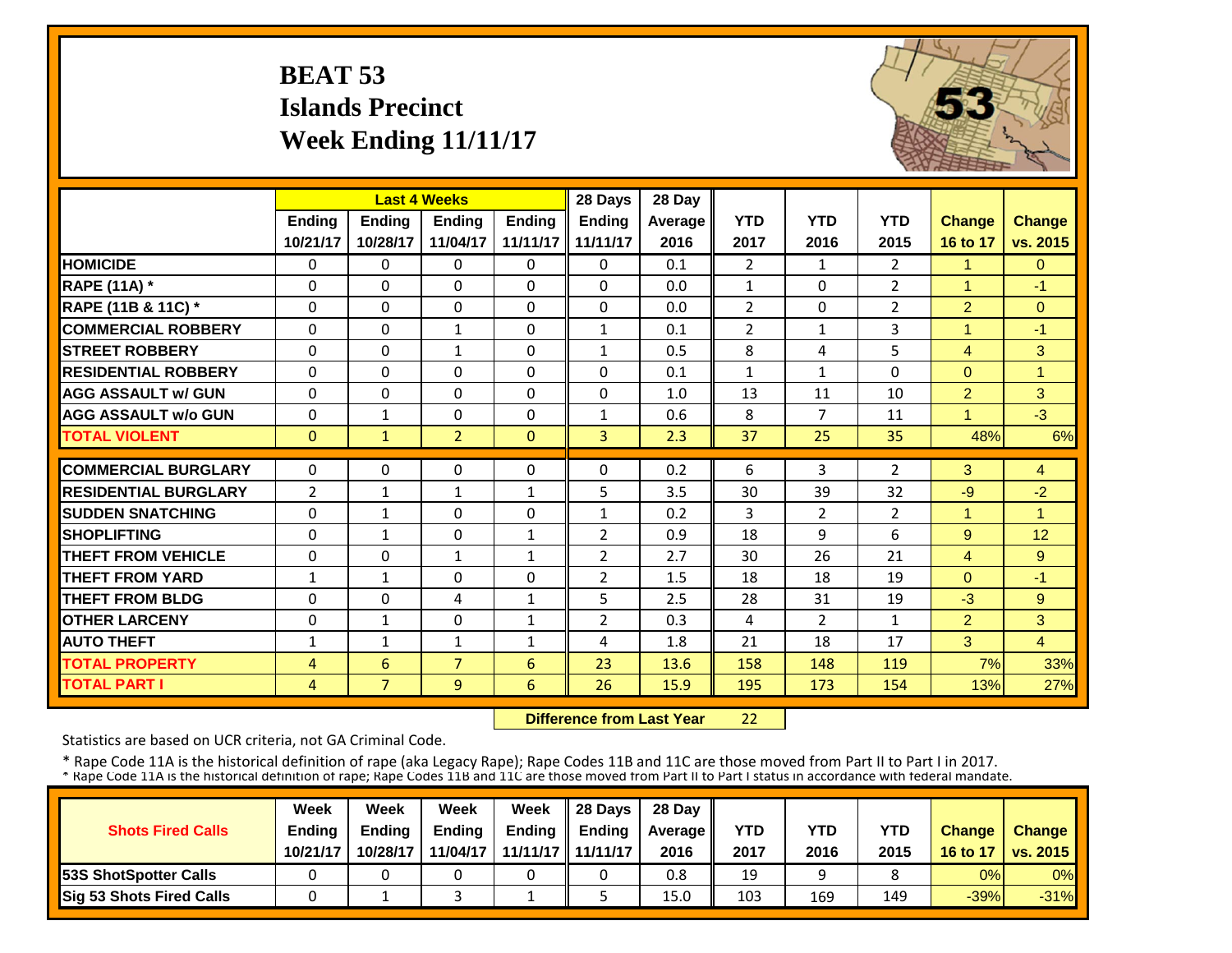# BEAT 53
## Islands Precinct
## Week Ending 11/11/17

| | Last 4 Weeks | | | | 28 Days | 28 Day | | | | | |
|---|---|---|---|---|---|---|---|---|---|---|---|
| | Ending 10/21/17 | Ending 10/28/17 | Ending 11/04/17 | Ending 11/11/17 | Ending 11/11/17 | Average 2016 | YTD 2017 | YTD 2016 | YTD 2015 | Change 16 to 17 | Change vs. 2015 |
| HOMICIDE | 0 | 0 | 0 | 0 | 0 | 0.1 | 2 | 1 | 2 | 1 | 0 |
| RAPE (11A) * | 0 | 0 | 0 | 0 | 0 | 0.0 | 1 | 0 | 2 | 1 | -1 |
| RAPE (11B & 11C) * | 0 | 0 | 0 | 0 | 0 | 0.0 | 2 | 0 | 2 | 2 | 0 |
| COMMERCIAL ROBBERY | 0 | 0 | 1 | 0 | 1 | 0.1 | 2 | 1 | 3 | 1 | -1 |
| STREET ROBBERY | 0 | 0 | 1 | 0 | 1 | 0.5 | 8 | 4 | 5 | 4 | 3 |
| RESIDENTIAL ROBBERY | 0 | 0 | 0 | 0 | 0 | 0.1 | 1 | 1 | 0 | 0 | 1 |
| AGG ASSAULT w/ GUN | 0 | 0 | 0 | 0 | 0 | 1.0 | 13 | 11 | 10 | 2 | 3 |
| AGG ASSAULT w/o GUN | 0 | 1 | 0 | 0 | 1 | 0.6 | 8 | 7 | 11 | 1 | -3 |
| TOTAL VIOLENT | 0 | 1 | 2 | 0 | 3 | 2.3 | 37 | 25 | 35 | 48% | 6% |
| COMMERCIAL BURGLARY | 0 | 0 | 0 | 0 | 0 | 0.2 | 6 | 3 | 2 | 3 | 4 |
| RESIDENTIAL BURGLARY | 2 | 1 | 1 | 1 | 5 | 3.5 | 30 | 39 | 32 | -9 | -2 |
| SUDDEN SNATCHING | 0 | 1 | 0 | 0 | 1 | 0.2 | 3 | 2 | 2 | 1 | 1 |
| SHOPLIFTING | 0 | 1 | 0 | 1 | 2 | 0.9 | 18 | 9 | 6 | 9 | 12 |
| THEFT FROM VEHICLE | 0 | 0 | 1 | 1 | 2 | 2.7 | 30 | 26 | 21 | 4 | 9 |
| THEFT FROM YARD | 1 | 1 | 0 | 0 | 2 | 1.5 | 18 | 18 | 19 | 0 | -1 |
| THEFT FROM BLDG | 0 | 0 | 4 | 1 | 5 | 2.5 | 28 | 31 | 19 | -3 | 9 |
| OTHER LARCENY | 0 | 1 | 0 | 1 | 2 | 0.3 | 4 | 2 | 1 | 2 | 3 |
| AUTO THEFT | 1 | 1 | 1 | 1 | 4 | 1.8 | 21 | 18 | 17 | 3 | 4 |
| TOTAL PROPERTY | 4 | 6 | 7 | 6 | 23 | 13.6 | 158 | 148 | 119 | 7% | 33% |
| TOTAL PART I | 4 | 7 | 9 | 6 | 26 | 15.9 | 195 | 173 | 154 | 13% | 27% |

**Difference from Last Year** 22

Statistics are based on UCR criteria, not GA Criminal Code.

* Rape Code 11A is the historical definition of rape (aka Legacy Rape); Rape Codes 11B and 11C are those moved from Part II to Part I in 2017.
* Rape Code 11A is the historical definition of rape; Rape Codes 11B and 11C are those moved from Part II to Part I status in accordance with federal mandate.

| Shots Fired Calls | Week Ending 10/21/17 | Week Ending 10/28/17 | Week Ending 11/04/17 | Week Ending 11/11/17 | 28 Days Ending 11/11/17 | 28 Day Average 2016 | YTD 2017 | YTD 2016 | YTD 2015 | Change 16 to 17 | Change vs. 2015 |
|---|---|---|---|---|---|---|---|---|---|---|---|
| 53S ShotSpotter Calls | 0 | 0 | 0 | 0 | 0 | 0.8 | 19 | 9 | 8 | 0% | 0% |
| Sig 53 Shots Fired Calls | 0 | 1 | 3 | 1 | 5 | 15.0 | 103 | 169 | 149 | -39% | -31% |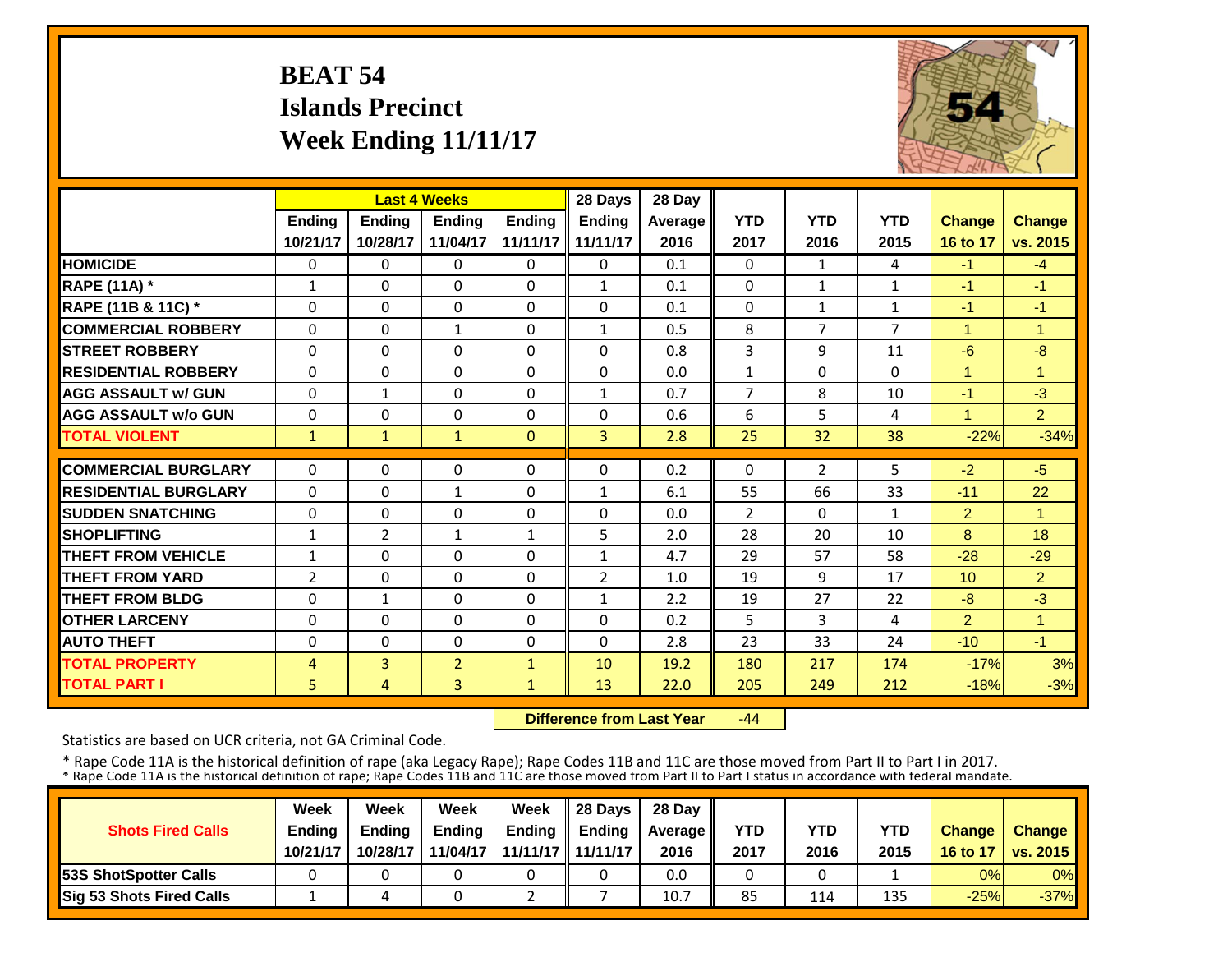# BEAT 54
## Islands Precinct
## Week Ending 11/11/17

| | Last 4 Weeks | | | | 28 Days | 28 Day | | | | | |
|---|---|---|---|---|---|---|---|---|---|---|---|
| | Ending 10/21/17 | Ending 10/28/17 | Ending 11/04/17 | Ending 11/11/17 | Ending 11/11/17 | Average 2016 | YTD 2017 | YTD 2016 | YTD 2015 | Change 16 to 17 | Change vs. 2015 |
| HOMICIDE | 0 | 0 | 0 | 0 | 0 | 0.1 | 0 | 1 | 4 | -1 | -4 |
| RAPE (11A) * | 1 | 0 | 0 | 0 | 1 | 0.1 | 0 | 1 | 1 | -1 | -1 |
| RAPE (11B & 11C) * | 0 | 0 | 0 | 0 | 0 | 0.1 | 0 | 1 | 1 | -1 | -1 |
| COMMERCIAL ROBBERY | 0 | 0 | 1 | 0 | 1 | 0.5 | 8 | 7 | 7 | 1 | 1 |
| STREET ROBBERY | 0 | 0 | 0 | 0 | 0 | 0.8 | 3 | 9 | 11 | -6 | -8 |
| RESIDENTIAL ROBBERY | 0 | 0 | 0 | 0 | 0 | 0.0 | 1 | 0 | 0 | 1 | 1 |
| AGG ASSAULT w/ GUN | 0 | 1 | 0 | 0 | 1 | 0.7 | 7 | 8 | 10 | -1 | -3 |
| AGG ASSAULT w/o GUN | 0 | 0 | 0 | 0 | 0 | 0.6 | 6 | 5 | 4 | 1 | 2 |
| TOTAL VIOLENT | 1 | 1 | 1 | 0 | 3 | 2.8 | 25 | 32 | 38 | -22% | -34% |
| COMMERCIAL BURGLARY | 0 | 0 | 0 | 0 | 0 | 0.2 | 0 | 2 | 5 | -2 | -5 |
| RESIDENTIAL BURGLARY | 0 | 0 | 1 | 0 | 1 | 6.1 | 55 | 66 | 33 | -11 | 22 |
| SUDDEN SNATCHING | 0 | 0 | 0 | 0 | 0 | 0.0 | 2 | 0 | 1 | 2 | 1 |
| SHOPLIFTING | 1 | 2 | 1 | 1 | 5 | 2.0 | 28 | 20 | 10 | 8 | 18 |
| THEFT FROM VEHICLE | 1 | 0 | 0 | 0 | 1 | 4.7 | 29 | 57 | 58 | -28 | -29 |
| THEFT FROM YARD | 2 | 0 | 0 | 0 | 2 | 1.0 | 19 | 9 | 17 | 10 | 2 |
| THEFT FROM BLDG | 0 | 1 | 0 | 0 | 1 | 2.2 | 19 | 27 | 22 | -8 | -3 |
| OTHER LARCENY | 0 | 0 | 0 | 0 | 0 | 0.2 | 5 | 3 | 4 | 2 | 1 |
| AUTO THEFT | 0 | 0 | 0 | 0 | 0 | 2.8 | 23 | 33 | 24 | -10 | -1 |
| TOTAL PROPERTY | 4 | 3 | 2 | 1 | 10 | 19.2 | 180 | 217 | 174 | -17% | 3% |
| TOTAL PART I | 5 | 4 | 3 | 1 | 13 | 22.0 | 205 | 249 | 212 | -18% | -3% |

**Difference from Last Year** -44

Statistics are based on UCR criteria, not GA Criminal Code.

\* Rape Code 11A is the historical definition of rape (aka Legacy Rape); Rape Codes 11B and 11C are those moved from Part II to Part I in 2017.
\* Rape Code 11A is the historical definition of rape; Rape Codes 11B and 11C are those moved from Part II to Part I status in accordance with federal mandate.

| Shots Fired Calls | Week Ending 10/21/17 | Week Ending 10/28/17 | Week Ending 11/04/17 | Week Ending 11/11/17 | 28 Days Ending 11/11/17 | 28 Day Average 2016 | YTD 2017 | YTD 2016 | YTD 2015 | Change 16 to 17 | Change vs. 2015 |
|---|---|---|---|---|---|---|---|---|---|---|---|
| 53S ShotSpotter Calls | 0 | 0 | 0 | 0 | 0 | 0.0 | 0 | 0 | 1 | 0% | 0% |
| Sig 53 Shots Fired Calls | 1 | 4 | 0 | 2 | 7 | 10.7 | 85 | 114 | 135 | -25% | -37% |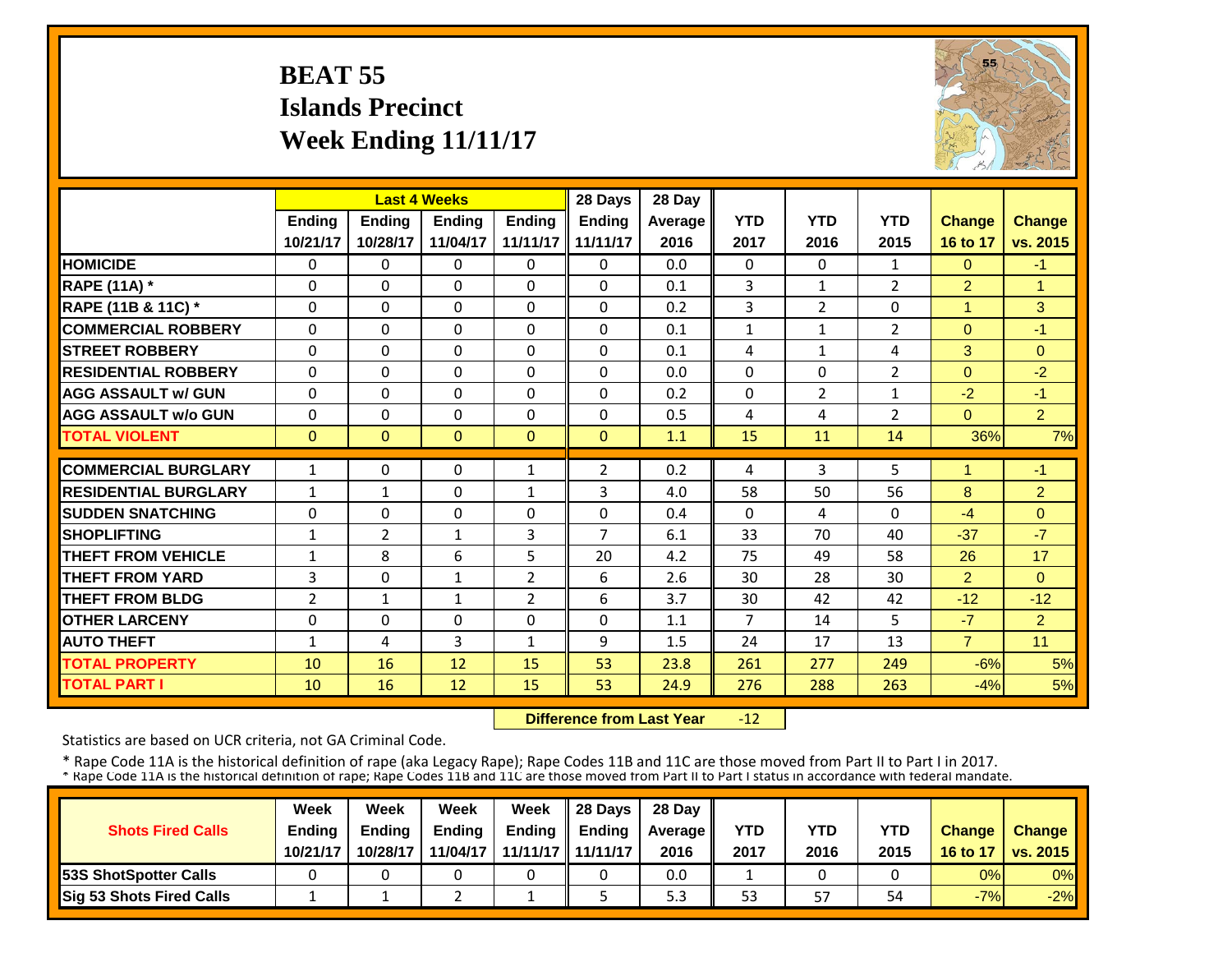# BEAT 55
# Islands Precinct
# Week Ending 11/11/17

| | Last 4 Weeks | | | | 28 Days | 28 Day | | | | | |
|---|---|---|---|---|---|---|---|---|---|---|---|
| | Ending 10/21/17 | Ending 10/28/17 | Ending 11/04/17 | Ending 11/11/17 | Ending 11/11/17 | Average 2016 | YTD 2017 | YTD 2016 | YTD 2015 | Change 16 to 17 | Change vs. 2015 |
| HOMICIDE | 0 | 0 | 0 | 0 | 0 | 0.0 | 0 | 0 | 1 | 0 | -1 |
| RAPE (11A) * | 0 | 0 | 0 | 0 | 0 | 0.1 | 3 | 1 | 2 | 2 | 1 |
| RAPE (11B & 11C) * | 0 | 0 | 0 | 0 | 0 | 0.2 | 3 | 2 | 0 | 1 | 3 |
| COMMERCIAL ROBBERY | 0 | 0 | 0 | 0 | 0 | 0.1 | 1 | 1 | 2 | 0 | -1 |
| STREET ROBBERY | 0 | 0 | 0 | 0 | 0 | 0.1 | 4 | 1 | 4 | 3 | 0 |
| RESIDENTIAL ROBBERY | 0 | 0 | 0 | 0 | 0 | 0.0 | 0 | 0 | 2 | 0 | -2 |
| AGG ASSAULT w/ GUN | 0 | 0 | 0 | 0 | 0 | 0.2 | 0 | 2 | 1 | -2 | -1 |
| AGG ASSAULT w/o GUN | 0 | 0 | 0 | 0 | 0 | 0.5 | 4 | 4 | 2 | 0 | 2 |
| TOTAL VIOLENT | 0 | 0 | 0 | 0 | 0 | 1.1 | 15 | 11 | 14 | 36% | 7% |
| COMMERCIAL BURGLARY | 1 | 0 | 0 | 1 | 2 | 0.2 | 4 | 3 | 5 | 1 | -1 |
| RESIDENTIAL BURGLARY | 1 | 1 | 0 | 1 | 3 | 4.0 | 58 | 50 | 56 | 8 | 2 |
| SUDDEN SNATCHING | 0 | 0 | 0 | 0 | 0 | 0.4 | 0 | 4 | 0 | -4 | 0 |
| SHOPLIFTING | 1 | 2 | 1 | 3 | 7 | 6.1 | 33 | 70 | 40 | -37 | -7 |
| THEFT FROM VEHICLE | 1 | 8 | 6 | 5 | 20 | 4.2 | 75 | 49 | 58 | 26 | 17 |
| THEFT FROM YARD | 3 | 0 | 1 | 2 | 6 | 2.6 | 30 | 28 | 30 | 2 | 0 |
| THEFT FROM BLDG | 2 | 1 | 1 | 2 | 6 | 3.7 | 30 | 42 | 42 | -12 | -12 |
| OTHER LARCENY | 0 | 0 | 0 | 0 | 0 | 1.1 | 7 | 14 | 5 | -7 | 2 |
| AUTO THEFT | 1 | 4 | 3 | 1 | 9 | 1.5 | 24 | 17 | 13 | 7 | 11 |
| TOTAL PROPERTY | 10 | 16 | 12 | 15 | 53 | 23.8 | 261 | 277 | 249 | -6% | 5% |
| TOTAL PART I | 10 | 16 | 12 | 15 | 53 | 24.9 | 276 | 288 | 263 | -4% | 5% |

**Difference from Last Year** -12

Statistics are based on UCR criteria, not GA Criminal Code.

* Rape Code 11A is the historical definition of rape (aka Legacy Rape); Rape Codes 11B and 11C are those moved from Part II to Part I in 2017.
* Rape Code 11A is the historical definition of rape; Rape Codes 11B and 11C are those moved from Part II to Part I status in accordance with federal mandate.

| Shots Fired Calls | Week Ending 10/21/17 | Week Ending 10/28/17 | Week Ending 11/04/17 | Week Ending 11/11/17 | 28 Days Ending 11/11/17 | 28 Day Average 2016 | YTD 2017 | YTD 2016 | YTD 2015 | Change 16 to 17 | Change vs. 2015 |
|---|---|---|---|---|---|---|---|---|---|---|---|
| 53S ShotSpotter Calls | 0 | 0 | 0 | 0 | 0 | 0.0 | 1 | 0 | 0 | 0% | 0% |
| Sig 53 Shots Fired Calls | 1 | 1 | 2 | 1 | 5 | 5.3 | 53 | 57 | 54 | -7% | -2% |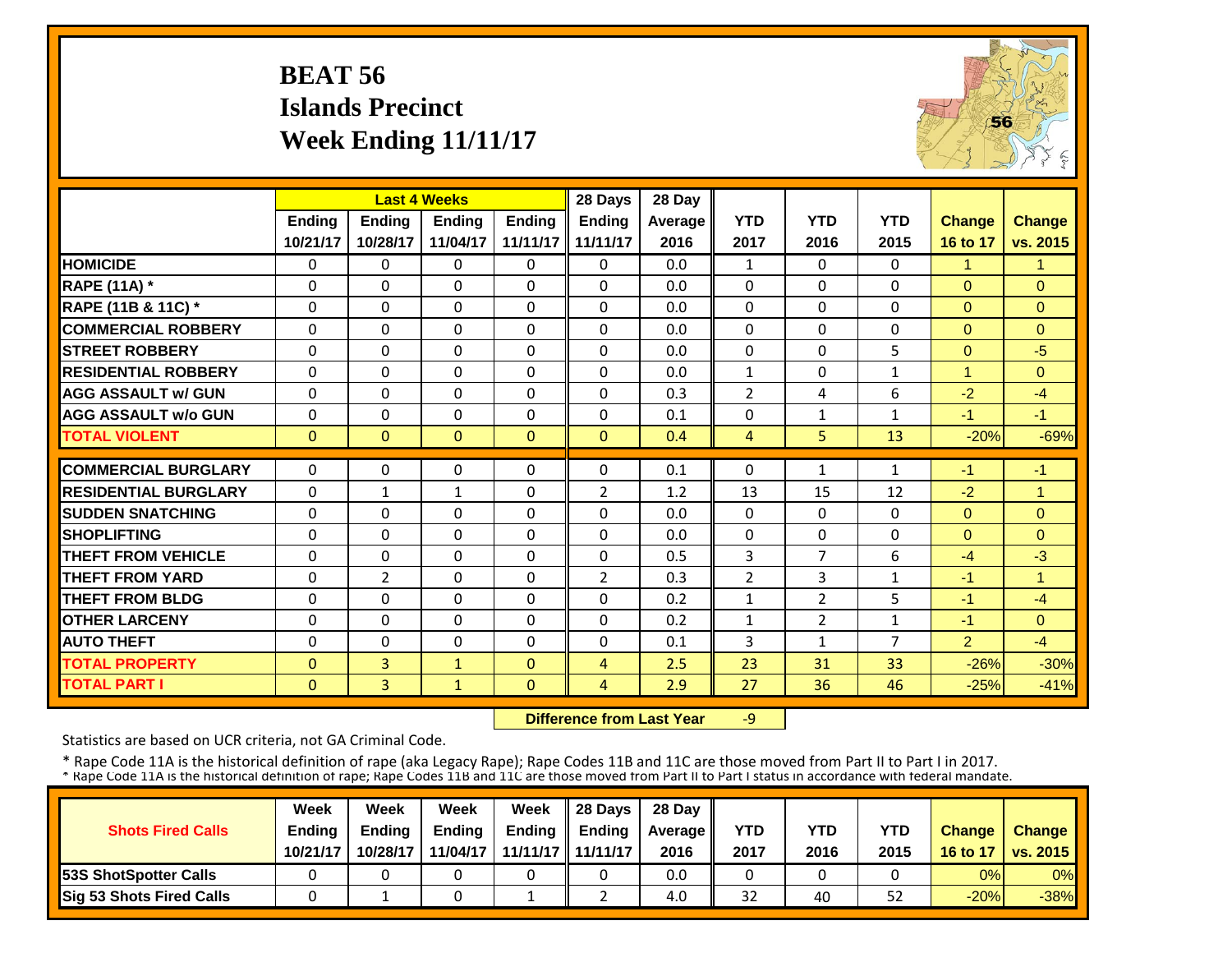# BEAT 56
## Islands Precinct
## Week Ending 11/11/17

| | Last 4 Weeks | | | | 28 Days | 28 Day | | | | | |
|---|---|---|---|---|---|---|---|---|---|---|---|
| | Ending 10/21/17 | Ending 10/28/17 | Ending 11/04/17 | Ending 11/11/17 | Ending 11/11/17 | Average 2016 | YTD 2017 | YTD 2016 | YTD 2015 | Change 16 to 17 | Change vs. 2015 |
| **HOMICIDE** | 0 | 0 | 0 | 0 | 0 | 0.0 | 1 | 0 | 0 | 1 | 1 |
| **RAPE (11A) *** | 0 | 0 | 0 | 0 | 0 | 0.0 | 0 | 0 | 0 | 0 | 0 |
| **RAPE (11B & 11C) *** | 0 | 0 | 0 | 0 | 0 | 0.0 | 0 | 0 | 0 | 0 | 0 |
| **COMMERCIAL ROBBERY** | 0 | 0 | 0 | 0 | 0 | 0.0 | 0 | 0 | 0 | 0 | 0 |
| **STREET ROBBERY** | 0 | 0 | 0 | 0 | 0 | 0.0 | 0 | 0 | 5 | 0 | -5 |
| **RESIDENTIAL ROBBERY** | 0 | 0 | 0 | 0 | 0 | 0.0 | 1 | 0 | 1 | 1 | 0 |
| **AGG ASSAULT w/ GUN** | 0 | 0 | 0 | 0 | 0 | 0.3 | 2 | 4 | 6 | -2 | -4 |
| **AGG ASSAULT w/o GUN** | 0 | 0 | 0 | 0 | 0 | 0.1 | 0 | 1 | 1 | -1 | -1 |
| **TOTAL VIOLENT** | 0 | 0 | 0 | 0 | 0 | 0.4 | 4 | 5 | 13 | -20% | -69% |
| **COMMERCIAL BURGLARY** | 0 | 0 | 0 | 0 | 0 | 0.1 | 0 | 1 | 1 | -1 | -1 |
| **RESIDENTIAL BURGLARY** | 0 | 1 | 1 | 0 | 2 | 1.2 | 13 | 15 | 12 | -2 | 1 |
| **SUDDEN SNATCHING** | 0 | 0 | 0 | 0 | 0 | 0.0 | 0 | 0 | 0 | 0 | 0 |
| **SHOPLIFTING** | 0 | 0 | 0 | 0 | 0 | 0.0 | 0 | 0 | 0 | 0 | 0 |
| **THEFT FROM VEHICLE** | 0 | 0 | 0 | 0 | 0 | 0.5 | 3 | 7 | 6 | -4 | -3 |
| **THEFT FROM YARD** | 0 | 2 | 0 | 0 | 2 | 0.3 | 2 | 3 | 1 | -1 | 1 |
| **THEFT FROM BLDG** | 0 | 0 | 0 | 0 | 0 | 0.2 | 1 | 2 | 5 | -1 | -4 |
| **OTHER LARCENY** | 0 | 0 | 0 | 0 | 0 | 0.2 | 1 | 2 | 1 | -1 | 0 |
| **AUTO THEFT** | 0 | 0 | 0 | 0 | 0 | 0.1 | 3 | 1 | 7 | 2 | -4 |
| **TOTAL PROPERTY** | 0 | 3 | 1 | 0 | 4 | 2.5 | 23 | 31 | 33 | -26% | -30% |
| **TOTAL PART I** | 0 | 3 | 1 | 0 | 4 | 2.9 | 27 | 36 | 46 | -25% | -41% |

**Difference from Last Year** -9

Statistics are based on UCR criteria, not GA Criminal Code.

* Rape Code 11A is the historical definition of rape (aka Legacy Rape); Rape Codes 11B and 11C are those moved from Part II to Part I in 2017.
* Rape Code 11A is the historical definition of rape; Rape Codes 11B and 11C are those moved from Part II to Part I status in accordance with federal mandate.

| Shots Fired Calls | Week Ending 10/21/17 | Week Ending 10/28/17 | Week Ending 11/04/17 | Week Ending 11/11/17 | 28 Days Ending 11/11/17 | 28 Day Average 2016 | YTD 2017 | YTD 2016 | YTD 2015 | Change 16 to 17 | Change vs. 2015 |
|---|---|---|---|---|---|---|---|---|---|---|---|
| **53S ShotSpotter Calls** | 0 | 0 | 0 | 0 | 0 | 0.0 | 0 | 0 | 0 | 0% | 0% |
| **Sig 53 Shots Fired Calls** | 0 | 1 | 0 | 1 | 2 | 4.0 | 32 | 40 | 52 | -20% | -38% |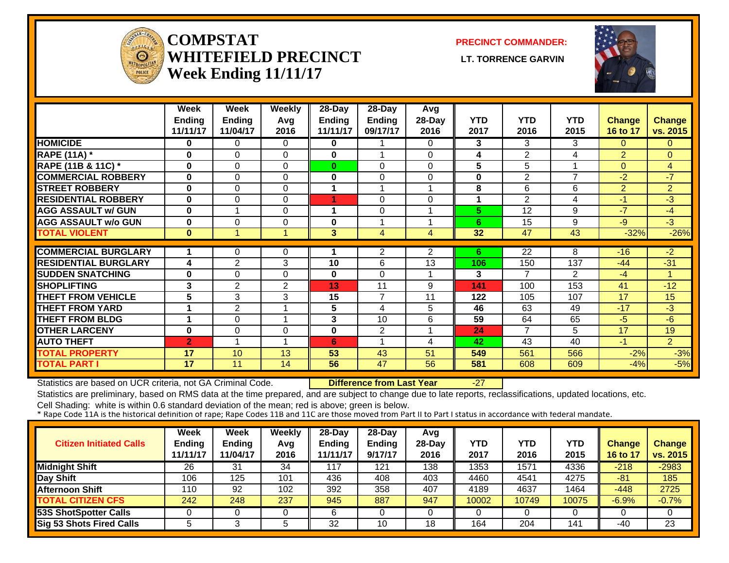# COMPSTAT
# WHITEFIELD PRECINCT
## Week Ending 11/11/17

**PRECINCT COMMANDER:**

**LT. TORRENCE GARVIN**

| | Week Ending 11/11/17 | Week Ending 11/04/17 | Weekly Avg 2016 | 28-Day Ending 11/11/17 | 28-Day Ending 09/17/17 | Avg 28-Day 2016 | YTD 2017 | YTD 2016 | YTD 2015 | Change 16 to 17 | Change vs. 2015 |
|---|---|---|---|---|---|---|---|---|---|---|---|
| HOMICIDE | 0 | 0 | 0 | 0 | 1 | 0 | 3 | 3 | 3 | 0 | 0 |
| RAPE (11A) * | 0 | 0 | 0 | 0 | 1 | 0 | 4 | 2 | 4 | 2 | 0 |
| RAPE (11B & 11C) * | 0 | 0 | 0 | 0 | 0 | 0 | 5 | 5 | 1 | 0 | 4 |
| COMMERCIAL ROBBERY | 0 | 0 | 0 | 0 | 0 | 0 | 0 | 2 | 7 | -2 | -7 |
| STREET ROBBERY | 0 | 0 | 0 | 1 | 1 | 1 | 8 | 6 | 6 | 2 | 2 |
| RESIDENTIAL ROBBERY | 0 | 0 | 0 | 1 | 0 | 0 | 1 | 2 | 4 | -1 | -3 |
| AGG ASSAULT w/ GUN | 0 | 1 | 0 | 1 | 0 | 1 | 5 | 12 | 9 | -7 | -4 |
| AGG ASSAULT w/o GUN | 0 | 0 | 0 | 0 | 1 | 1 | 6 | 15 | 9 | -9 | -3 |
| TOTAL VIOLENT | 0 | 1 | 1 | 3 | 4 | 4 | 32 | 47 | 43 | -32% | -26% |
| COMMERCIAL BURGLARY | 1 | 0 | 0 | 1 | 2 | 2 | 6 | 22 | 8 | -16 | -2 |
| RESIDENTIAL BURGLARY | 4 | 2 | 3 | 10 | 6 | 13 | 106 | 150 | 137 | -44 | -31 |
| SUDDEN SNATCHING | 0 | 0 | 0 | 0 | 0 | 1 | 3 | 7 | 2 | -4 | 1 |
| SHOPLIFTING | 3 | 2 | 2 | 13 | 11 | 9 | 141 | 100 | 153 | 41 | -12 |
| THEFT FROM VEHICLE | 5 | 3 | 3 | 15 | 7 | 11 | 122 | 105 | 107 | 17 | 15 |
| THEFT FROM YARD | 1 | 2 | 1 | 5 | 4 | 5 | 46 | 63 | 49 | -17 | -3 |
| THEFT FROM BLDG | 1 | 0 | 1 | 3 | 10 | 6 | 59 | 64 | 65 | -5 | -6 |
| OTHER LARCENY | 0 | 0 | 0 | 0 | 2 | 1 | 24 | 7 | 5 | 17 | 19 |
| AUTO THEFT | 2 | 1 | 1 | 6 | 1 | 4 | 42 | 43 | 40 | -1 | 2 |
| TOTAL PROPERTY | 17 | 10 | 13 | 53 | 43 | 51 | 549 | 561 | 566 | -2% | -3% |
| TOTAL PART I | 17 | 11 | 14 | 56 | 47 | 56 | 581 | 608 | 609 | -4% | -5% |

Statistics are based on UCR criteria, not GA Criminal Code. **Difference from Last Year** -27

Statistics are preliminary, based on RMS data at the time prepared, and are subject to change due to late reports, reclassifications, updated locations, etc.

Cell Shading: white is within 0.6 standard deviation of the mean; red is above; green is below.

* Rape Code 11A is the historical definition of rape; Rape Codes 11B and 11C are those moved from Part II to Part I status in accordance with federal mandate.

| Citizen Initiated Calls | Week Ending 11/11/17 | Week Ending 11/04/17 | Weekly Avg 2016 | 28-Day Ending 11/11/17 | 28-Day Ending 9/17/17 | Avg 28-Day 2016 | YTD 2017 | YTD 2016 | YTD 2015 | Change 16 to 17 | Change vs. 2015 |
|---|---|---|---|---|---|---|---|---|---|---|---|
| Midnight Shift | 26 | 31 | 34 | 117 | 121 | 138 | 1353 | 1571 | 4336 | -218 | -2983 |
| Day Shift | 106 | 125 | 101 | 436 | 408 | 403 | 4460 | 4541 | 4275 | -81 | 185 |
| Afternoon Shift | 110 | 92 | 102 | 392 | 358 | 407 | 4189 | 4637 | 1464 | -448 | 2725 |
| TOTAL CITIZEN CFS | 242 | 248 | 237 | 945 | 887 | 947 | 10002 | 10749 | 10075 | -6.9% | -0.7% |
| 53S ShotSpotter Calls | 0 | 0 | 0 | 6 | 0 | 0 | 0 | 0 | 0 | 0 | 0 |
| Sig 53 Shots Fired Calls | 5 | 3 | 5 | 32 | 10 | 18 | 164 | 204 | 141 | -40 | 23 |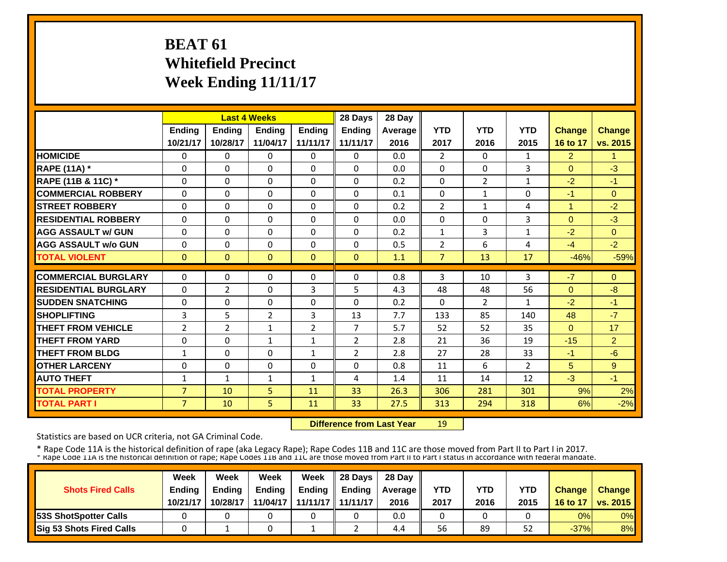# BEAT 61
# Whitefield Precinct
# Week Ending 11/11/17

| | Last 4 Weeks | | | | 28 Days | 28 Day | | | | | |
|---|---|---|---|---|---|---|---|---|---|---|---|
| | Ending 10/21/17 | Ending 10/28/17 | Ending 11/04/17 | Ending 11/11/17 | Ending 11/11/17 | Average 2016 | YTD 2017 | YTD 2016 | YTD 2015 | Change 16 to 17 | Change vs. 2015 |
| HOMICIDE | 0 | 0 | 0 | 0 | 0 | 0.0 | 2 | 0 | 1 | 2 | 1 |
| RAPE (11A) * | 0 | 0 | 0 | 0 | 0 | 0.0 | 0 | 0 | 3 | 0 | -3 |
| RAPE (11B & 11C) * | 0 | 0 | 0 | 0 | 0 | 0.2 | 0 | 2 | 1 | -2 | -1 |
| COMMERCIAL ROBBERY | 0 | 0 | 0 | 0 | 0 | 0.1 | 0 | 1 | 0 | -1 | 0 |
| STREET ROBBERY | 0 | 0 | 0 | 0 | 0 | 0.2 | 2 | 1 | 4 | 1 | -2 |
| RESIDENTIAL ROBBERY | 0 | 0 | 0 | 0 | 0 | 0.0 | 0 | 0 | 3 | 0 | -3 |
| AGG ASSAULT w/ GUN | 0 | 0 | 0 | 0 | 0 | 0.2 | 1 | 3 | 1 | -2 | 0 |
| AGG ASSAULT w/o GUN | 0 | 0 | 0 | 0 | 0 | 0.5 | 2 | 6 | 4 | -4 | -2 |
| TOTAL VIOLENT | 0 | 0 | 0 | 0 | 0 | 1.1 | 7 | 13 | 17 | -46% | -59% |
| COMMERCIAL BURGLARY | 0 | 0 | 0 | 0 | 0 | 0.8 | 3 | 10 | 3 | -7 | 0 |
| RESIDENTIAL BURGLARY | 0 | 2 | 0 | 3 | 5 | 4.3 | 48 | 48 | 56 | 0 | -8 |
| SUDDEN SNATCHING | 0 | 0 | 0 | 0 | 0 | 0.2 | 0 | 2 | 1 | -2 | -1 |
| SHOPLIFTING | 3 | 5 | 2 | 3 | 13 | 7.7 | 133 | 85 | 140 | 48 | -7 |
| THEFT FROM VEHICLE | 2 | 2 | 1 | 2 | 7 | 5.7 | 52 | 52 | 35 | 0 | 17 |
| THEFT FROM YARD | 0 | 0 | 1 | 1 | 2 | 2.8 | 21 | 36 | 19 | -15 | 2 |
| THEFT FROM BLDG | 1 | 0 | 0 | 1 | 2 | 2.8 | 27 | 28 | 33 | -1 | -6 |
| OTHER LARCENY | 0 | 0 | 0 | 0 | 0 | 0.8 | 11 | 6 | 2 | 5 | 9 |
| AUTO THEFT | 1 | 1 | 1 | 1 | 4 | 1.4 | 11 | 14 | 12 | -3 | -1 |
| TOTAL PROPERTY | 7 | 10 | 5 | 11 | 33 | 26.3 | 306 | 281 | 301 | 9% | 2% |
| TOTAL PART I | 7 | 10 | 5 | 11 | 33 | 27.5 | 313 | 294 | 318 | 6% | -2% |

**Difference from Last Year** 19

Statistics are based on UCR criteria, not GA Criminal Code.

\* Rape Code 11A is the historical definition of rape (aka Legacy Rape); Rape Codes 11B and 11C are those moved from Part II to Part I in 2017.

| Shots Fired Calls | Week Ending 10/21/17 | Week Ending 10/28/17 | Week Ending 11/04/17 | Week Ending 11/11/17 | 28 Days Ending 11/11/17 | 28 Day Average 2016 | YTD 2017 | YTD 2016 | YTD 2015 | Change 16 to 17 | Change vs. 2015 |
|---|---|---|---|---|---|---|---|---|---|---|---|
| 53S ShotSpotter Calls | 0 | 0 | 0 | 0 | 0 | 0.0 | 0 | 0 | 0 | 0% | 0% |
| Sig 53 Shots Fired Calls | 0 | 1 | 0 | 1 | 2 | 4.4 | 56 | 89 | 52 | -37% | 8% |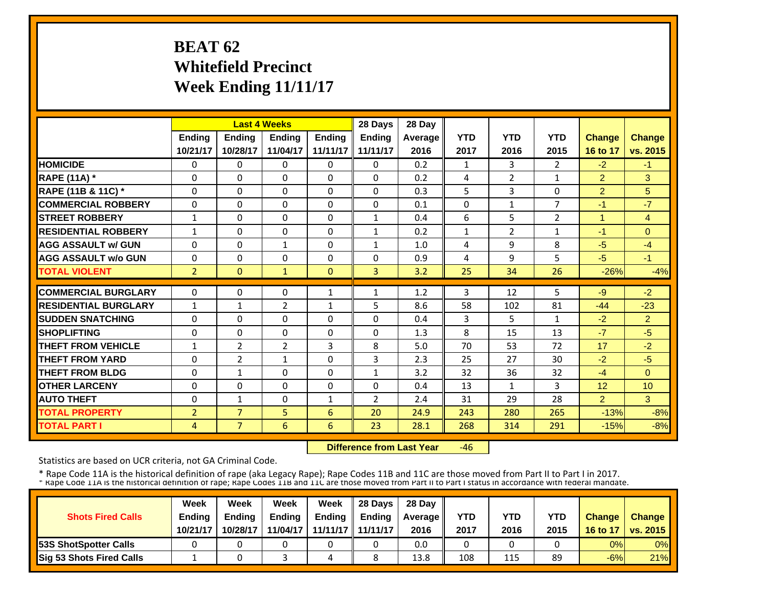# BEAT 62
## Whitefield Precinct
## Week Ending 11/11/17

| | Last 4 Weeks | | | | 28 Days | 28 Day | | | | | |
|---|---|---|---|---|---|---|---|---|---|---|---|
| | Ending 10/21/17 | Ending 10/28/17 | Ending 11/04/17 | Ending 11/11/17 | Ending 11/11/17 | Average 2016 | YTD 2017 | YTD 2016 | YTD 2015 | Change 16 to 17 | Change vs. 2015 |
| **HOMICIDE** | 0 | 0 | 0 | 0 | 0 | 0.2 | 1 | 3 | 2 | -2 | -1 |
| **RAPE (11A) *** | 0 | 0 | 0 | 0 | 0 | 0.2 | 4 | 2 | 1 | 2 | 3 |
| **RAPE (11B & 11C) *** | 0 | 0 | 0 | 0 | 0 | 0.3 | 5 | 3 | 0 | 2 | 5 |
| **COMMERCIAL ROBBERY** | 0 | 0 | 0 | 0 | 0 | 0.1 | 0 | 1 | 7 | -1 | -7 |
| **STREET ROBBERY** | 1 | 0 | 0 | 0 | 1 | 0.4 | 6 | 5 | 2 | 1 | 4 |
| **RESIDENTIAL ROBBERY** | 1 | 0 | 0 | 0 | 1 | 0.2 | 1 | 2 | 1 | -1 | 0 |
| **AGG ASSAULT w/ GUN** | 0 | 0 | 1 | 0 | 1 | 1.0 | 4 | 9 | 8 | -5 | -4 |
| **AGG ASSAULT w/o GUN** | 0 | 0 | 0 | 0 | 0 | 0.9 | 4 | 9 | 5 | -5 | -1 |
| **TOTAL VIOLENT** | 2 | 0 | 1 | 0 | 3 | 3.2 | 25 | 34 | 26 | -26% | -4% |
| **COMMERCIAL BURGLARY** | 0 | 0 | 0 | 1 | 1 | 1.2 | 3 | 12 | 5 | -9 | -2 |
| **RESIDENTIAL BURGLARY** | 1 | 1 | 2 | 1 | 5 | 8.6 | 58 | 102 | 81 | -44 | -23 |
| **SUDDEN SNATCHING** | 0 | 0 | 0 | 0 | 0 | 0.4 | 3 | 5 | 1 | -2 | 2 |
| **SHOPLIFTING** | 0 | 0 | 0 | 0 | 0 | 1.3 | 8 | 15 | 13 | -7 | -5 |
| **THEFT FROM VEHICLE** | 1 | 2 | 2 | 3 | 8 | 5.0 | 70 | 53 | 72 | 17 | -2 |
| **THEFT FROM YARD** | 0 | 2 | 1 | 0 | 3 | 2.3 | 25 | 27 | 30 | -2 | -5 |
| **THEFT FROM BLDG** | 0 | 1 | 0 | 0 | 1 | 3.2 | 32 | 36 | 32 | -4 | 0 |
| **OTHER LARCENY** | 0 | 0 | 0 | 0 | 0 | 0.4 | 13 | 1 | 3 | 12 | 10 |
| **AUTO THEFT** | 0 | 1 | 0 | 1 | 2 | 2.4 | 31 | 29 | 28 | 2 | 3 |
| **TOTAL PROPERTY** | 2 | 7 | 5 | 6 | 20 | 24.9 | 243 | 280 | 265 | -13% | -8% |
| **TOTAL PART I** | 4 | 7 | 6 | 6 | 23 | 28.1 | 268 | 314 | 291 | -15% | -8% |

**Difference from Last Year** -46

Statistics are based on UCR criteria, not GA Criminal Code.

* Rape Code 11A is the historical definition of rape (aka Legacy Rape); Rape Codes 11B and 11C are those moved from Part II to Part I in 2017.

* Rape Code 11A is the historical definition of rape; Rape Codes 11B and 11C are those moved from Part II to Part I status in accordance with federal mandate.

| Shots Fired Calls | Week Ending 10/21/17 | Week Ending 10/28/17 | Week Ending 11/04/17 | Week Ending 11/11/17 | 28 Days Ending 11/11/17 | 28 Day Average 2016 | YTD 2017 | YTD 2016 | YTD 2015 | Change 16 to 17 | Change vs. 2015 |
|---|---|---|---|---|---|---|---|---|---|---|---|
| **53S ShotSpotter Calls** | 0 | 0 | 0 | 0 | 0 | 0.0 | 0 | 0 | 0 | 0% | 0% |
| **Sig 53 Shots Fired Calls** | 1 | 0 | 3 | 4 | 8 | 13.8 | 108 | 115 | 89 | -6% | 21% |